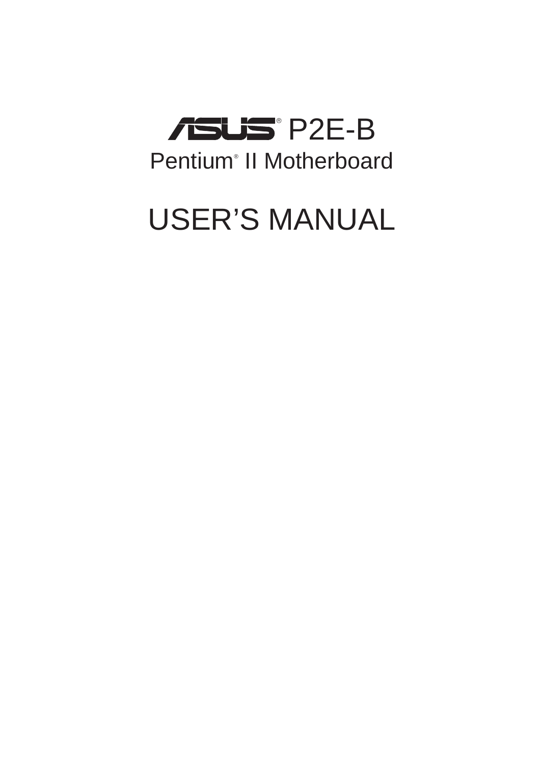# ASUS® P2E-B

## Pentium® II Motherboard

# USER'S MANUAL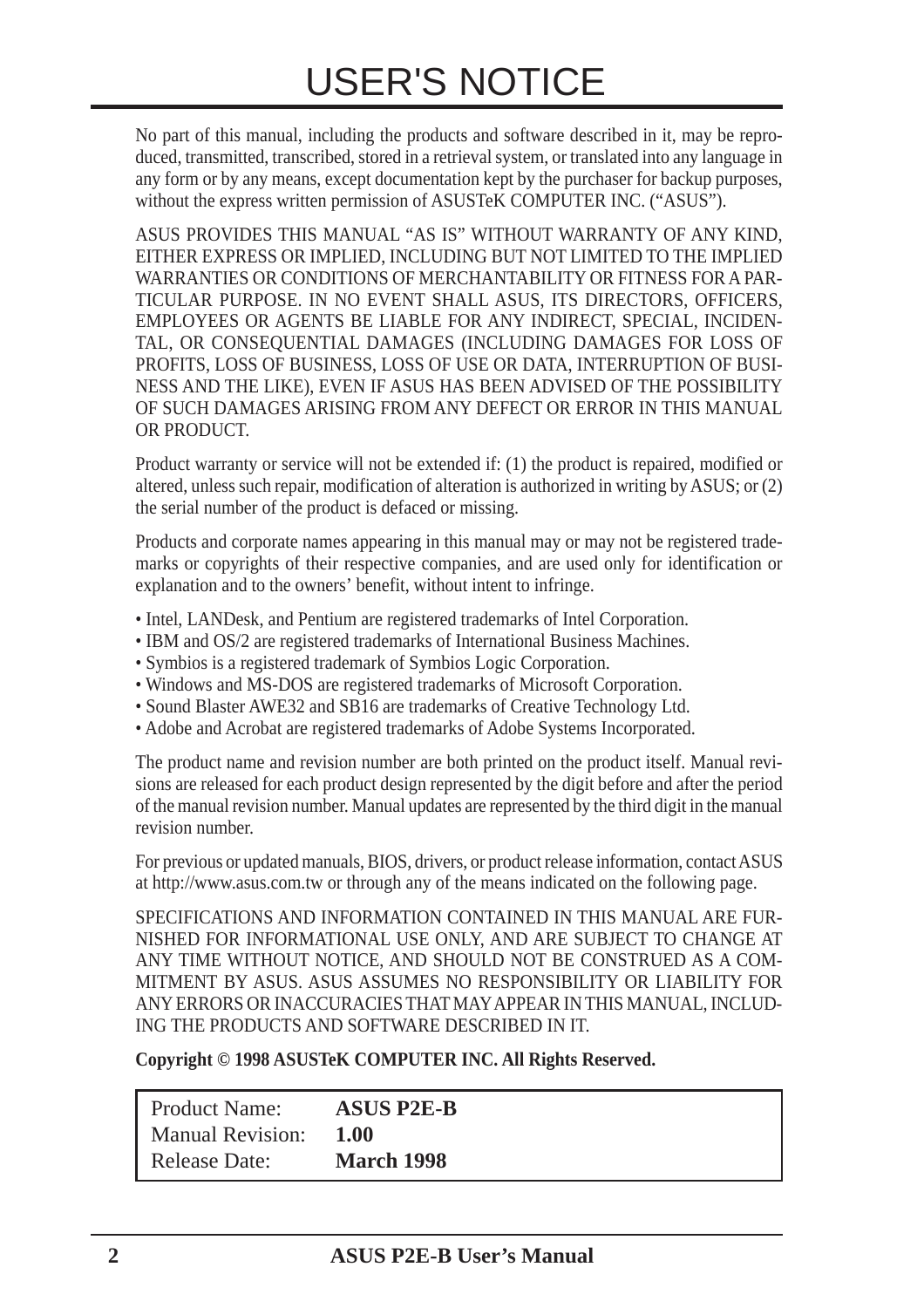# USER'S NOTICE

No part of this manual, including the products and software described in it, may be reproduced, transmitted, transcribed, stored in a retrieval system, or translated into any language in any form or by any means, except documentation kept by the purchaser for backup purposes, without the express written permission of ASUSTeK COMPUTER INC. ("ASUS").

ASUS PROVIDES THIS MANUAL "AS IS" WITHOUT WARRANTY OF ANY KIND, EITHER EXPRESS OR IMPLIED, INCLUDING BUT NOT LIMITED TO THE IMPLIED WARRANTIES OR CONDITIONS OF MERCHANTABILITY OR FITNESS FOR A PARTICULAR PURPOSE. IN NO EVENT SHALL ASUS, ITS DIRECTORS, OFFICERS, EMPLOYEES OR AGENTS BE LIABLE FOR ANY INDIRECT, SPECIAL, INCIDENTAL, OR CONSEQUENTIAL DAMAGES (INCLUDING DAMAGES FOR LOSS OF PROFITS, LOSS OF BUSINESS, LOSS OF USE OR DATA, INTERRUPTION OF BUSINESS AND THE LIKE), EVEN IF ASUS HAS BEEN ADVISED OF THE POSSIBILITY OF SUCH DAMAGES ARISING FROM ANY DEFECT OR ERROR IN THIS MANUAL OR PRODUCT.

Product warranty or service will not be extended if: (1) the product is repaired, modified or altered, unless such repair, modification of alteration is authorized in writing by ASUS; or (2) the serial number of the product is defaced or missing.

Products and corporate names appearing in this manual may or may not be registered trademarks or copyrights of their respective companies, and are used only for identification or explanation and to the owners' benefit, without intent to infringe.

- Intel, LANDesk, and Pentium are registered trademarks of Intel Corporation.
- IBM and OS/2 are registered trademarks of International Business Machines.
- Symbios is a registered trademark of Symbios Logic Corporation.
- Windows and MS-DOS are registered trademarks of Microsoft Corporation.
- Sound Blaster AWE32 and SB16 are trademarks of Creative Technology Ltd.
- Adobe and Acrobat are registered trademarks of Adobe Systems Incorporated.

The product name and revision number are both printed on the product itself. Manual revisions are released for each product design represented by the digit before and after the period of the manual revision number. Manual updates are represented by the third digit in the manual revision number.

For previous or updated manuals, BIOS, drivers, or product release information, contact ASUS at http://www.asus.com.tw or through any of the means indicated on the following page.

SPECIFICATIONS AND INFORMATION CONTAINED IN THIS MANUAL ARE FURNISHED FOR INFORMATIONAL USE ONLY, AND ARE SUBJECT TO CHANGE AT ANY TIME WITHOUT NOTICE, AND SHOULD NOT BE CONSTRUED AS A COMMITMENT BY ASUS. ASUS ASSUMES NO RESPONSIBILITY OR LIABILITY FOR ANY ERRORS OR INACCURACIES THAT MAY APPEAR IN THIS MANUAL, INCLUDING THE PRODUCTS AND SOFTWARE DESCRIBED IN IT.

**Copyright © 1998 ASUSTeK COMPUTER INC. All Rights Reserved.**

| | |
|---|---|
| Product Name: | **ASUS P2E-B** |
| Manual Revision: | **1.00** |
| Release Date: | **March 1998** |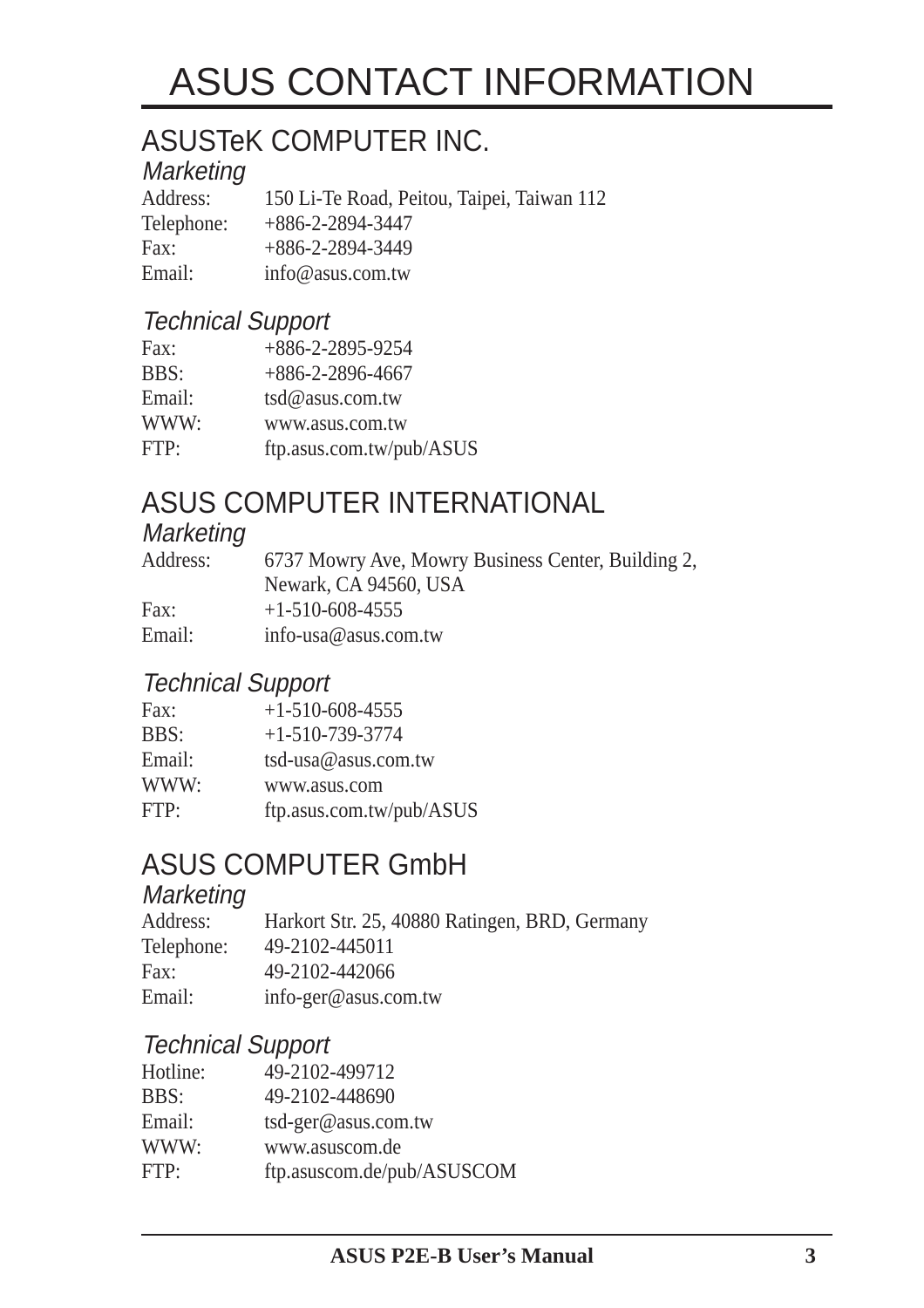# ASUS CONTACT INFORMATION

## ASUSTeK COMPUTER INC.

### *Marketing*

Address: 150 Li-Te Road, Peitou, Taipei, Taiwan 112
Telephone: +886-2-2894-3447
Fax: +886-2-2894-3449
Email: info@asus.com.tw

### *Technical Support*

Fax: +886-2-2895-9254
BBS: +886-2-2896-4667
Email: tsd@asus.com.tw
WWW: www.asus.com.tw
FTP: ftp.asus.com.tw/pub/ASUS

## ASUS COMPUTER INTERNATIONAL

### *Marketing*

Address: 6737 Mowry Ave, Mowry Business Center, Building 2,
Newark, CA 94560, USA
Fax: +1-510-608-4555
Email: info-usa@asus.com.tw

### *Technical Support*

Fax: +1-510-608-4555
BBS: +1-510-739-3774
Email: tsd-usa@asus.com.tw
WWW: www.asus.com
FTP: ftp.asus.com.tw/pub/ASUS

## ASUS COMPUTER GmbH

### *Marketing*

Address: Harkort Str. 25, 40880 Ratingen, BRD, Germany
Telephone: 49-2102-445011
Fax: 49-2102-442066
Email: info-ger@asus.com.tw

### *Technical Support*

Hotline: 49-2102-499712
BBS: 49-2102-448690
Email: tsd-ger@asus.com.tw
WWW: www.asuscom.de
FTP: ftp.asuscom.de/pub/ASUSCOM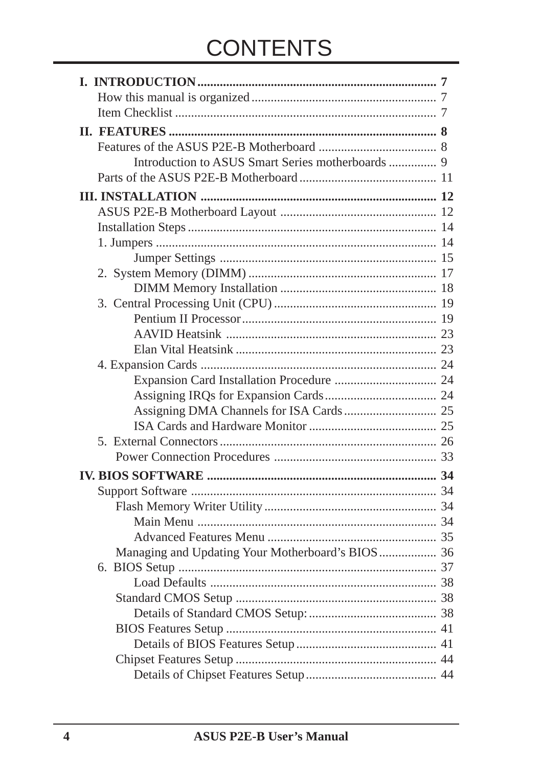# CONTENTS

**I. INTRODUCTION** .......................................................................... 7
- How this manual is organized ......................................................... 7
- Item Checklist ................................................................................ 7

**II. FEATURES** ................................................................................... 8
- Features of the ASUS P2E-B Motherboard .................................... 8
  - Introduction to ASUS Smart Series motherboards .............. 9
- Parts of the ASUS P2E-B Motherboard .......................................... 11

**III. INSTALLATION** ......................................................................... 12
- ASUS P2E-B Motherboard Layout ................................................ 12
- Installation Steps ............................................................................ 14
- 1. Jumpers ...................................................................................... 14
  - Jumper Settings ................................................................... 15
- 2. System Memory (DIMM) .......................................................... 17
  - DIMM Memory Installation ................................................ 18
- 3. Central Processing Unit (CPU) .................................................. 19
  - Pentium II Processor ............................................................ 19
  - AAVID Heatsink ................................................................. 23
  - Elan Vital Heatsink .............................................................. 23
- 4. Expansion Cards ......................................................................... 24
  - Expansion Card Installation Procedure ............................... 24
  - Assigning IRQs for Expansion Cards .................................. 24
  - Assigning DMA Channels for ISA Cards ............................ 25
  - ISA Cards and Hardware Monitor ....................................... 25
- 5. External Connectors ................................................................... 26
  - Power Connection Procedures .................................................. 33

**IV. BIOS SOFTWARE** ....................................................................... 34
- Support Software ............................................................................ 34
  - Flash Memory Writer Utility ..................................................... 34
    - Main Menu .......................................................................... 34
    - Advanced Features Menu .................................................... 35
  - Managing and Updating Your Motherboard's BIOS ................. 36
- 6. BIOS Setup ................................................................................ 37
  - Load Defaults ...................................................................... 38
  - Standard CMOS Setup .............................................................. 38
    - Details of Standard CMOS Setup: ........................................ 38
  - BIOS Features Setup ................................................................. 41
    - Details of BIOS Features Setup ............................................ 41
  - Chipset Features Setup .............................................................. 44
    - Details of Chipset Features Setup ......................................... 44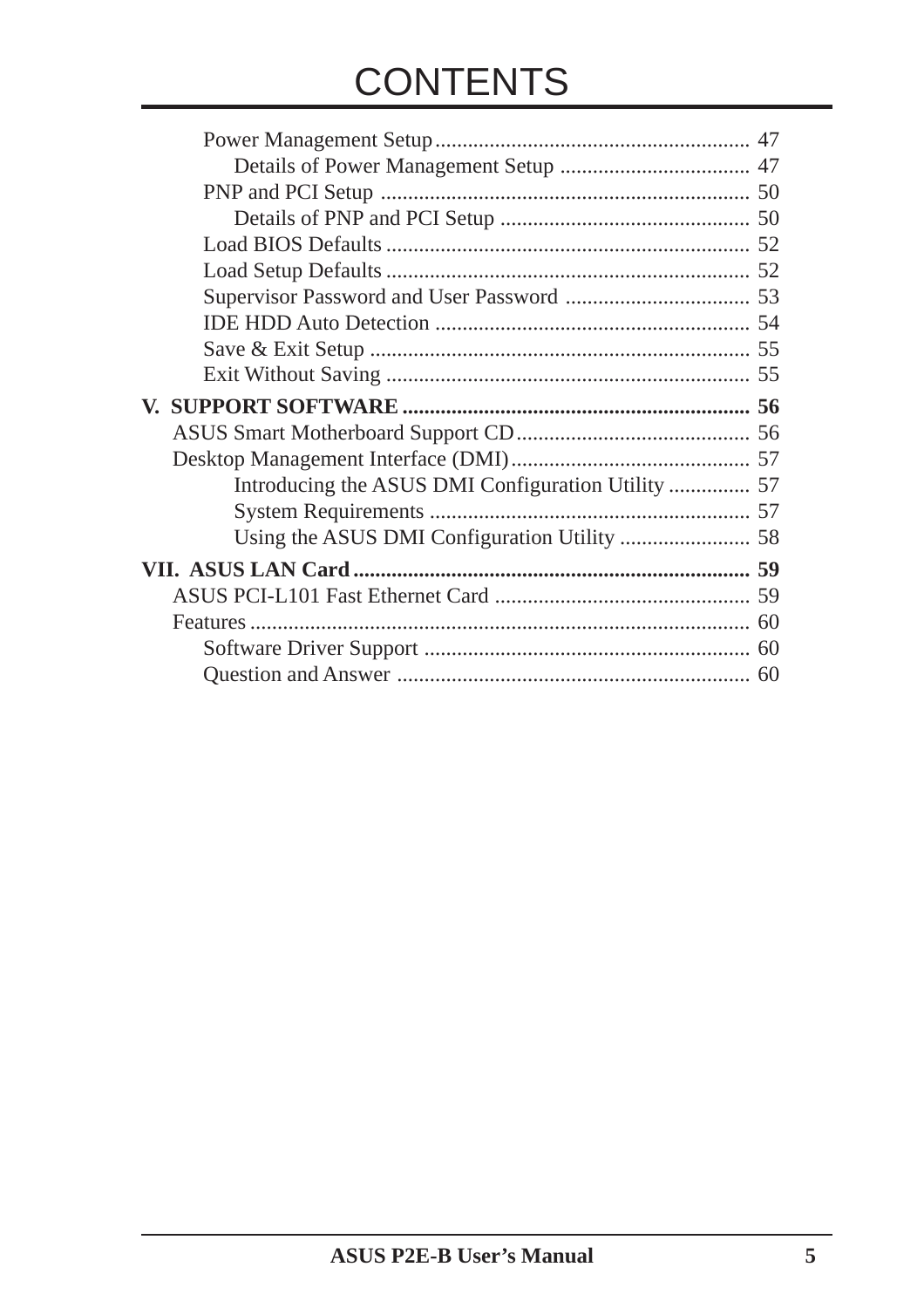# CONTENTS

- Power Management Setup .......................................................... 47
  - Details of Power Management Setup .................................... 47
- PNP and PCI Setup .................................................................. 50
  - Details of PNP and PCI Setup ............................................. 50
- Load BIOS Defaults .................................................................. 52
- Load Setup Defaults .................................................................. 52
- Supervisor Password and User Password .................................. 53
- IDE HDD Auto Detection .......................................................... 54
- Save & Exit Setup ..................................................................... 55
- Exit Without Saving .................................................................. 55

**V. SUPPORT SOFTWARE ............................................................... 56**

- ASUS Smart Motherboard Support CD ........................................... 56
- Desktop Management Interface (DMI) ............................................ 57
  - Introducing the ASUS DMI Configuration Utility ............... 57
  - System Requirements ........................................................... 57
  - Using the ASUS DMI Configuration Utility ........................ 58

**VII. ASUS LAN Card ........................................................................ 59**

- ASUS PCI-L101 Fast Ethernet Card ............................................... 59
- Features ........................................................................................... 60
  - Software Driver Support ............................................................ 60
  - Question and Answer ................................................................. 60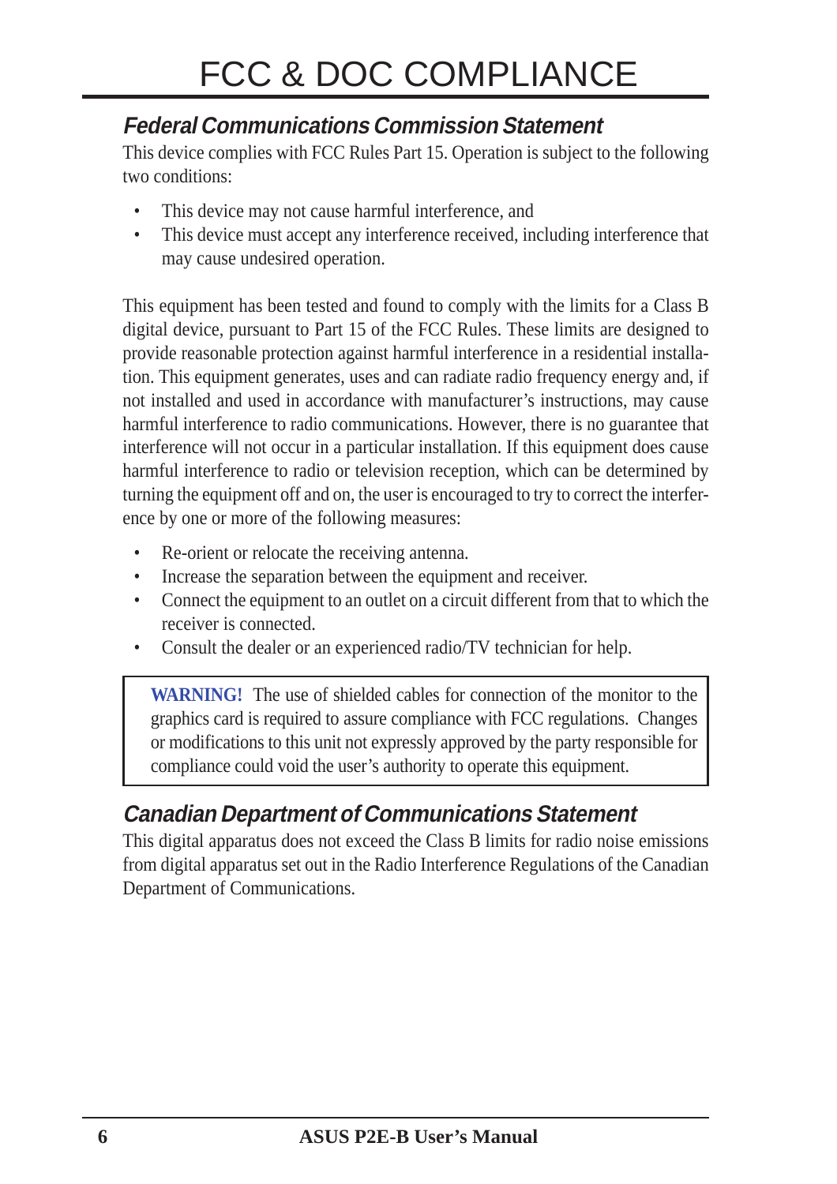# FCC & DOC COMPLIANCE

## *Federal Communications Commission Statement*

This device complies with FCC Rules Part 15. Operation is subject to the following two conditions:

- This device may not cause harmful interference, and
- This device must accept any interference received, including interference that may cause undesired operation.

This equipment has been tested and found to comply with the limits for a Class B digital device, pursuant to Part 15 of the FCC Rules. These limits are designed to provide reasonable protection against harmful interference in a residential installation. This equipment generates, uses and can radiate radio frequency energy and, if not installed and used in accordance with manufacturer's instructions, may cause harmful interference to radio communications. However, there is no guarantee that interference will not occur in a particular installation. If this equipment does cause harmful interference to radio or television reception, which can be determined by turning the equipment off and on, the user is encouraged to try to correct the interference by one or more of the following measures:

- Re-orient or relocate the receiving antenna.
- Increase the separation between the equipment and receiver.
- Connect the equipment to an outlet on a circuit different from that to which the receiver is connected.
- Consult the dealer or an experienced radio/TV technician for help.

> **WARNING!** The use of shielded cables for connection of the monitor to the graphics card is required to assure compliance with FCC regulations. Changes or modifications to this unit not expressly approved by the party responsible for compliance could void the user's authority to operate this equipment.

## *Canadian Department of Communications Statement*

This digital apparatus does not exceed the Class B limits for radio noise emissions from digital apparatus set out in the Radio Interference Regulations of the Canadian Department of Communications.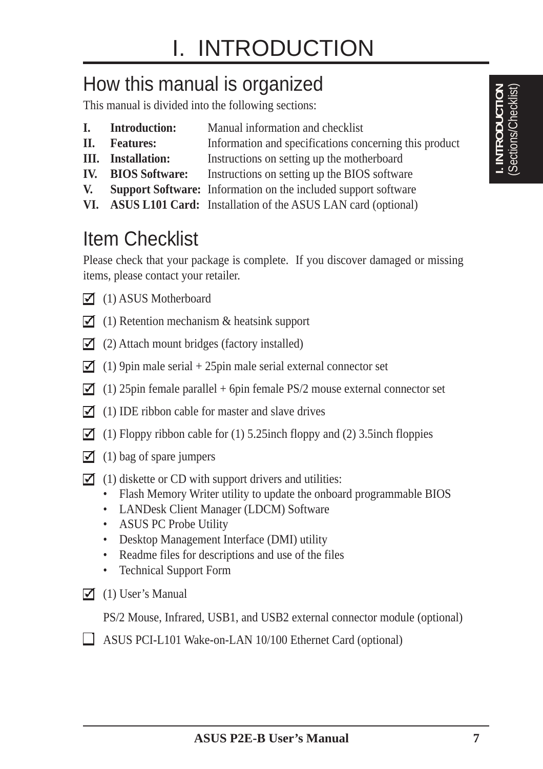# I. INTRODUCTION

## How this manual is organized

This manual is divided into the following sections:

| | | |
|---|---|---|
| **I.** | **Introduction:** | Manual information and checklist |
| **II.** | **Features:** | Information and specifications concerning this product |
| **III.** | **Installation:** | Instructions on setting up the motherboard |
| **IV.** | **BIOS Software:** | Instructions on setting up the BIOS software |
| **V.** | **Support Software:** | Information on the included support software |
| **VI.** | **ASUS L101 Card:** | Installation of the ASUS LAN card (optional) |

## Item Checklist

Please check that your package is complete. If you discover damaged or missing items, please contact your retailer.

- [x] (1) ASUS Motherboard
- [x] (1) Retention mechanism & heatsink support
- [x] (2) Attach mount bridges (factory installed)
- [x] (1) 9pin male serial + 25pin male serial external connector set
- [x] (1) 25pin female parallel + 6pin female PS/2 mouse external connector set
- [x] (1) IDE ribbon cable for master and slave drives
- [x] (1) Floppy ribbon cable for (1) 5.25inch floppy and (2) 3.5inch floppies
- [x] (1) bag of spare jumpers
- [x] (1) diskette or CD with support drivers and utilities:
  - Flash Memory Writer utility to update the onboard programmable BIOS
  - LANDesk Client Manager (LDCM) Software
  - ASUS PC Probe Utility
  - Desktop Management Interface (DMI) utility
  - Readme files for descriptions and use of the files
  - Technical Support Form
- [x] (1) User's Manual

PS/2 Mouse, Infrared, USB1, and USB2 external connector module (optional)

- [ ] ASUS PCI-L101 Wake-on-LAN 10/100 Ethernet Card (optional)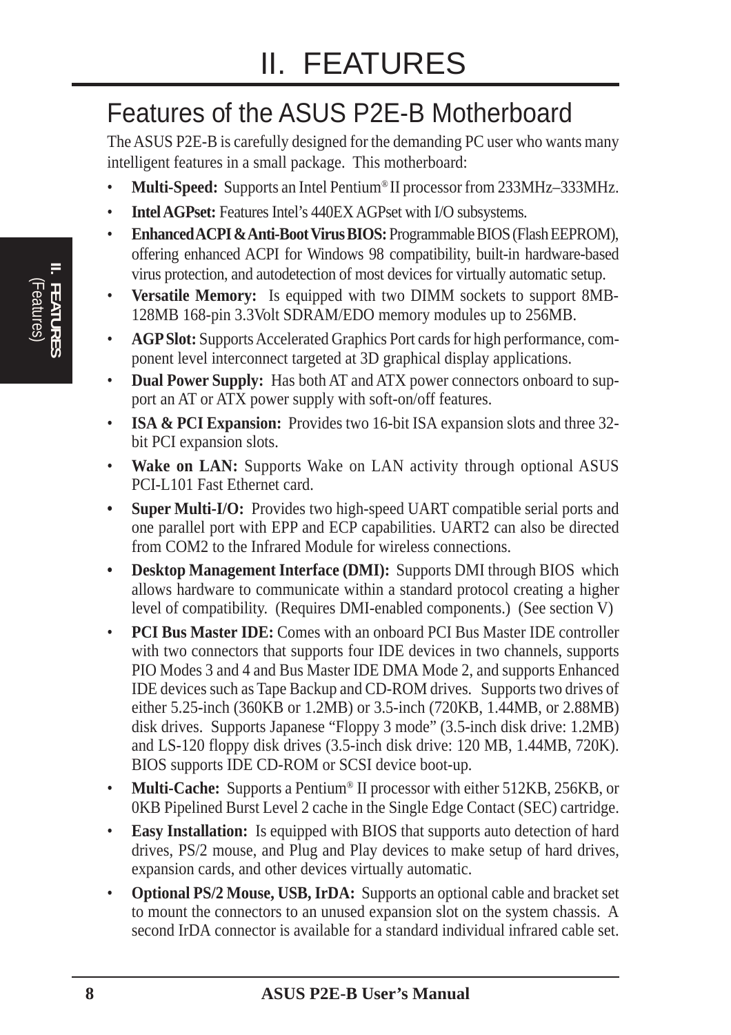# II. FEATURES

## Features of the ASUS P2E-B Motherboard

The ASUS P2E-B is carefully designed for the demanding PC user who wants many intelligent features in a small package. This motherboard:

- **Multi-Speed:** Supports an Intel Pentium® II processor from 233MHz–333MHz.
- **Intel AGPset:** Features Intel's 440EX AGPset with I/O subsystems.
- **Enhanced ACPI & Anti-Boot Virus BIOS:** Programmable BIOS (Flash EEPROM), offering enhanced ACPI for Windows 98 compatibility, built-in hardware-based virus protection, and autodetection of most devices for virtually automatic setup.
- **Versatile Memory:** Is equipped with two DIMM sockets to support 8MB-128MB 168-pin 3.3Volt SDRAM/EDO memory modules up to 256MB.
- **AGP Slot:** Supports Accelerated Graphics Port cards for high performance, component level interconnect targeted at 3D graphical display applications.
- **Dual Power Supply:** Has both AT and ATX power connectors onboard to support an AT or ATX power supply with soft-on/off features.
- **ISA & PCI Expansion:** Provides two 16-bit ISA expansion slots and three 32-bit PCI expansion slots.
- **Wake on LAN:** Supports Wake on LAN activity through optional ASUS PCI-L101 Fast Ethernet card.
- **Super Multi-I/O:** Provides two high-speed UART compatible serial ports and one parallel port with EPP and ECP capabilities. UART2 can also be directed from COM2 to the Infrared Module for wireless connections.
- **Desktop Management Interface (DMI):** Supports DMI through BIOS which allows hardware to communicate within a standard protocol creating a higher level of compatibility. (Requires DMI-enabled components.) (See section V)
- **PCI Bus Master IDE:** Comes with an onboard PCI Bus Master IDE controller with two connectors that supports four IDE devices in two channels, supports PIO Modes 3 and 4 and Bus Master IDE DMA Mode 2, and supports Enhanced IDE devices such as Tape Backup and CD-ROM drives. Supports two drives of either 5.25-inch (360KB or 1.2MB) or 3.5-inch (720KB, 1.44MB, or 2.88MB) disk drives. Supports Japanese "Floppy 3 mode" (3.5-inch disk drive: 1.2MB) and LS-120 floppy disk drives (3.5-inch disk drive: 120 MB, 1.44MB, 720K). BIOS supports IDE CD-ROM or SCSI device boot-up.
- **Multi-Cache:** Supports a Pentium® II processor with either 512KB, 256KB, or 0KB Pipelined Burst Level 2 cache in the Single Edge Contact (SEC) cartridge.
- **Easy Installation:** Is equipped with BIOS that supports auto detection of hard drives, PS/2 mouse, and Plug and Play devices to make setup of hard drives, expansion cards, and other devices virtually automatic.
- **Optional PS/2 Mouse, USB, IrDA:** Supports an optional cable and bracket set to mount the connectors to an unused expansion slot on the system chassis. A second IrDA connector is available for a standard individual infrared cable set.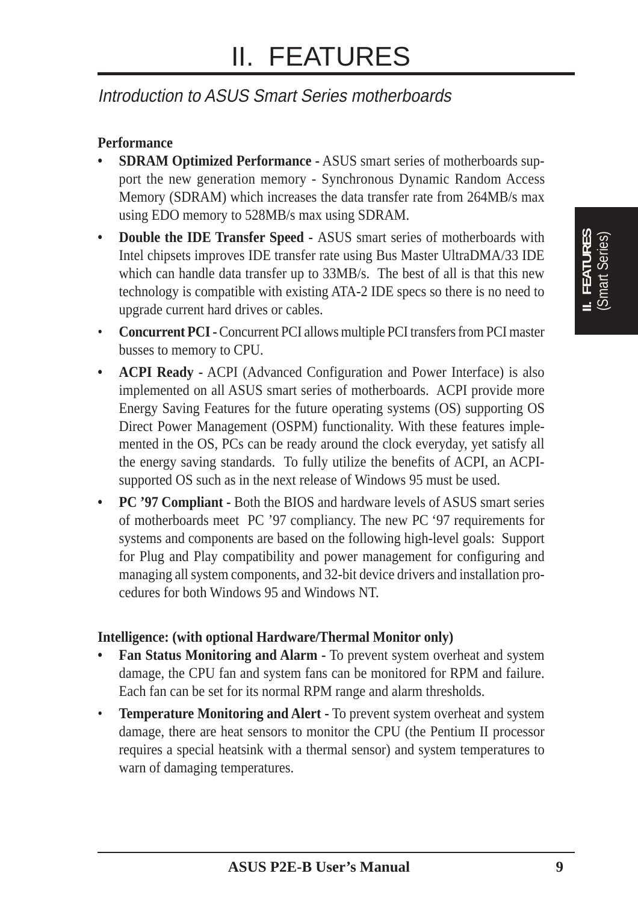# II. FEATURES

## *Introduction to ASUS Smart Series motherboards*

**Performance**

- **SDRAM Optimized Performance -** ASUS smart series of motherboards support the new generation memory - Synchronous Dynamic Random Access Memory (SDRAM) which increases the data transfer rate from 264MB/s max using EDO memory to 528MB/s max using SDRAM.
- **Double the IDE Transfer Speed -** ASUS smart series of motherboards with Intel chipsets improves IDE transfer rate using Bus Master UltraDMA/33 IDE which can handle data transfer up to 33MB/s. The best of all is that this new technology is compatible with existing ATA-2 IDE specs so there is no need to upgrade current hard drives or cables.
- **Concurrent PCI -** Concurrent PCI allows multiple PCI transfers from PCI master busses to memory to CPU.
- **ACPI Ready -** ACPI (Advanced Configuration and Power Interface) is also implemented on all ASUS smart series of motherboards. ACPI provide more Energy Saving Features for the future operating systems (OS) supporting OS Direct Power Management (OSPM) functionality. With these features implemented in the OS, PCs can be ready around the clock everyday, yet satisfy all the energy saving standards. To fully utilize the benefits of ACPI, an ACPI-supported OS such as in the next release of Windows 95 must be used.
- **PC '97 Compliant -** Both the BIOS and hardware levels of ASUS smart series of motherboards meet PC '97 compliancy. The new PC '97 requirements for systems and components are based on the following high-level goals: Support for Plug and Play compatibility and power management for configuring and managing all system components, and 32-bit device drivers and installation procedures for both Windows 95 and Windows NT.

**Intelligence: (with optional Hardware/Thermal Monitor only)**

- **Fan Status Monitoring and Alarm -** To prevent system overheat and system damage, the CPU fan and system fans can be monitored for RPM and failure. Each fan can be set for its normal RPM range and alarm thresholds.
- **Temperature Monitoring and Alert -** To prevent system overheat and system damage, there are heat sensors to monitor the CPU (the Pentium II processor requires a special heatsink with a thermal sensor) and system temperatures to warn of damaging temperatures.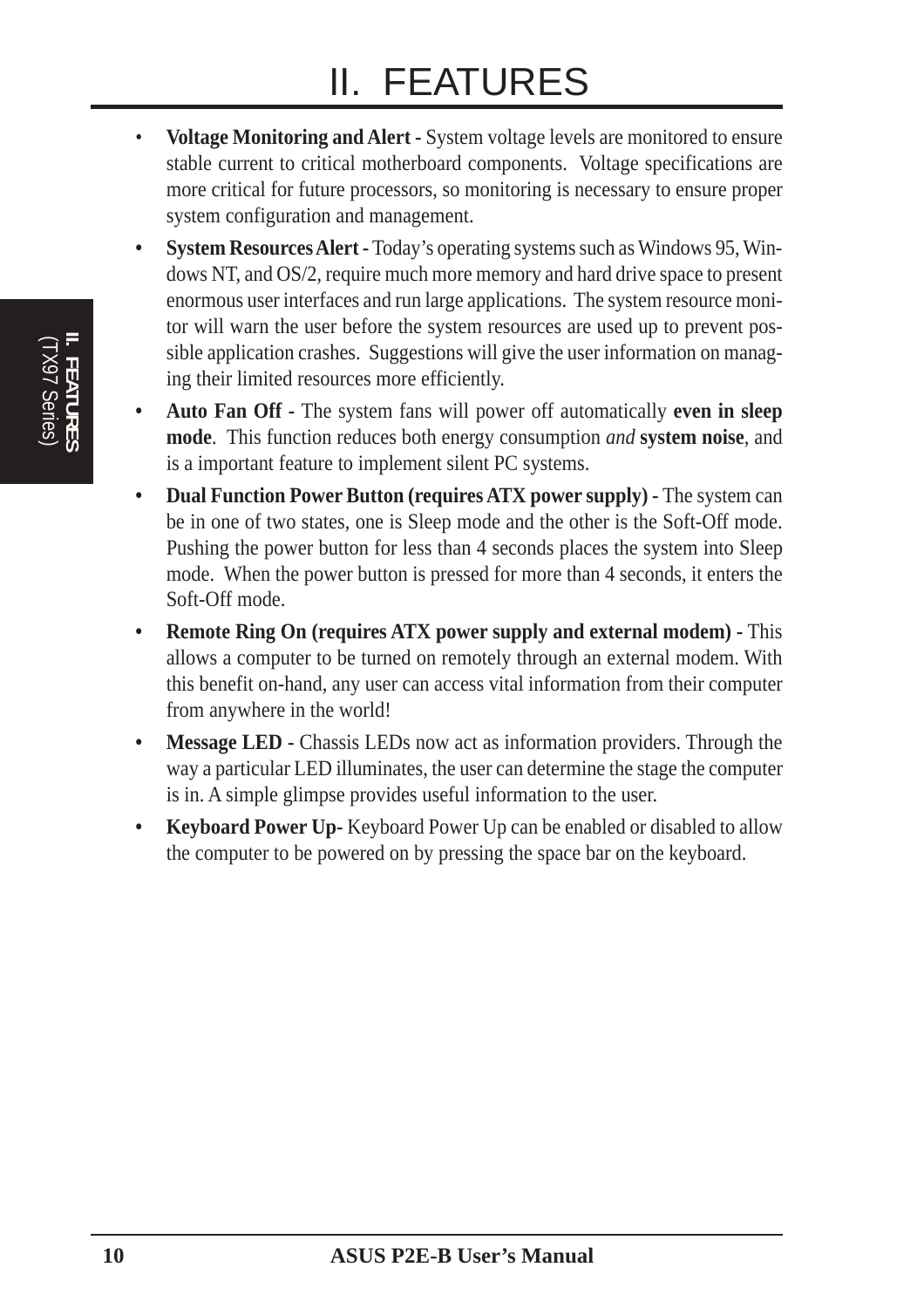# II. FEATURES

- **Voltage Monitoring and Alert -** System voltage levels are monitored to ensure stable current to critical motherboard components. Voltage specifications are more critical for future processors, so monitoring is necessary to ensure proper system configuration and management.
- **System Resources Alert -** Today's operating systems such as Windows 95, Windows NT, and OS/2, require much more memory and hard drive space to present enormous user interfaces and run large applications. The system resource monitor will warn the user before the system resources are used up to prevent possible application crashes. Suggestions will give the user information on managing their limited resources more efficiently.
- **Auto Fan Off -** The system fans will power off automatically **even in sleep mode**. This function reduces both energy consumption *and* **system noise**, and is a important feature to implement silent PC systems.
- **Dual Function Power Button (requires ATX power supply) -** The system can be in one of two states, one is Sleep mode and the other is the Soft-Off mode. Pushing the power button for less than 4 seconds places the system into Sleep mode. When the power button is pressed for more than 4 seconds, it enters the Soft-Off mode.
- **Remote Ring On (requires ATX power supply and external modem) -** This allows a computer to be turned on remotely through an external modem. With this benefit on-hand, any user can access vital information from their computer from anywhere in the world!
- **Message LED -** Chassis LEDs now act as information providers. Through the way a particular LED illuminates, the user can determine the stage the computer is in. A simple glimpse provides useful information to the user.
- **Keyboard Power Up-** Keyboard Power Up can be enabled or disabled to allow the computer to be powered on by pressing the space bar on the keyboard.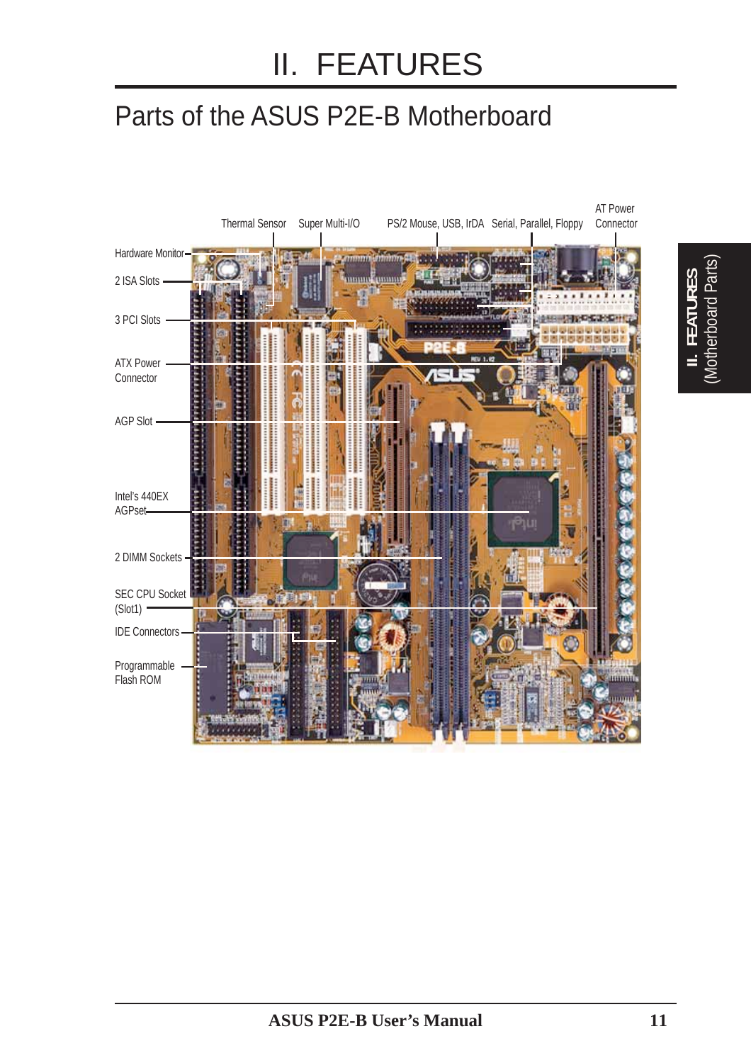# II. FEATURES

## Parts of the ASUS P2E-B Motherboard

Thermal Sensor
Super Multi-I/O
PS/2 Mouse, USB, IrDA
Serial, Parallel, Floppy
AT Power Connector

Hardware Monitor
2 ISA Slots
3 PCI Slots
ATX Power Connector
AGP Slot
Intel's 440EX AGPset
2 DIMM Sockets
SEC CPU Socket (Slot1)
IDE Connectors
Programmable Flash ROM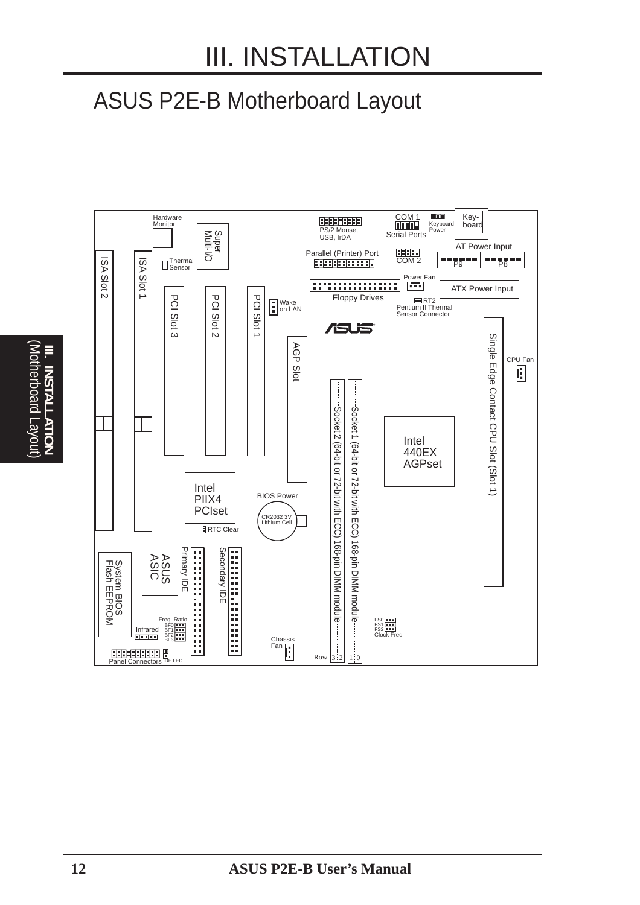# III. INSTALLATION

## ASUS P2E-B Motherboard Layout

Hardware Monitor

Super Multi-I/O

PS/2 Mouse, USB, IrDA

COM 1 Serial Ports

Keyboard Power

Key-board

AT Power Input

P9 P8

Parallel (Printer) Port

COM 2

Thermal Sensor

ISA Slot 2

ISA Slot 1

Power Fan

ATX Power Input

Floppy Drives

RT2 Pentium II Thermal Sensor Connector

PCI Slot 3

PCI Slot 2

PCI Slot 1

Wake on LAN

AGP Slot

Single Edge Contact CPU Slot (Slot 1)

CPU Fan

Socket 2 (64-bit or 72-bit with ECC) 168-pin DIMM module

Socket 1 (64-bit or 72-bit with ECC) 168-pin DIMM module

Intel 440EX AGPset

Intel PIIX4 PCIset

BIOS Power

CR2032 3V Lithium Cell

RTC Clear

System BIOS Flash EEPROM

ASUS ASIC

Primary IDE

Secondary IDE

Freq. Ratio BF0 BF1 BF2 BF3

Infrared

FS0 FS1 FS2 Clock Freq

Chassis Fan

Row 3 2 1 0

Panel Connectors

IDE LED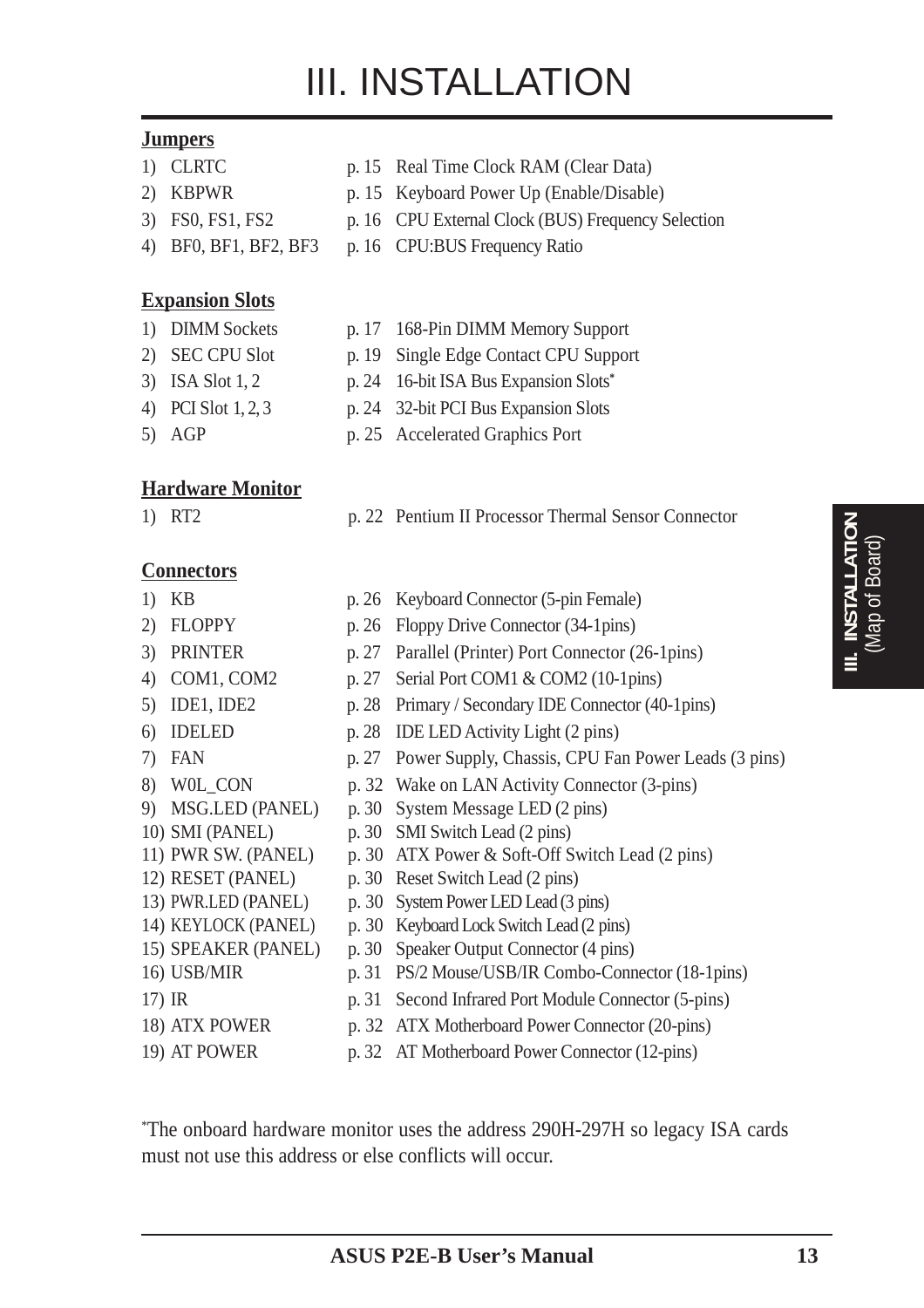# III. INSTALLATION

**Jumpers**

| | | |
|---|---|---|
| 1) CLRTC | p. 15 | Real Time Clock RAM (Clear Data) |
| 2) KBPWR | p. 15 | Keyboard Power Up (Enable/Disable) |
| 3) FS0, FS1, FS2 | p. 16 | CPU External Clock (BUS) Frequency Selection |
| 4) BF0, BF1, BF2, BF3 | p. 16 | CPU:BUS Frequency Ratio |

**Expansion Slots**

| | | |
|---|---|---|
| 1) DIMM Sockets | p. 17 | 168-Pin DIMM Memory Support |
| 2) SEC CPU Slot | p. 19 | Single Edge Contact CPU Support |
| 3) ISA Slot 1, 2 | p. 24 | 16-bit ISA Bus Expansion Slots* |
| 4) PCI Slot 1, 2, 3 | p. 24 | 32-bit PCI Bus Expansion Slots |
| 5) AGP | p. 25 | Accelerated Graphics Port |

**Hardware Monitor**

| | | |
|---|---|---|
| 1) RT2 | p. 22 | Pentium II Processor Thermal Sensor Connector |

**Connectors**

| | | |
|---|---|---|
| 1) KB | p. 26 | Keyboard Connector (5-pin Female) |
| 2) FLOPPY | p. 26 | Floppy Drive Connector (34-1pins) |
| 3) PRINTER | p. 27 | Parallel (Printer) Port Connector (26-1pins) |
| 4) COM1, COM2 | p. 27 | Serial Port COM1 & COM2 (10-1pins) |
| 5) IDE1, IDE2 | p. 28 | Primary / Secondary IDE Connector (40-1pins) |
| 6) IDELED | p. 28 | IDE LED Activity Light (2 pins) |
| 7) FAN | p. 27 | Power Supply, Chassis, CPU Fan Power Leads (3 pins) |
| 8) W0L_CON | p. 32 | Wake on LAN Activity Connector (3-pins) |
| 9) MSG.LED (PANEL) | p. 30 | System Message LED (2 pins) |
| 10) SMI (PANEL) | p. 30 | SMI Switch Lead (2 pins) |
| 11) PWR SW. (PANEL) | p. 30 | ATX Power & Soft-Off Switch Lead (2 pins) |
| 12) RESET (PANEL) | p. 30 | Reset Switch Lead (2 pins) |
| 13) PWR.LED (PANEL) | p. 30 | System Power LED Lead (3 pins) |
| 14) KEYLOCK (PANEL) | p. 30 | Keyboard Lock Switch Lead (2 pins) |
| 15) SPEAKER (PANEL) | p. 30 | Speaker Output Connector (4 pins) |
| 16) USB/MIR | p. 31 | PS/2 Mouse/USB/IR Combo-Connector (18-1pins) |
| 17) IR | p. 31 | Second Infrared Port Module Connector (5-pins) |
| 18) ATX POWER | p. 32 | ATX Motherboard Power Connector (20-pins) |
| 19) AT POWER | p. 32 | AT Motherboard Power Connector (12-pins) |

*The onboard hardware monitor uses the address 290H-297H so legacy ISA cards must not use this address or else conflicts will occur.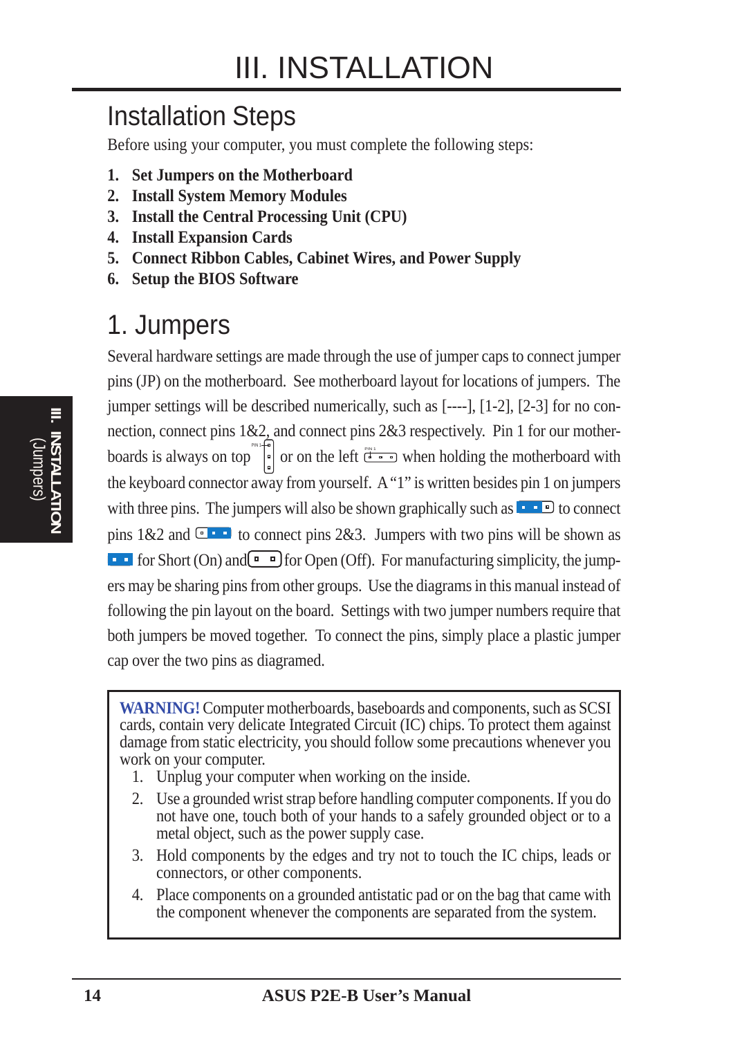# III. INSTALLATION

## Installation Steps

Before using your computer, you must complete the following steps:

1. **Set Jumpers on the Motherboard**
2. **Install System Memory Modules**
3. **Install the Central Processing Unit (CPU)**
4. **Install Expansion Cards**
5. **Connect Ribbon Cables, Cabinet Wires, and Power Supply**
6. **Setup the BIOS Software**

## 1. Jumpers

Several hardware settings are made through the use of jumper caps to connect jumper pins (JP) on the motherboard. See motherboard layout for locations of jumpers. The jumper settings will be described numerically, such as [----], [1-2], [2-3] for no connection, connect pins 1&2, and connect pins 2&3 respectively. Pin 1 for our motherboards is always on top or on the left when holding the motherboard with the keyboard connector away from yourself. A "1" is written besides pin 1 on jumpers with three pins. The jumpers will also be shown graphically such as to connect pins 1&2 and to connect pins 2&3. Jumpers with two pins will be shown as for Short (On) and for Open (Off). For manufacturing simplicity, the jumpers may be sharing pins from other groups. Use the diagrams in this manual instead of following the pin layout on the board. Settings with two jumper numbers require that both jumpers be moved together. To connect the pins, simply place a plastic jumper cap over the two pins as diagramed.

**WARNING!** Computer motherboards, baseboards and components, such as SCSI cards, contain very delicate Integrated Circuit (IC) chips. To protect them against damage from static electricity, you should follow some precautions whenever you work on your computer.

1. Unplug your computer when working on the inside.
2. Use a grounded wrist strap before handling computer components. If you do not have one, touch both of your hands to a safely grounded object or to a metal object, such as the power supply case.
3. Hold components by the edges and try not to touch the IC chips, leads or connectors, or other components.
4. Place components on a grounded antistatic pad or on the bag that came with the component whenever the components are separated from the system.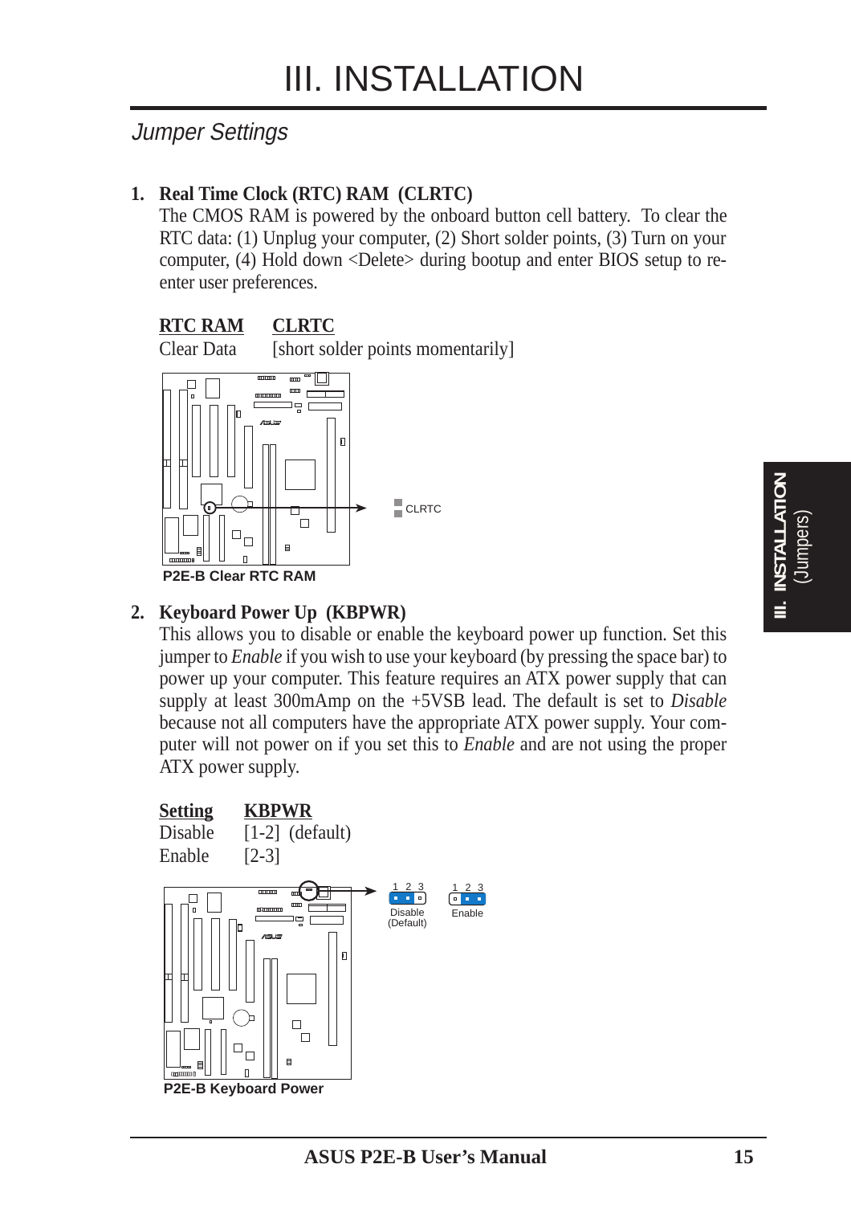# III. INSTALLATION

## Jumper Settings

**1. Real Time Clock (RTC) RAM (CLRTC)**

The CMOS RAM is powered by the onboard button cell battery. To clear the RTC data: (1) Unplug your computer, (2) Short solder points, (3) Turn on your computer, (4) Hold down <Delete> during bootup and enter BIOS setup to re-enter user preferences.

| RTC RAM | CLRTC |
|---|---|
| Clear Data | [short solder points momentarily] |

CLRTC

**P2E-B Clear RTC RAM**

**2. Keyboard Power Up (KBPWR)**

This allows you to disable or enable the keyboard power up function. Set this jumper to *Enable* if you wish to use your keyboard (by pressing the space bar) to power up your computer. This feature requires an ATX power supply that can supply at least 300mAmp on the +5VSB lead. The default is set to *Disable* because not all computers have the appropriate ATX power supply. Your computer will not power on if you set this to *Enable* and are not using the proper ATX power supply.

| Setting | KBPWR |
|---|---|
| Disable | [1-2] (default) |
| Enable | [2-3] |

1 2 3 Disable (Default)    1 2 3 Enable

**P2E-B Keyboard Power**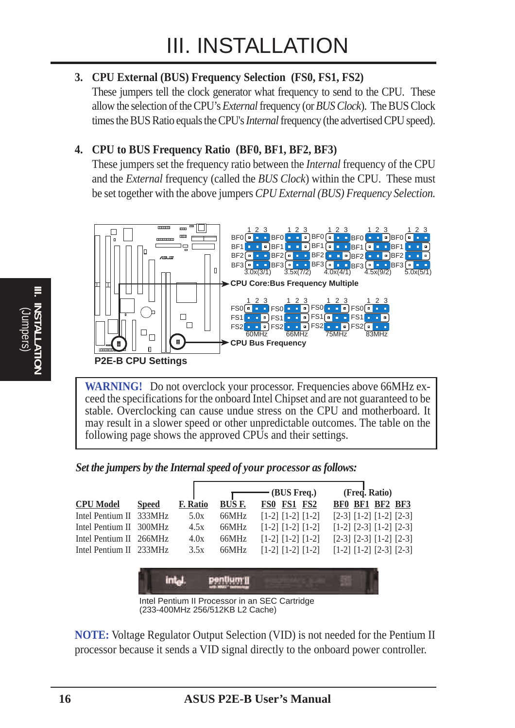# III. INSTALLATION

### 3. CPU External (BUS) Frequency Selection (FS0, FS1, FS2)

These jumpers tell the clock generator what frequency to send to the CPU. These allow the selection of the CPU's *External* frequency (or *BUS Clock*). The BUS Clock times the BUS Ratio equals the CPU's *Internal* frequency (the advertised CPU speed).

### 4. CPU to BUS Frequency Ratio (BF0, BF1, BF2, BF3)

These jumpers set the frequency ratio between the *Internal* frequency of the CPU and the *External* frequency (called the *BUS Clock*) within the CPU. These must be set together with the above jumpers *CPU External (BUS) Frequency Selection.*

CPU Core:Bus Frequency Multiple: 3.0x(3/1), 3.5x(7/2), 4.0x(4/1), 4.5x(9/2), 5.0x(5/1)

CPU Bus Frequency: 60MHz, 66MHz, 75MHz, 83MHz

**P2E-B CPU Settings**

**WARNING!** Do not overclock your processor. Frequencies above 66MHz exceed the specifications for the onboard Intel Chipset and are not guaranteed to be stable. Overclocking can cause undue stress on the CPU and motherboard. It may result in a slower speed or other unpredictable outcomes. The table on the following page shows the approved CPUs and their settings.

***Set the jumpers by the Internal speed of your processor as follows:***

| CPU Model | Speed | F. Ratio | BUS F. | FS0 | FS1 | FS2 | BF0 | BF1 | BF2 | BF3 |
|---|---|---|---|---|---|---|---|---|---|---|
| | | | | (BUS Freq.) | | | (Freq. Ratio) | | | |
| Intel Pentium II | 333MHz | 5.0x | 66MHz | [1-2] | [1-2] | [1-2] | [2-3] | [1-2] | [1-2] | [2-3] |
| Intel Pentium II | 300MHz | 4.5x | 66MHz | [1-2] | [1-2] | [1-2] | [1-2] | [2-3] | [1-2] | [2-3] |
| Intel Pentium II | 266MHz | 4.0x | 66MHz | [1-2] | [1-2] | [1-2] | [2-3] | [2-3] | [1-2] | [2-3] |
| Intel Pentium II | 233MHz | 3.5x | 66MHz | [1-2] | [1-2] | [1-2] | [1-2] | [1-2] | [2-3] | [2-3] |

Intel Pentium II Processor in an SEC Cartridge
(233-400MHz 256/512KB L2 Cache)

**NOTE:** Voltage Regulator Output Selection (VID) is not needed for the Pentium II processor because it sends a VID signal directly to the onboard power controller.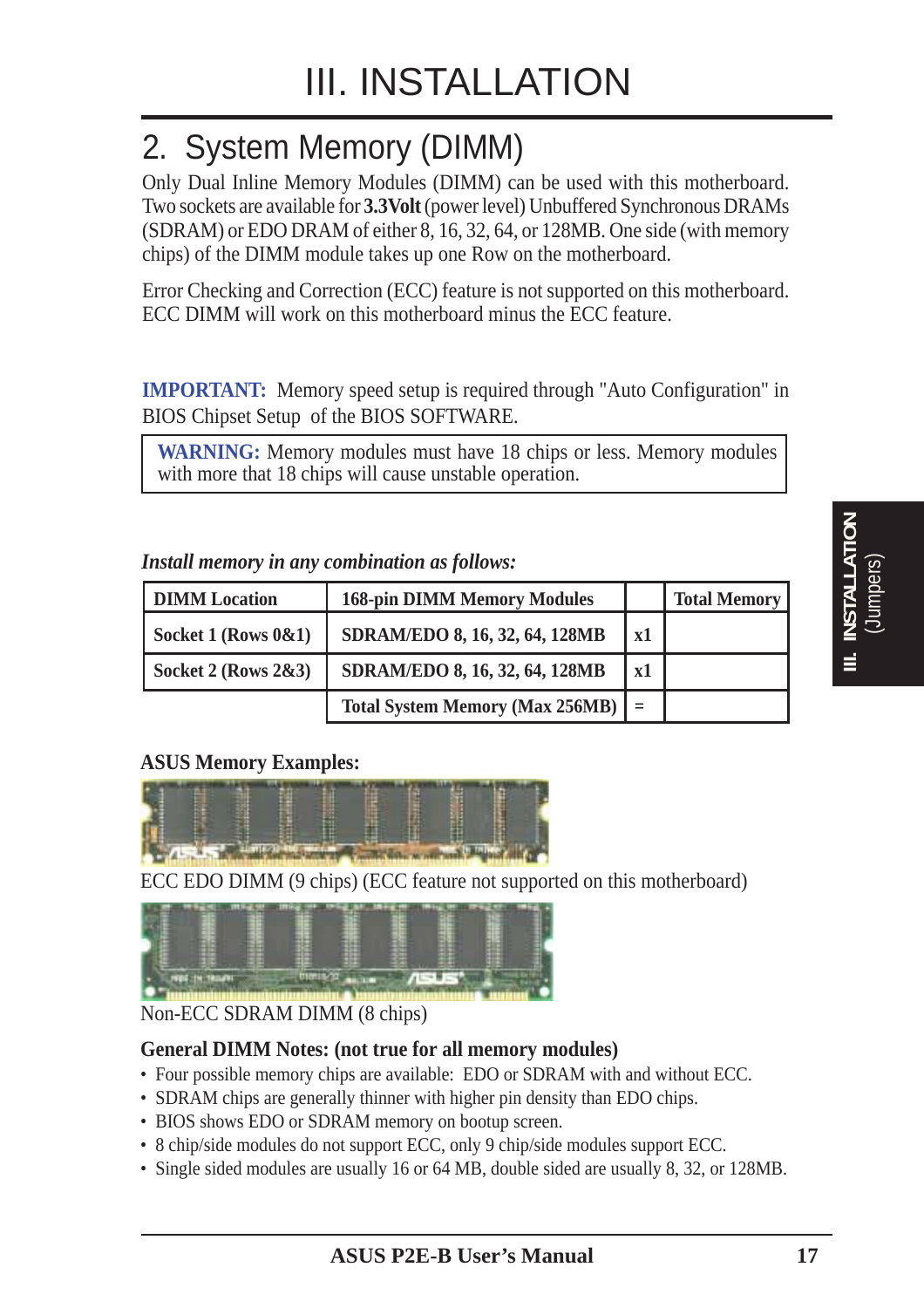# III. INSTALLATION

## 2. System Memory (DIMM)

Only Dual Inline Memory Modules (DIMM) can be used with this motherboard. Two sockets are available for **3.3Volt** (power level) Unbuffered Synchronous DRAMs (SDRAM) or EDO DRAM of either 8, 16, 32, 64, or 128MB. One side (with memory chips) of the DIMM module takes up one Row on the motherboard.

Error Checking and Correction (ECC) feature is not supported on this motherboard. ECC DIMM will work on this motherboard minus the ECC feature.

**IMPORTANT:** Memory speed setup is required through "Auto Configuration" in BIOS Chipset Setup of the BIOS SOFTWARE.

> **WARNING:** Memory modules must have 18 chips or less. Memory modules with more that 18 chips will cause unstable operation.

***Install memory in any combination as follows:***

| DIMM Location | 168-pin DIMM Memory Modules | | Total Memory |
|---|---|---|---|
| Socket 1 (Rows 0&1) | SDRAM/EDO 8, 16, 32, 64, 128MB | x1 | |
| Socket 2 (Rows 2&3) | SDRAM/EDO 8, 16, 32, 64, 128MB | x1 | |
| | Total System Memory (Max 256MB) | = | |

**ASUS Memory Examples:**

ECC EDO DIMM (9 chips) (ECC feature not supported on this motherboard)

Non-ECC SDRAM DIMM (8 chips)

**General DIMM Notes: (not true for all memory modules)**

- Four possible memory chips are available: EDO or SDRAM with and without ECC.
- SDRAM chips are generally thinner with higher pin density than EDO chips.
- BIOS shows EDO or SDRAM memory on bootup screen.
- 8 chip/side modules do not support ECC, only 9 chip/side modules support ECC.
- Single sided modules are usually 16 or 64 MB, double sided are usually 8, 32, or 128MB.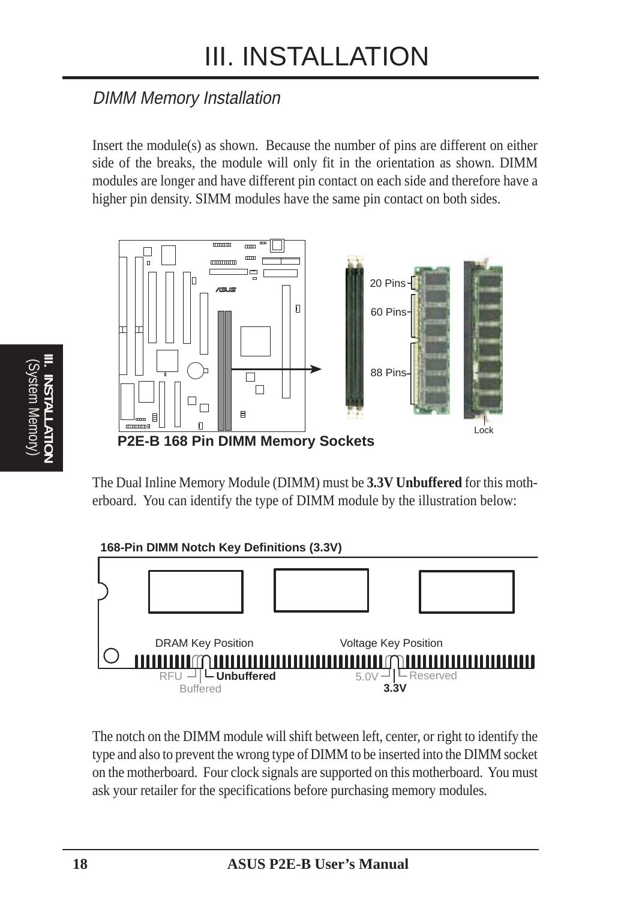## DIMM Memory Installation

Insert the module(s) as shown. Because the number of pins are different on either side of the breaks, the module will only fit in the orientation as shown. DIMM modules are longer and have different pin contact on each side and therefore have a higher pin density. SIMM modules have the same pin contact on both sides.

20 Pins
60 Pins
88 Pins
Lock

**P2E-B 168 Pin DIMM Memory Sockets**

The Dual Inline Memory Module (DIMM) must be **3.3V Unbuffered** for this motherboard. You can identify the type of DIMM module by the illustration below:

**168-Pin DIMM Notch Key Definitions (3.3V)**

DRAM Key Position — RFU, Buffered, **Unbuffered**

Voltage Key Position — 5.0V, Reserved, **3.3V**

The notch on the DIMM module will shift between left, center, or right to identify the type and also to prevent the wrong type of DIMM to be inserted into the DIMM socket on the motherboard. Four clock signals are supported on this motherboard. You must ask your retailer for the specifications before purchasing memory modules.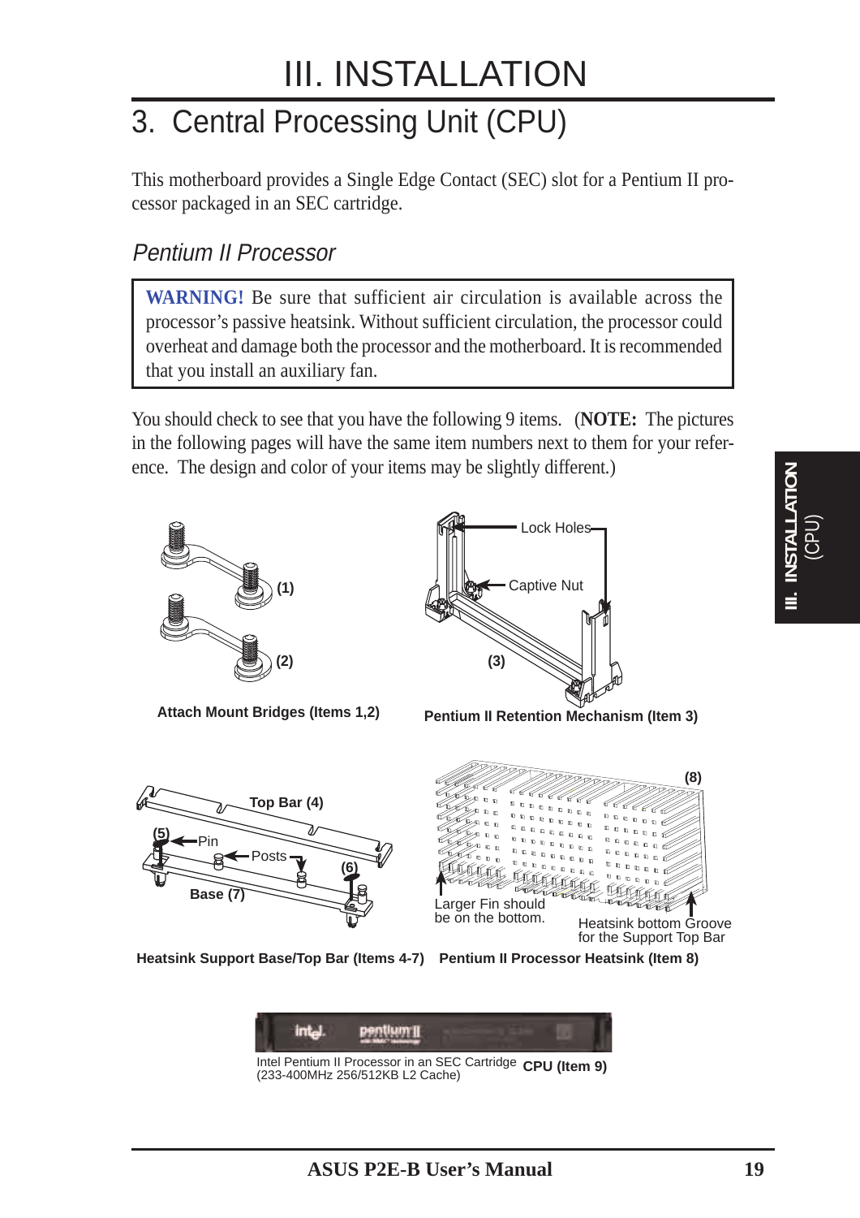# III. INSTALLATION

## 3. Central Processing Unit (CPU)

This motherboard provides a Single Edge Contact (SEC) slot for a Pentium II processor packaged in an SEC cartridge.

### *Pentium II Processor*

**WARNING!** Be sure that sufficient air circulation is available across the processor's passive heatsink. Without sufficient circulation, the processor could overheat and damage both the processor and the motherboard. It is recommended that you install an auxiliary fan.

You should check to see that you have the following 9 items. (**NOTE:** The pictures in the following pages will have the same item numbers next to them for your reference. The design and color of your items may be slightly different.)

(1)

(2)

**Attach Mount Bridges (Items 1,2)**

Lock Holes

Captive Nut

(3)

**Pentium II Retention Mechanism (Item 3)**

Top Bar (4)

(5) Pin

Posts

(6)

Base (7)

**Heatsink Support Base/Top Bar (Items 4-7)**

(8)

Larger Fin should be on the bottom.

Heatsink bottom Groove for the Support Top Bar

**Pentium II Processor Heatsink (Item 8)**

Intel Pentium II Processor in an SEC Cartridge (233-400MHz 256/512KB L2 Cache)

**CPU (Item 9)**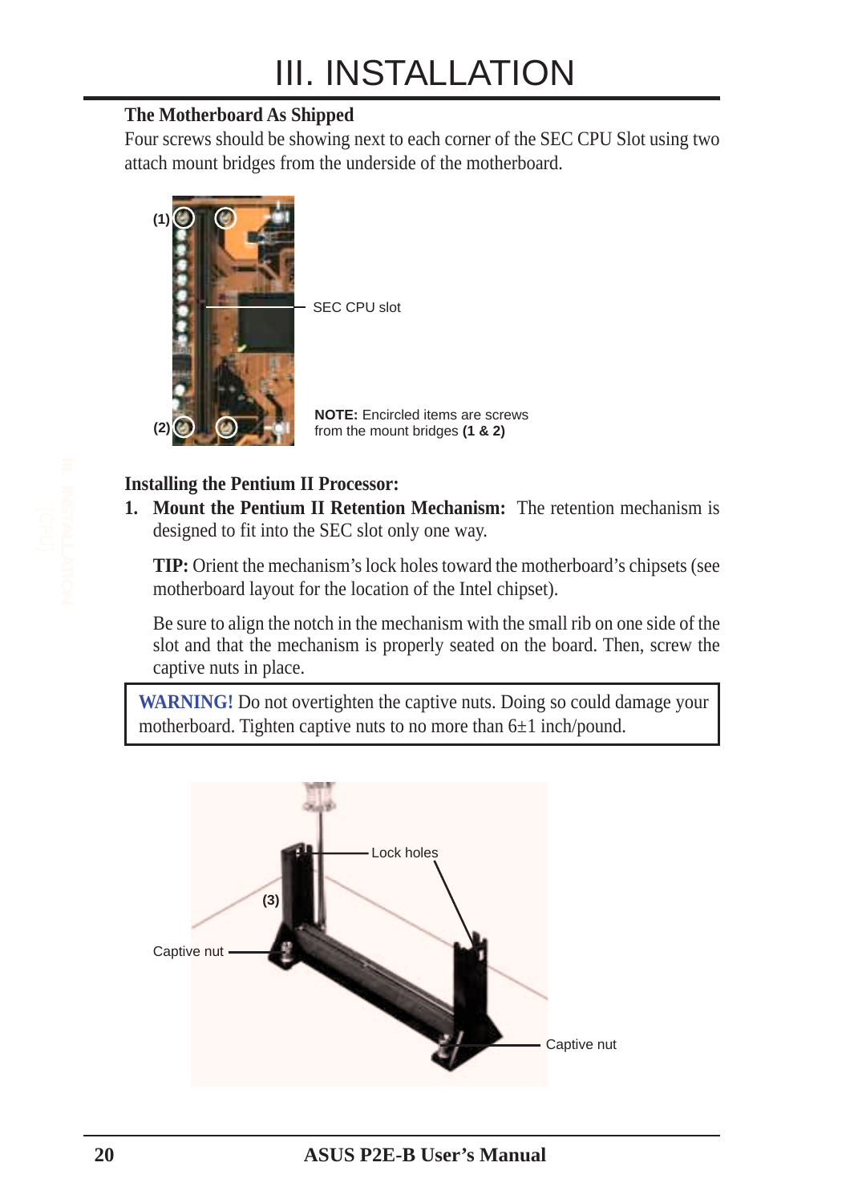# III. INSTALLATION

**The Motherboard As Shipped**

Four screws should be showing next to each corner of the SEC CPU Slot using two attach mount bridges from the underside of the motherboard.

(1)

SEC CPU slot

(2)

**NOTE:** Encircled items are screws from the mount bridges **(1 & 2)**

**Installing the Pentium II Processor:**

1. **Mount the Pentium II Retention Mechanism:** The retention mechanism is designed to fit into the SEC slot only one way.

   **TIP:** Orient the mechanism's lock holes toward the motherboard's chipsets (see motherboard layout for the location of the Intel chipset).

   Be sure to align the notch in the mechanism with the small rib on one side of the slot and that the mechanism is properly seated on the board. Then, screw the captive nuts in place.

**WARNING!** Do not overtighten the captive nuts. Doing so could damage your motherboard. Tighten captive nuts to no more than 6±1 inch/pound.

Lock holes

(3)

Captive nut

Captive nut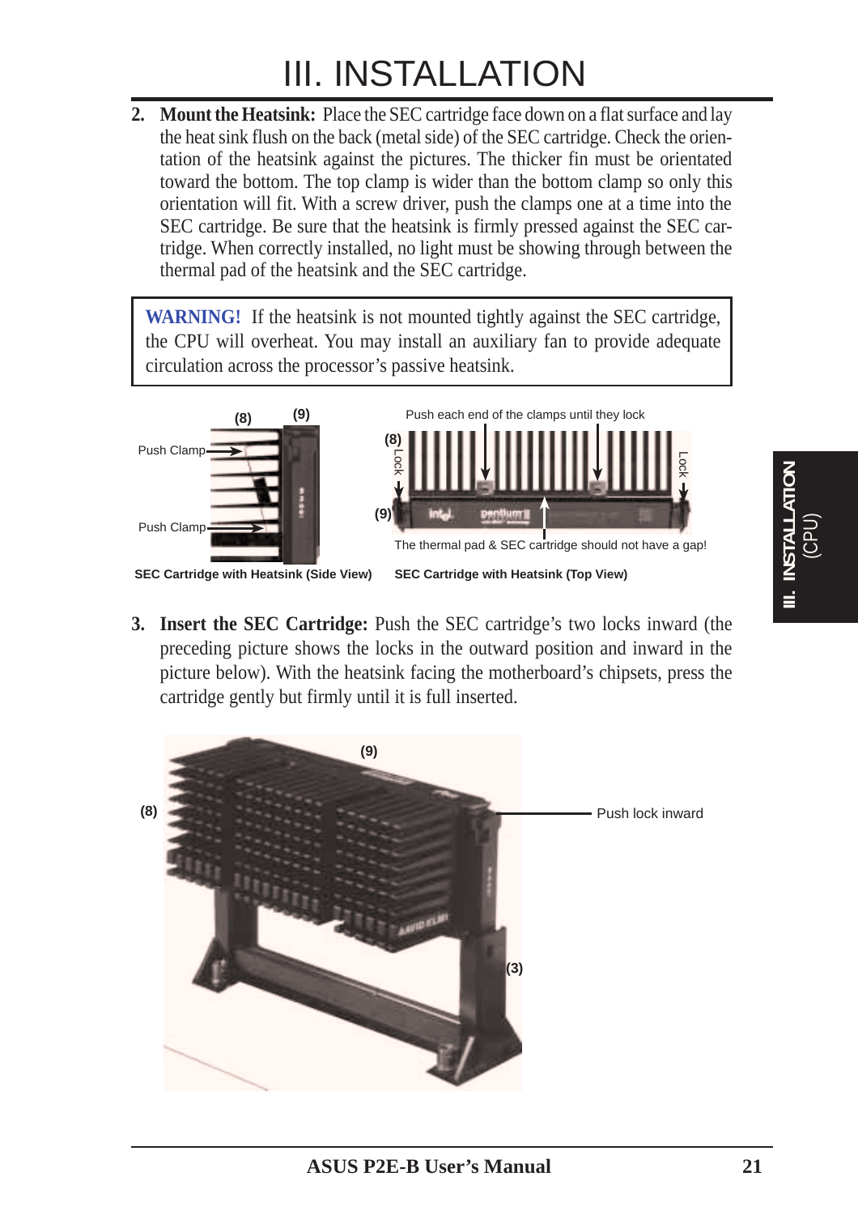# III. INSTALLATION

2. **Mount the Heatsink:** Place the SEC cartridge face down on a flat surface and lay the heat sink flush on the back (metal side) of the SEC cartridge. Check the orientation of the heatsink against the pictures. The thicker fin must be orientated toward the bottom. The top clamp is wider than the bottom clamp so only this orientation will fit. With a screw driver, push the clamps one at a time into the SEC cartridge. Be sure that the heatsink is firmly pressed against the SEC cartridge. When correctly installed, no light must be showing through between the thermal pad of the heatsink and the SEC cartridge.

> **WARNING!** If the heatsink is not mounted tightly against the SEC cartridge, the CPU will overheat. You may install an auxiliary fan to provide adequate circulation across the processor's passive heatsink.

(8) (9) Push Clamp Push Clamp

**SEC Cartridge with Heatsink (Side View)**

Push each end of the clamps until they lock (8) Lock (9) Lock

The thermal pad & SEC cartridge should not have a gap!

**SEC Cartridge with Heatsink (Top View)**

3. **Insert the SEC Cartridge:** Push the SEC cartridge's two locks inward (the preceding picture shows the locks in the outward position and inward in the picture below). With the heatsink facing the motherboard's chipsets, press the cartridge gently but firmly until it is full inserted.

(9) (8) Push lock inward (3)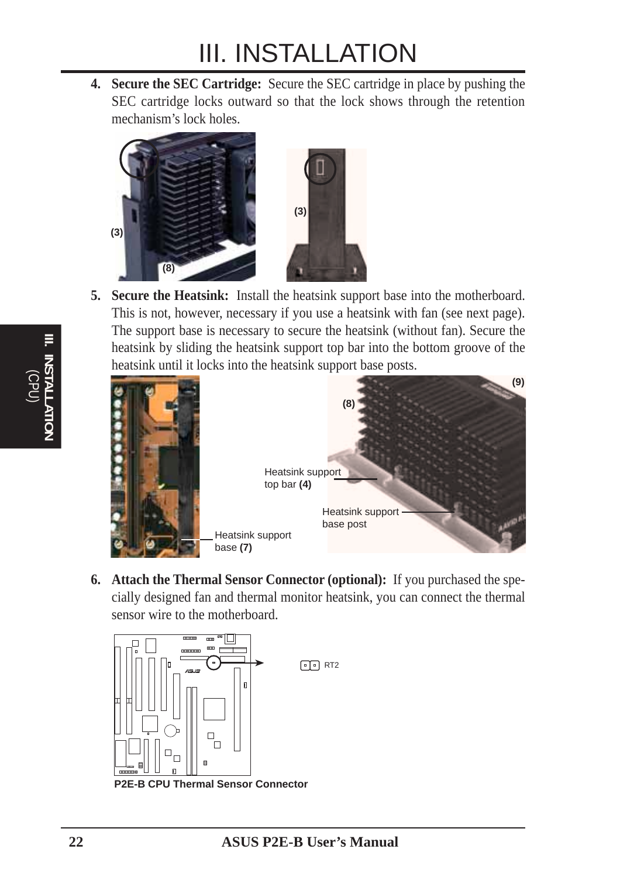4. **Secure the SEC Cartridge:** Secure the SEC cartridge in place by pushing the SEC cartridge locks outward so that the lock shows through the retention mechanism's lock holes.

5. **Secure the Heatsink:** Install the heatsink support base into the motherboard. This is not, however, necessary if you use a heatsink with fan (see next page). The support base is necessary to secure the heatsink (without fan). Secure the heatsink by sliding the heatsink support top bar into the bottom groove of the heatsink until it locks into the heatsink support base posts.

Heatsink support top bar **(4)**

Heatsink support base post

Heatsink support base **(7)**

6. **Attach the Thermal Sensor Connector (optional):** If you purchased the specially designed fan and thermal monitor heatsink, you can connect the thermal sensor wire to the motherboard.

RT2

**P2E-B CPU Thermal Sensor Connector**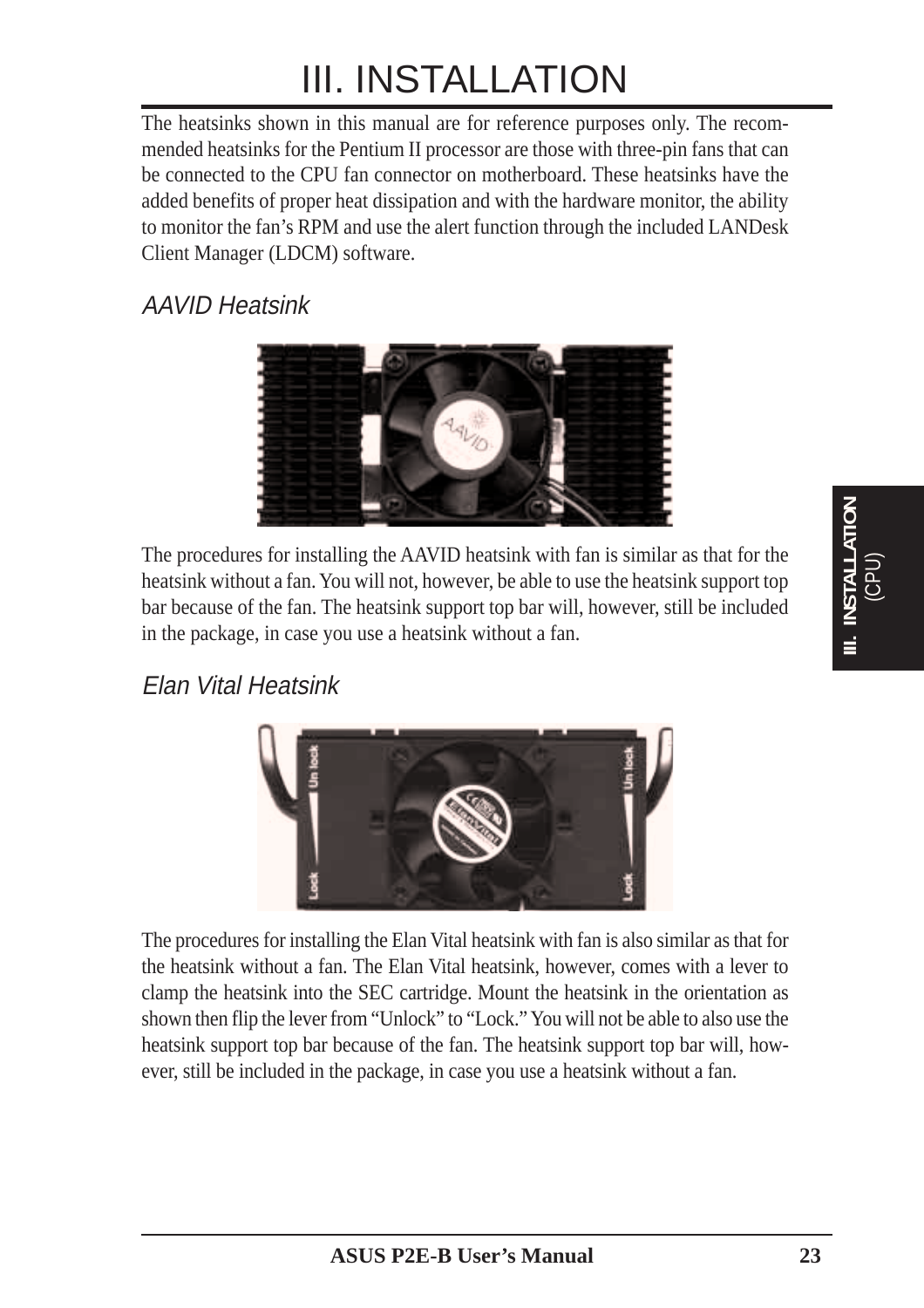# III. INSTALLATION

The heatsinks shown in this manual are for reference purposes only. The recommended heatsinks for the Pentium II processor are those with three-pin fans that can be connected to the CPU fan connector on motherboard. These heatsinks have the added benefits of proper heat dissipation and with the hardware monitor, the ability to monitor the fan's RPM and use the alert function through the included LANDesk Client Manager (LDCM) software.

### *AAVID Heatsink*

The procedures for installing the AAVID heatsink with fan is similar as that for the heatsink without a fan. You will not, however, be able to use the heatsink support top bar because of the fan. The heatsink support top bar will, however, still be included in the package, in case you use a heatsink without a fan.

### *Elan Vital Heatsink*

The procedures for installing the Elan Vital heatsink with fan is also similar as that for the heatsink without a fan. The Elan Vital heatsink, however, comes with a lever to clamp the heatsink into the SEC cartridge. Mount the heatsink in the orientation as shown then flip the lever from "Unlock" to "Lock." You will not be able to also use the heatsink support top bar because of the fan. The heatsink support top bar will, however, still be included in the package, in case you use a heatsink without a fan.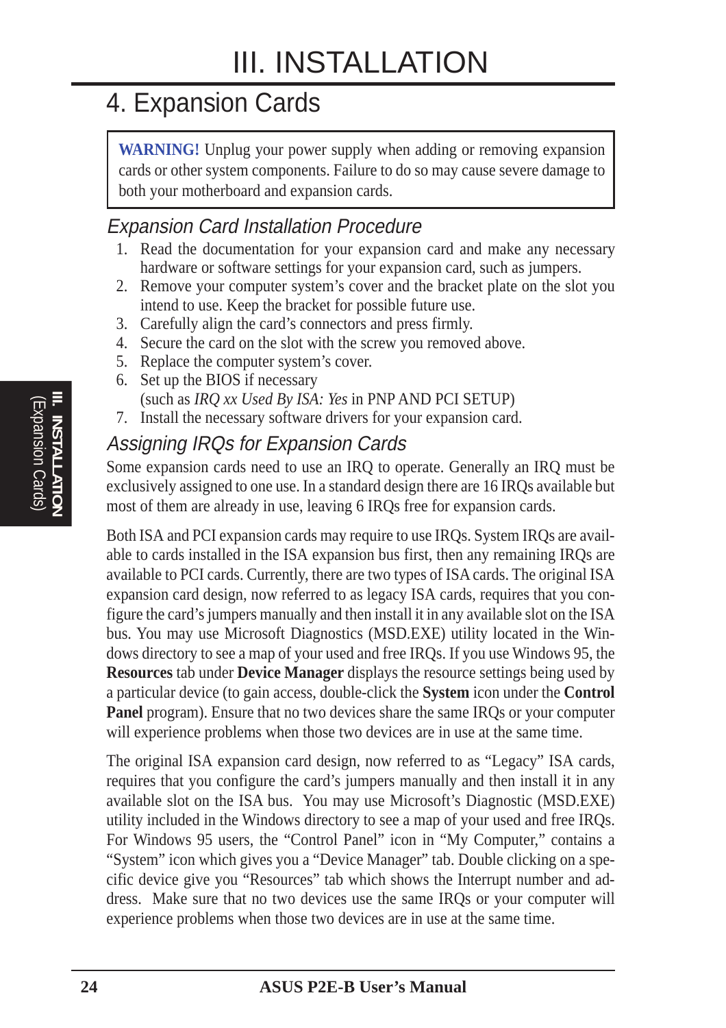# III. INSTALLATION

## 4. Expansion Cards

> **WARNING!** Unplug your power supply when adding or removing expansion cards or other system components. Failure to do so may cause severe damage to both your motherboard and expansion cards.

### *Expansion Card Installation Procedure*

1. Read the documentation for your expansion card and make any necessary hardware or software settings for your expansion card, such as jumpers.
2. Remove your computer system's cover and the bracket plate on the slot you intend to use. Keep the bracket for possible future use.
3. Carefully align the card's connectors and press firmly.
4. Secure the card on the slot with the screw you removed above.
5. Replace the computer system's cover.
6. Set up the BIOS if necessary (such as *IRQ xx Used By ISA: Yes* in PNP AND PCI SETUP)
7. Install the necessary software drivers for your expansion card.

### *Assigning IRQs for Expansion Cards*

Some expansion cards need to use an IRQ to operate. Generally an IRQ must be exclusively assigned to one use. In a standard design there are 16 IRQs available but most of them are already in use, leaving 6 IRQs free for expansion cards.

Both ISA and PCI expansion cards may require to use IRQs. System IRQs are available to cards installed in the ISA expansion bus first, then any remaining IRQs are available to PCI cards. Currently, there are two types of ISA cards. The original ISA expansion card design, now referred to as legacy ISA cards, requires that you configure the card's jumpers manually and then install it in any available slot on the ISA bus. You may use Microsoft Diagnostics (MSD.EXE) utility located in the Windows directory to see a map of your used and free IRQs. If you use Windows 95, the **Resources** tab under **Device Manager** displays the resource settings being used by a particular device (to gain access, double-click the **System** icon under the **Control Panel** program). Ensure that no two devices share the same IRQs or your computer will experience problems when those two devices are in use at the same time.

The original ISA expansion card design, now referred to as "Legacy" ISA cards, requires that you configure the card's jumpers manually and then install it in any available slot on the ISA bus. You may use Microsoft's Diagnostic (MSD.EXE) utility included in the Windows directory to see a map of your used and free IRQs. For Windows 95 users, the "Control Panel" icon in "My Computer," contains a "System" icon which gives you a "Device Manager" tab. Double clicking on a specific device give you "Resources" tab which shows the Interrupt number and address. Make sure that no two devices use the same IRQs or your computer will experience problems when those two devices are in use at the same time.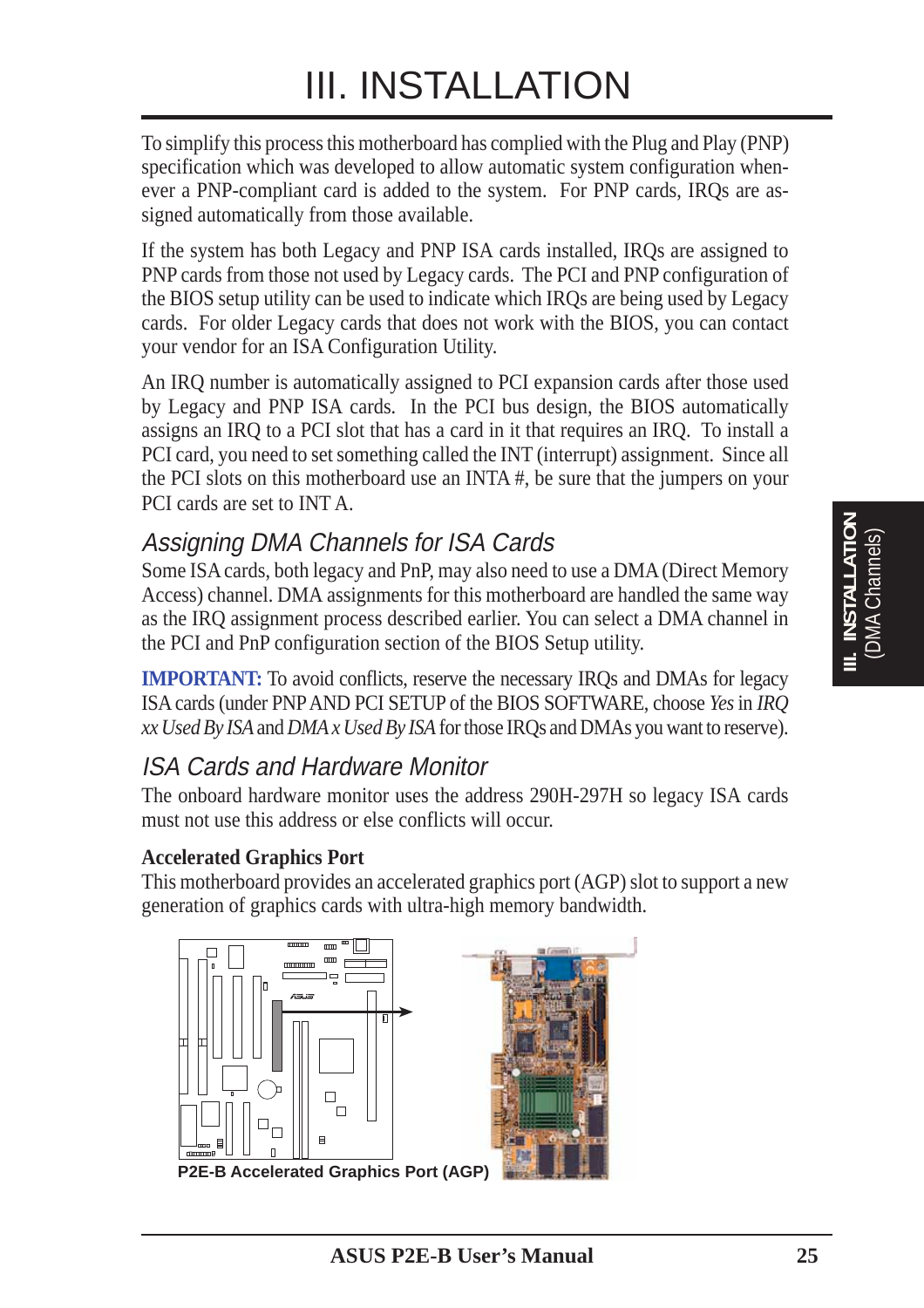# III. INSTALLATION

To simplify this process this motherboard has complied with the Plug and Play (PNP) specification which was developed to allow automatic system configuration whenever a PNP-compliant card is added to the system. For PNP cards, IRQs are assigned automatically from those available.

If the system has both Legacy and PNP ISA cards installed, IRQs are assigned to PNP cards from those not used by Legacy cards. The PCI and PNP configuration of the BIOS setup utility can be used to indicate which IRQs are being used by Legacy cards. For older Legacy cards that does not work with the BIOS, you can contact your vendor for an ISA Configuration Utility.

An IRQ number is automatically assigned to PCI expansion cards after those used by Legacy and PNP ISA cards. In the PCI bus design, the BIOS automatically assigns an IRQ to a PCI slot that has a card in it that requires an IRQ. To install a PCI card, you need to set something called the INT (interrupt) assignment. Since all the PCI slots on this motherboard use an INTA #, be sure that the jumpers on your PCI cards are set to INT A.

## Assigning DMA Channels for ISA Cards

Some ISA cards, both legacy and PnP, may also need to use a DMA (Direct Memory Access) channel. DMA assignments for this motherboard are handled the same way as the IRQ assignment process described earlier. You can select a DMA channel in the PCI and PnP configuration section of the BIOS Setup utility.

**IMPORTANT:** To avoid conflicts, reserve the necessary IRQs and DMAs for legacy ISA cards (under PNP AND PCI SETUP of the BIOS SOFTWARE, choose *Yes* in *IRQ xx Used By ISA* and *DMA x Used By ISA* for those IRQs and DMAs you want to reserve).

## ISA Cards and Hardware Monitor

The onboard hardware monitor uses the address 290H-297H so legacy ISA cards must not use this address or else conflicts will occur.

### Accelerated Graphics Port

This motherboard provides an accelerated graphics port (AGP) slot to support a new generation of graphics cards with ultra-high memory bandwidth.

P2E-B Accelerated Graphics Port (AGP)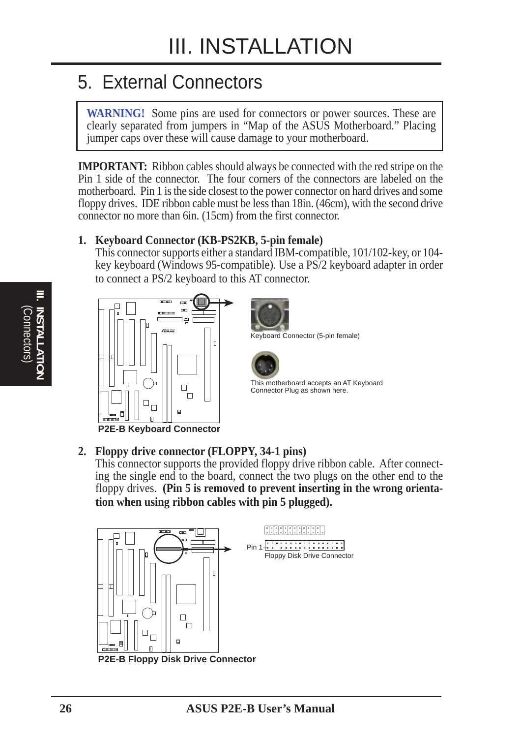# III. INSTALLATION

## 5. External Connectors

> **WARNING!** Some pins are used for connectors or power sources. These are clearly separated from jumpers in "Map of the ASUS Motherboard." Placing jumper caps over these will cause damage to your motherboard.

**IMPORTANT:** Ribbon cables should always be connected with the red stripe on the Pin 1 side of the connector. The four corners of the connectors are labeled on the motherboard. Pin 1 is the side closest to the power connector on hard drives and some floppy drives. IDE ribbon cable must be less than 18in. (46cm), with the second drive connector no more than 6in. (15cm) from the first connector.

1. **Keyboard Connector (KB-PS2KB, 5-pin female)**
   This connector supports either a standard IBM-compatible, 101/102-key, or 104-key keyboard (Windows 95-compatible). Use a PS/2 keyboard adapter in order to connect a PS/2 keyboard to this AT connector.

Keyboard Connector (5-pin female)

This motherboard accepts an AT Keyboard Connector Plug as shown here.

**P2E-B Keyboard Connector**

2. **Floppy drive connector (FLOPPY, 34-1 pins)**
   This connector supports the provided floppy drive ribbon cable. After connecting the single end to the board, connect the two plugs on the other end to the floppy drives. **(Pin 5 is removed to prevent inserting in the wrong orientation when using ribbon cables with pin 5 plugged).**

Pin 1

Floppy Disk Drive Connector

**P2E-B Floppy Disk Drive Connector**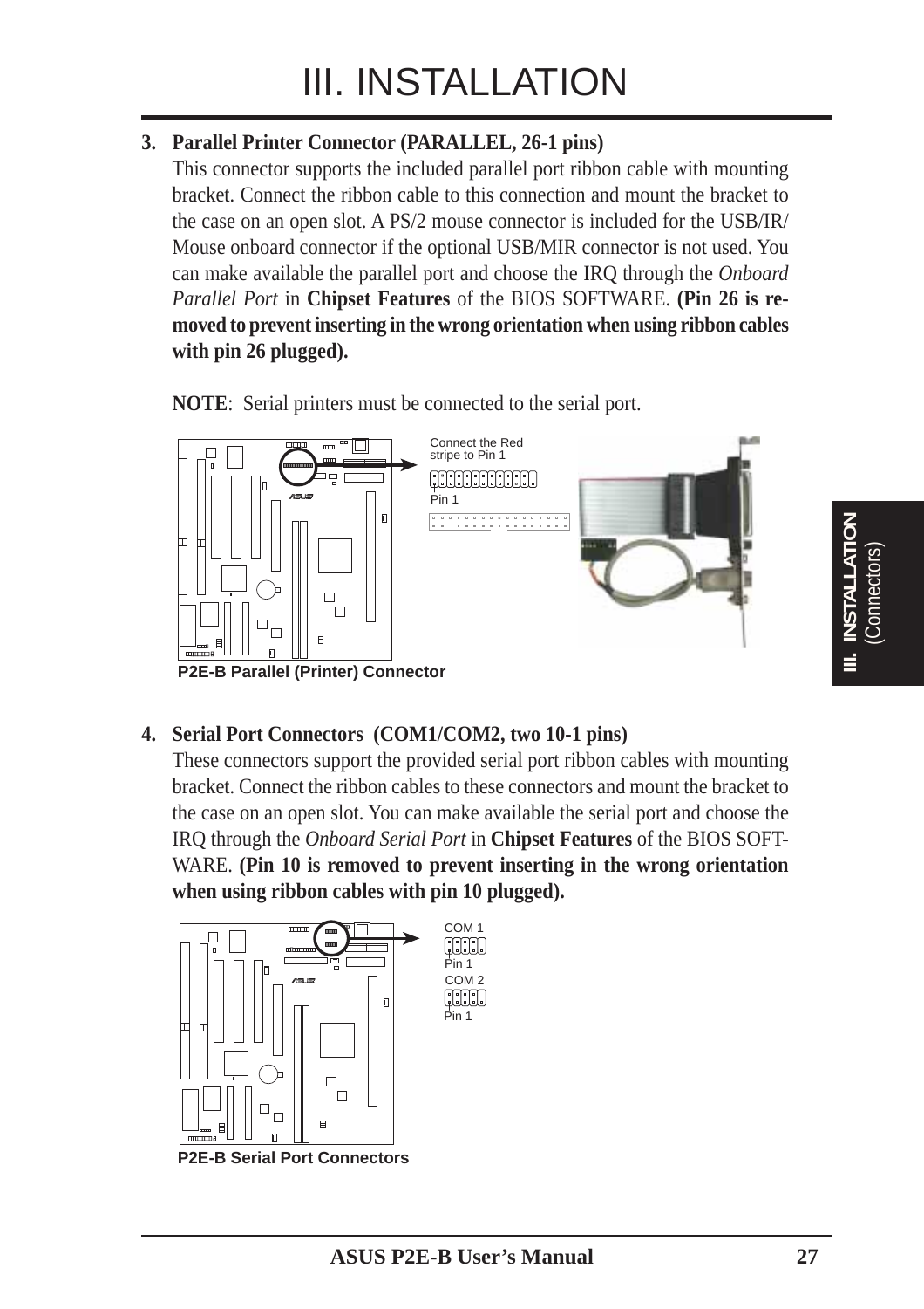# III. INSTALLATION

**3. Parallel Printer Connector (PARALLEL, 26-1 pins)**

This connector supports the included parallel port ribbon cable with mounting bracket. Connect the ribbon cable to this connection and mount the bracket to the case on an open slot. A PS/2 mouse connector is included for the USB/IR/Mouse onboard connector if the optional USB/MIR connector is not used. You can make available the parallel port and choose the IRQ through the *Onboard Parallel Port* in **Chipset Features** of the BIOS SOFTWARE. **(Pin 26 is removed to prevent inserting in the wrong orientation when using ribbon cables with pin 26 plugged).**

**NOTE**: Serial printers must be connected to the serial port.

Connect the Red stripe to Pin 1

Pin 1

**P2E-B Parallel (Printer) Connector**

**4. Serial Port Connectors (COM1/COM2, two 10-1 pins)**

These connectors support the provided serial port ribbon cables with mounting bracket. Connect the ribbon cables to these connectors and mount the bracket to the case on an open slot. You can make available the serial port and choose the IRQ through the *Onboard Serial Port* in **Chipset Features** of the BIOS SOFTWARE. **(Pin 10 is removed to prevent inserting in the wrong orientation when using ribbon cables with pin 10 plugged).**

COM 1

Pin 1

COM 2

Pin 1

**P2E-B Serial Port Connectors**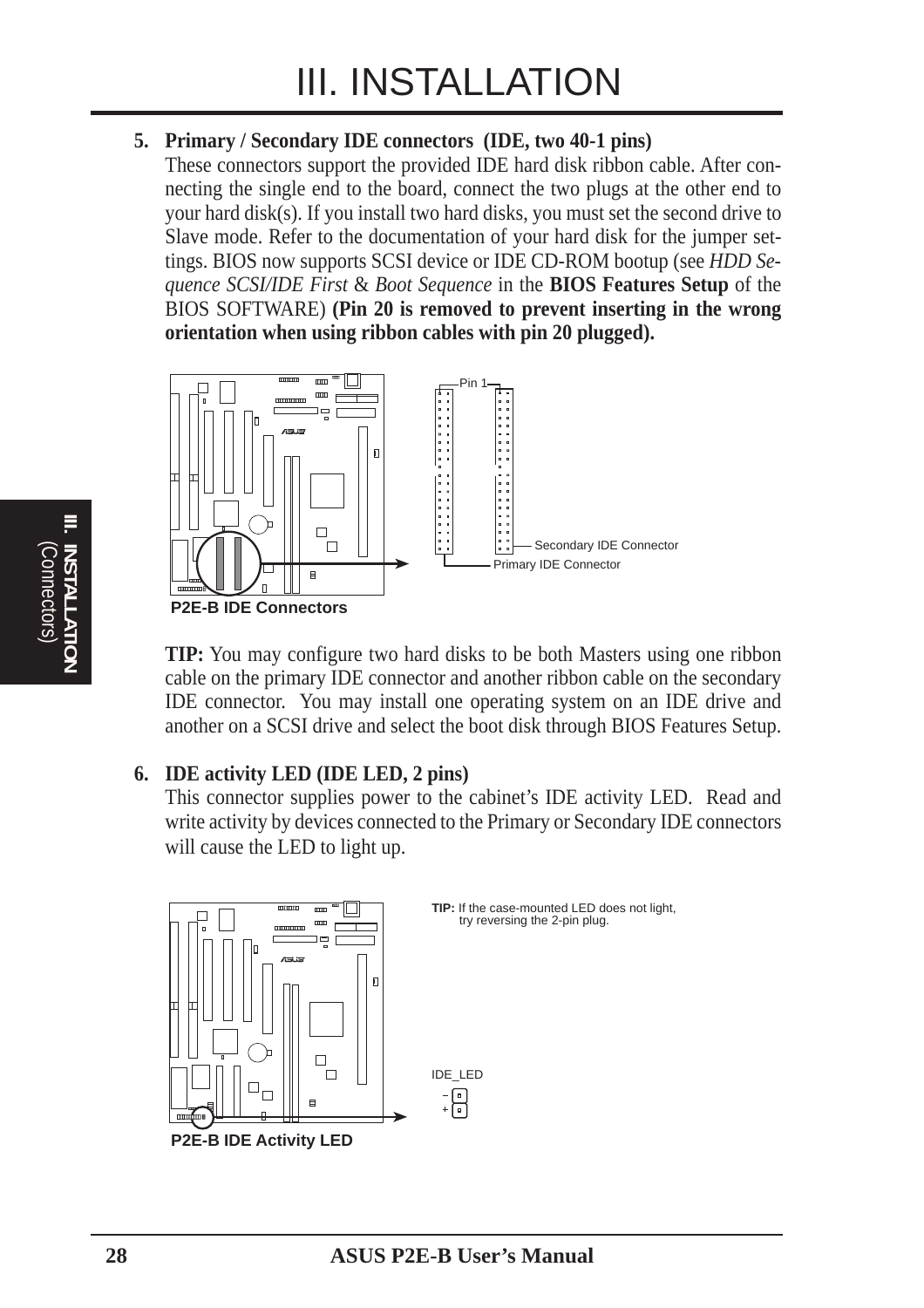# III. INSTALLATION

**5. Primary / Secondary IDE connectors (IDE, two 40-1 pins)**

These connectors support the provided IDE hard disk ribbon cable. After connecting the single end to the board, connect the two plugs at the other end to your hard disk(s). If you install two hard disks, you must set the second drive to Slave mode. Refer to the documentation of your hard disk for the jumper settings. BIOS now supports SCSI device or IDE CD-ROM bootup (see *HDD Sequence SCSI/IDE First* & *Boot Sequence* in the **BIOS Features Setup** of the BIOS SOFTWARE) **(Pin 20 is removed to prevent inserting in the wrong orientation when using ribbon cables with pin 20 plugged).**

Pin 1

Secondary IDE Connector

Primary IDE Connector

**P2E-B IDE Connectors**

**TIP:** You may configure two hard disks to be both Masters using one ribbon cable on the primary IDE connector and another ribbon cable on the secondary IDE connector. You may install one operating system on an IDE drive and another on a SCSI drive and select the boot disk through BIOS Features Setup.

**6. IDE activity LED (IDE LED, 2 pins)**

This connector supplies power to the cabinet's IDE activity LED. Read and write activity by devices connected to the Primary or Secondary IDE connectors will cause the LED to light up.

**TIP:** If the case-mounted LED does not light, try reversing the 2-pin plug.

IDE_LED

–

+

**P2E-B IDE Activity LED**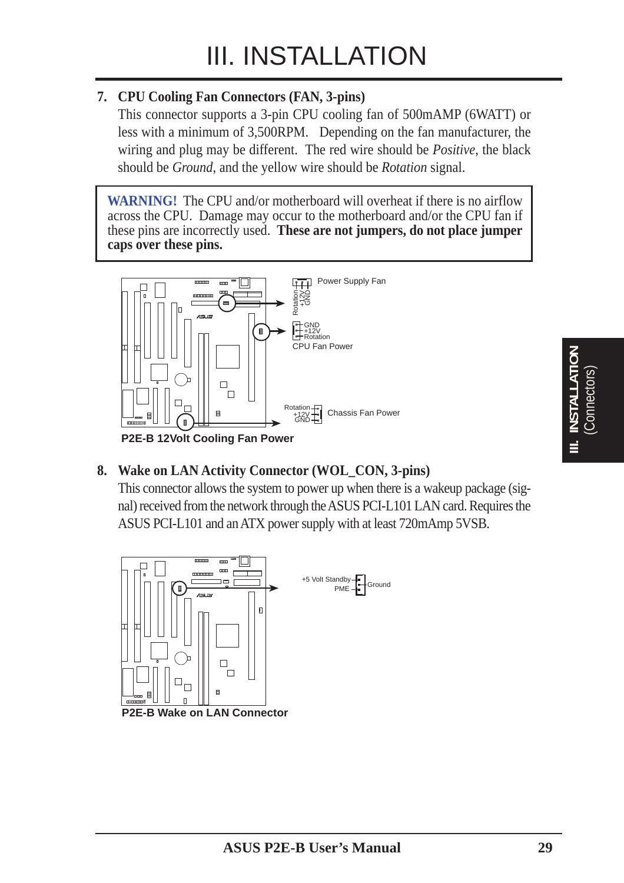# III. INSTALLATION

**7. CPU Cooling Fan Connectors (FAN, 3-pins)**

This connector supports a 3-pin CPU cooling fan of 500mAMP (6WATT) or less with a minimum of 3,500RPM. Depending on the fan manufacturer, the wiring and plug may be different. The red wire should be *Positive*, the black should be *Ground*, and the yellow wire should be *Rotation* signal.

> **WARNING!** The CPU and/or motherboard will overheat if there is no airflow across the CPU. Damage may occur to the motherboard and/or the CPU fan if these pins are incorrectly used. **These are not jumpers, do not place jumper caps over these pins.**

Power Supply Fan: Rotation, +12V, GND

CPU Fan Power: GND, +12V, Rotation

Chassis Fan Power: Rotation, +12V, GND

**P2E-B 12Volt Cooling Fan Power**

**8. Wake on LAN Activity Connector (WOL_CON, 3-pins)**

This connector allows the system to power up when there is a wakeup package (signal) received from the network through the ASUS PCI-L101 LAN card. Requires the ASUS PCI-L101 and an ATX power supply with at least 720mAmp 5VSB.

+5 Volt Standby, Ground, PME

**P2E-B Wake on LAN Connector**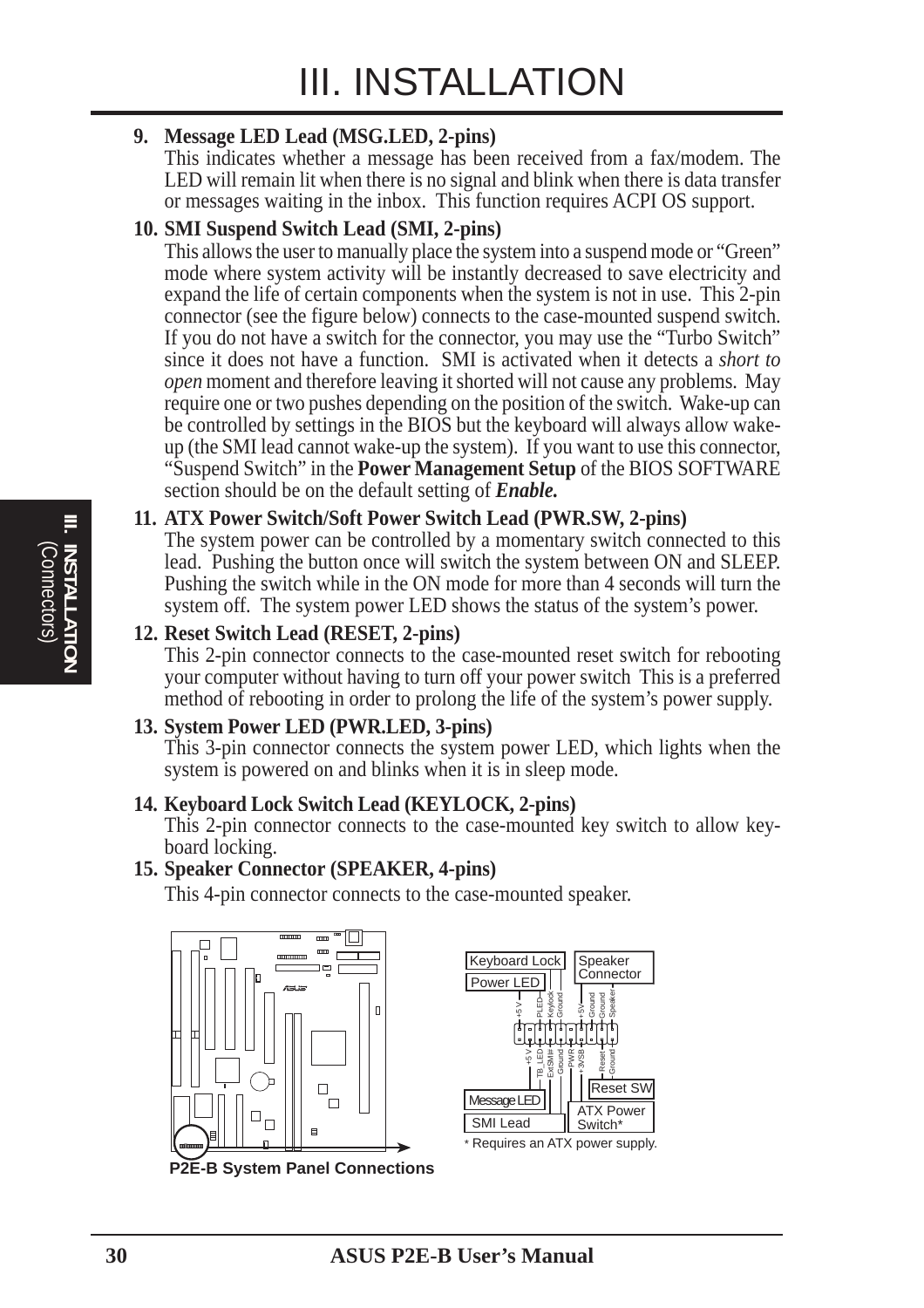**9. Message LED Lead (MSG.LED, 2-pins)**

This indicates whether a message has been received from a fax/modem. The LED will remain lit when there is no signal and blink when there is data transfer or messages waiting in the inbox. This function requires ACPI OS support.

**10. SMI Suspend Switch Lead (SMI, 2-pins)**

This allows the user to manually place the system into a suspend mode or "Green" mode where system activity will be instantly decreased to save electricity and expand the life of certain components when the system is not in use. This 2-pin connector (see the figure below) connects to the case-mounted suspend switch. If you do not have a switch for the connector, you may use the "Turbo Switch" since it does not have a function. SMI is activated when it detects a *short to open* moment and therefore leaving it shorted will not cause any problems. May require one or two pushes depending on the position of the switch. Wake-up can be controlled by settings in the BIOS but the keyboard will always allow wake-up (the SMI lead cannot wake-up the system). If you want to use this connector, "Suspend Switch" in the **Power Management Setup** of the BIOS SOFTWARE section should be on the default setting of ***Enable.***

**11. ATX Power Switch/Soft Power Switch Lead (PWR.SW, 2-pins)**

The system power can be controlled by a momentary switch connected to this lead. Pushing the button once will switch the system between ON and SLEEP. Pushing the switch while in the ON mode for more than 4 seconds will turn the system off. The system power LED shows the status of the system's power.

**12. Reset Switch Lead (RESET, 2-pins)**

This 2-pin connector connects to the case-mounted reset switch for rebooting your computer without having to turn off your power switch This is a preferred method of rebooting in order to prolong the life of the system's power supply.

**13. System Power LED (PWR.LED, 3-pins)**

This 3-pin connector connects the system power LED, which lights when the system is powered on and blinks when it is in sleep mode.

**14. Keyboard Lock Switch Lead (KEYLOCK, 2-pins)**

This 2-pin connector connects to the case-mounted key switch to allow keyboard locking.

**15. Speaker Connector (SPEAKER, 4-pins)**

This 4-pin connector connects to the case-mounted speaker.

Keyboard Lock | Speaker Connector | Power LED | +5 V, PLED, Keylock, Ground | +5V, Ground, Ground, Speaker

+5 V, TB_LED, ExtSMI#, Ground, PWR, +3VSB, Reset, Ground | Reset SW | Message LED | SMI Lead | ATX Power Switch*

\* Requires an ATX power supply.

**P2E-B System Panel Connections**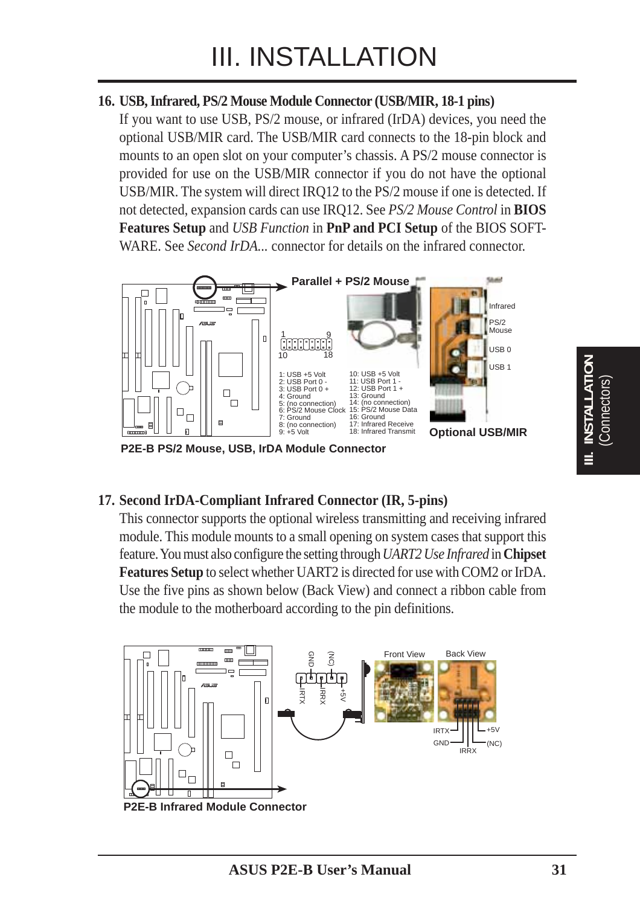### 16. USB, Infrared, PS/2 Mouse Module Connector (USB/MIR, 18-1 pins)

If you want to use USB, PS/2 mouse, or infrared (IrDA) devices, you need the optional USB/MIR card. The USB/MIR card connects to the 18-pin block and mounts to an open slot on your computer's chassis. A PS/2 mouse connector is provided for use on the USB/MIR connector if you do not have the optional USB/MIR. The system will direct IRQ12 to the PS/2 mouse if one is detected. If not detected, expansion cards can use IRQ12. See *PS/2 Mouse Control* in **BIOS Features Setup** and *USB Function* in **PnP and PCI Setup** of the BIOS SOFTWARE. See *Second IrDA...* connector for details on the infrared connector.

Parallel + PS/2 Mouse

| Pin | Definition | Pin | Definition |
|---|---|---|---|
| 1 | USB +5 Volt | 10 | USB +5 Volt |
| 2 | USB Port 0 - | 11 | USB Port 1 - |
| 3 | USB Port 0 + | 12 | USB Port 1 + |
| 4 | Ground | 13 | Ground |
| 5 | (no connection) | 14 | (no connection) |
| 6 | PS/2 Mouse Clock | 15 | PS/2 Mouse Data |
| 7 | Ground | 16 | Ground |
| 8 | (no connection) | 17 | Infrared Receive |
| 9 | +5 Volt | 18 | Infrared Transmit |

Infrared, PS/2 Mouse, USB 0, USB 1

Optional USB/MIR

**P2E-B PS/2 Mouse, USB, IrDA Module Connector**

### 17. Second IrDA-Compliant Infrared Connector (IR, 5-pins)

This connector supports the optional wireless transmitting and receiving infrared module. This module mounts to a small opening on system cases that support this feature. You must also configure the setting through *UART2 Use Infrared* in **Chipset Features Setup** to select whether UART2 is directed for use with COM2 or IrDA. Use the five pins as shown below (Back View) and connect a ribbon cable from the module to the motherboard according to the pin definitions.

GND, (NC), IRTX, IRRX, +5V

Front View, Back View

IRTX, GND, IRRX, +5V, (NC)

**P2E-B Infrared Module Connector**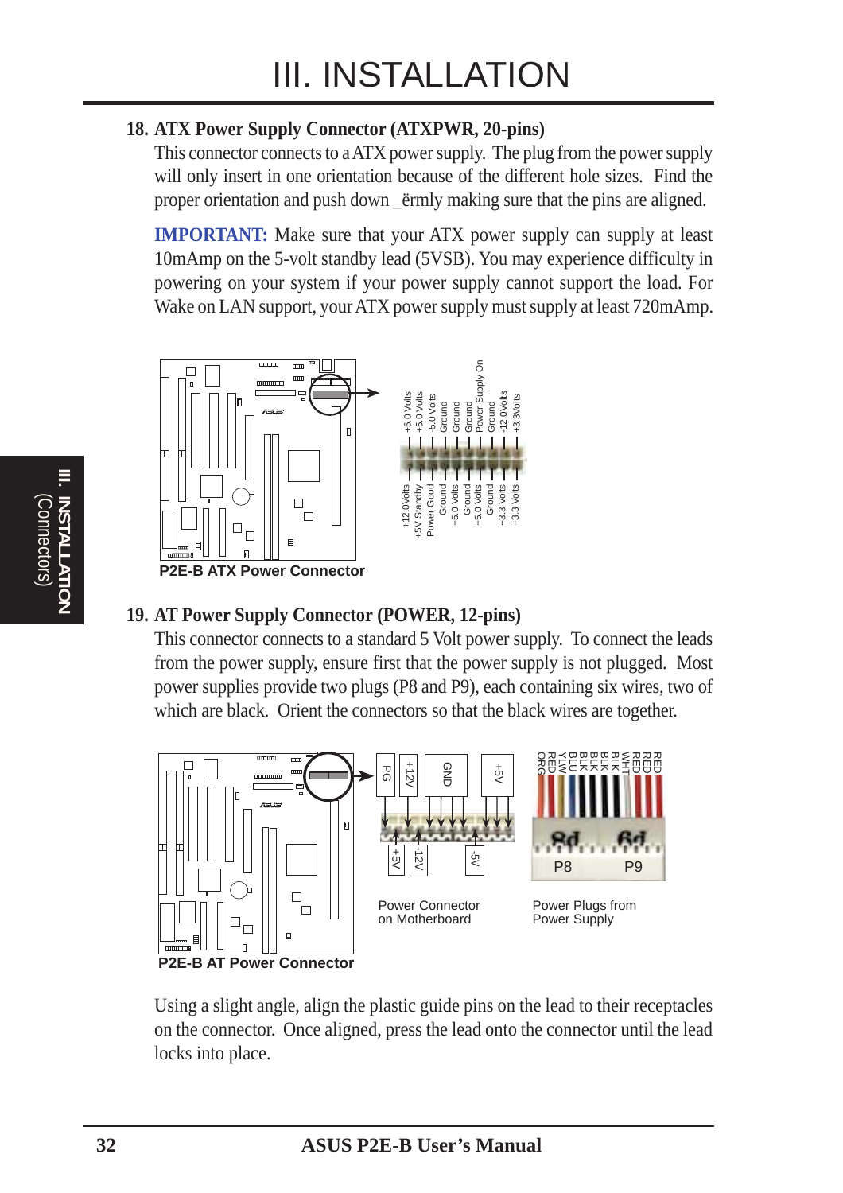# III. INSTALLATION

### 18. ATX Power Supply Connector (ATXPWR, 20-pins)

This connector connects to a ATX power supply. The plug from the power supply will only insert in one orientation because of the different hole sizes. Find the proper orientation and push down _ërmly making sure that the pins are aligned.

**IMPORTANT:** Make sure that your ATX power supply can supply at least 10mAmp on the 5-volt standby lead (5VSB). You may experience difficulty in powering on your system if your power supply cannot support the load. For Wake on LAN support, your ATX power supply must supply at least 720mAmp.

+5.0 Volts, +5.0 Volts, -5.0 Volts, Ground, Ground, Ground, Power Supply On, Ground, -12.0Volts, +3.3Volts

+12.0Volts, +5V Standby, Power Good, Ground, +5.0 Volts, Ground, +5.0 Volts, Ground, +3.3 Volts, +3.3 Volts

**P2E-B ATX Power Connector**

### 19. AT Power Supply Connector (POWER, 12-pins)

This connector connects to a standard 5 Volt power supply. To connect the leads from the power supply, ensure first that the power supply is not plugged. Most power supplies provide two plugs (P8 and P9), each containing six wires, two of which are black. Orient the connectors so that the black wires are together.

PG, +12V, GND, +5V

+5V, -12V, -5V

Power Connector on Motherboard

ORG, RED, YLW, BLU, BLK, BLK, BLK, BLK, WHT, RED, RED, RED

P8, P9

Power Plugs from Power Supply

**P2E-B AT Power Connector**

Using a slight angle, align the plastic guide pins on the lead to their receptacles on the connector. Once aligned, press the lead onto the connector until the lead locks into place.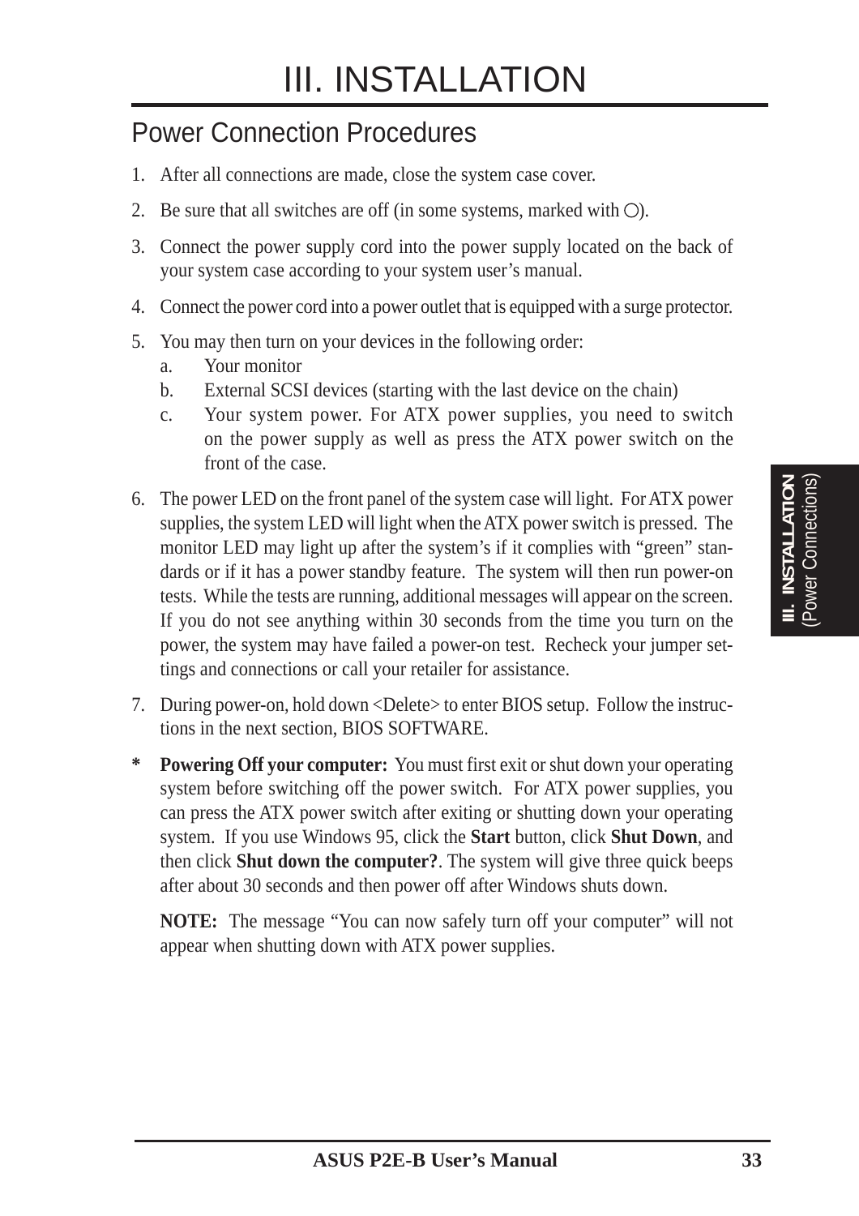# III. INSTALLATION

## Power Connection Procedures

1. After all connections are made, close the system case cover.
2. Be sure that all switches are off (in some systems, marked with ○).
3. Connect the power supply cord into the power supply located on the back of your system case according to your system user's manual.
4. Connect the power cord into a power outlet that is equipped with a surge protector.
5. You may then turn on your devices in the following order:
   a. Your monitor
   b. External SCSI devices (starting with the last device on the chain)
   c. Your system power. For ATX power supplies, you need to switch on the power supply as well as press the ATX power switch on the front of the case.
6. The power LED on the front panel of the system case will light. For ATX power supplies, the system LED will light when the ATX power switch is pressed. The monitor LED may light up after the system's if it complies with "green" standards or if it has a power standby feature. The system will then run power-on tests. While the tests are running, additional messages will appear on the screen. If you do not see anything within 30 seconds from the time you turn on the power, the system may have failed a power-on test. Recheck your jumper settings and connections or call your retailer for assistance.
7. During power-on, hold down <Delete> to enter BIOS setup. Follow the instructions in the next section, BIOS SOFTWARE.

\* **Powering Off your computer:** You must first exit or shut down your operating system before switching off the power switch. For ATX power supplies, you can press the ATX power switch after exiting or shutting down your operating system. If you use Windows 95, click the **Start** button, click **Shut Down**, and then click **Shut down the computer?**. The system will give three quick beeps after about 30 seconds and then power off after Windows shuts down.

**NOTE:** The message "You can now safely turn off your computer" will not appear when shutting down with ATX power supplies.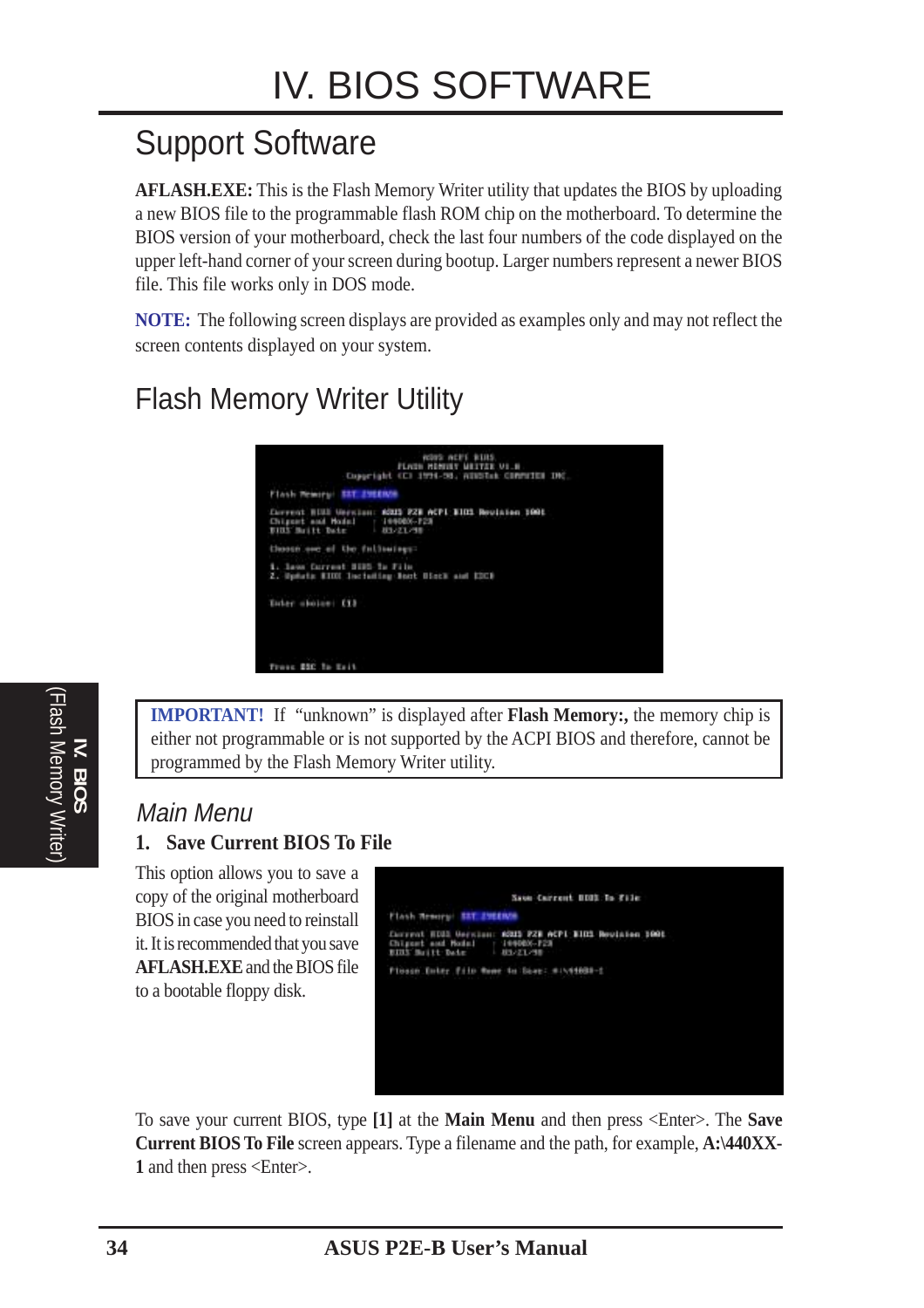# IV. BIOS SOFTWARE

## Support Software

**AFLASH.EXE:** This is the Flash Memory Writer utility that updates the BIOS by uploading a new BIOS file to the programmable flash ROM chip on the motherboard. To determine the BIOS version of your motherboard, check the last four numbers of the code displayed on the upper left-hand corner of your screen during bootup. Larger numbers represent a newer BIOS file. This file works only in DOS mode.

**NOTE:** The following screen displays are provided as examples only and may not reflect the screen contents displayed on your system.

## Flash Memory Writer Utility

> **IMPORTANT!** If "unknown" is displayed after **Flash Memory:,** the memory chip is either not programmable or is not supported by the ACPI BIOS and therefore, cannot be programmed by the Flash Memory Writer utility.

### *Main Menu*

#### 1. Save Current BIOS To File

This option allows you to save a copy of the original motherboard BIOS in case you need to reinstall it. It is recommended that you save **AFLASH.EXE** and the BIOS file to a bootable floppy disk.

To save your current BIOS, type **[1]** at the **Main Menu** and then press <Enter>. The **Save Current BIOS To File** screen appears. Type a filename and the path, for example, **A:\440XX-1** and then press <Enter>.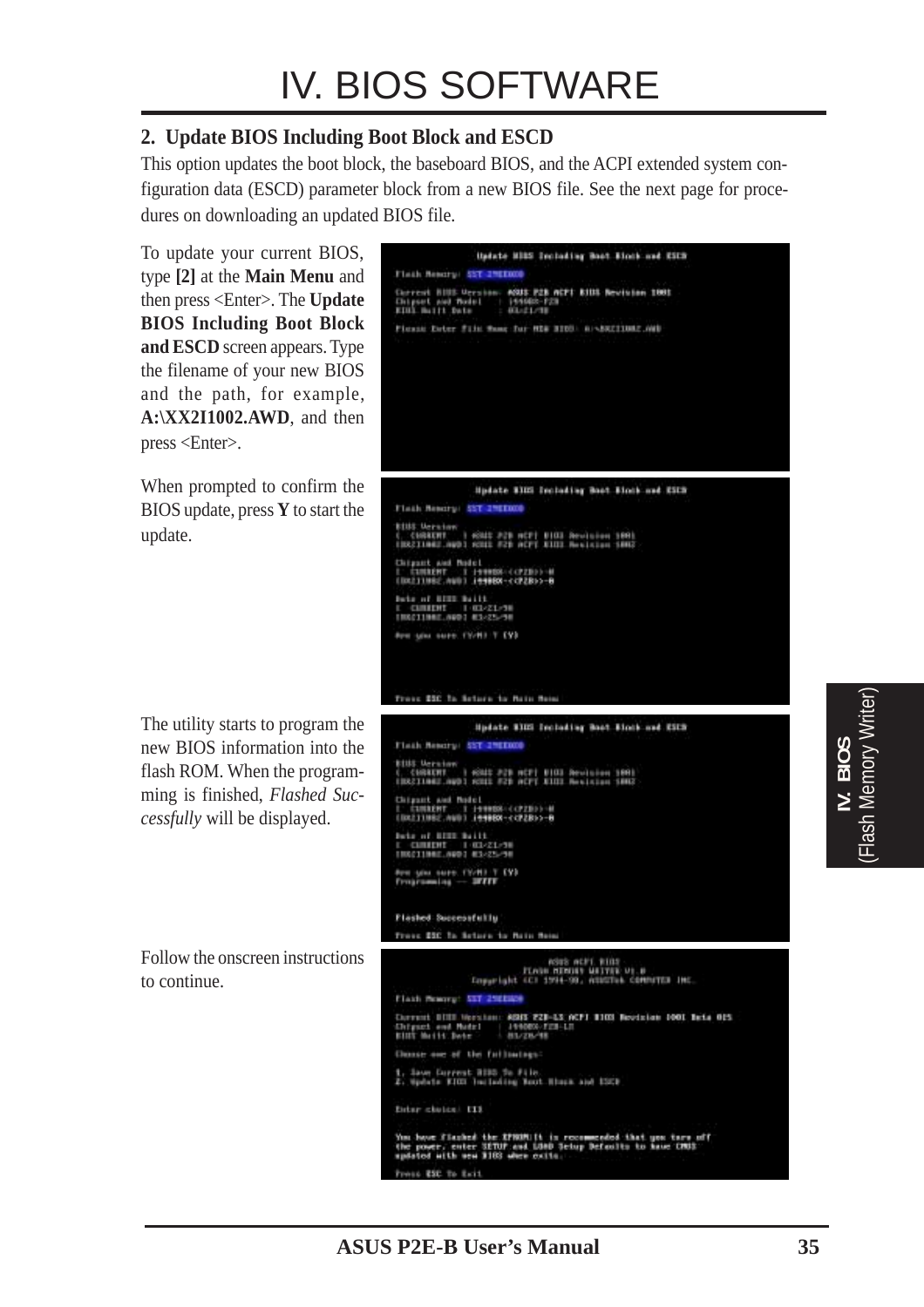## 2. Update BIOS Including Boot Block and ESCD

This option updates the boot block, the baseboard BIOS, and the ACPI extended system configuration data (ESCD) parameter block from a new BIOS file. See the next page for procedures on downloading an updated BIOS file.

To update your current BIOS, type **[2]** at the **Main Menu** and then press <Enter>. The **Update BIOS Including Boot Block and ESCD** screen appears. Type the filename of your new BIOS and the path, for example, **A:\XX2I1002.AWD**, and then press <Enter>.

When prompted to confirm the BIOS update, press **Y** to start the update.

The utility starts to program the new BIOS information into the flash ROM. When the programming is finished, *Flashed Successfully* will be displayed.

Follow the onscreen instructions to continue.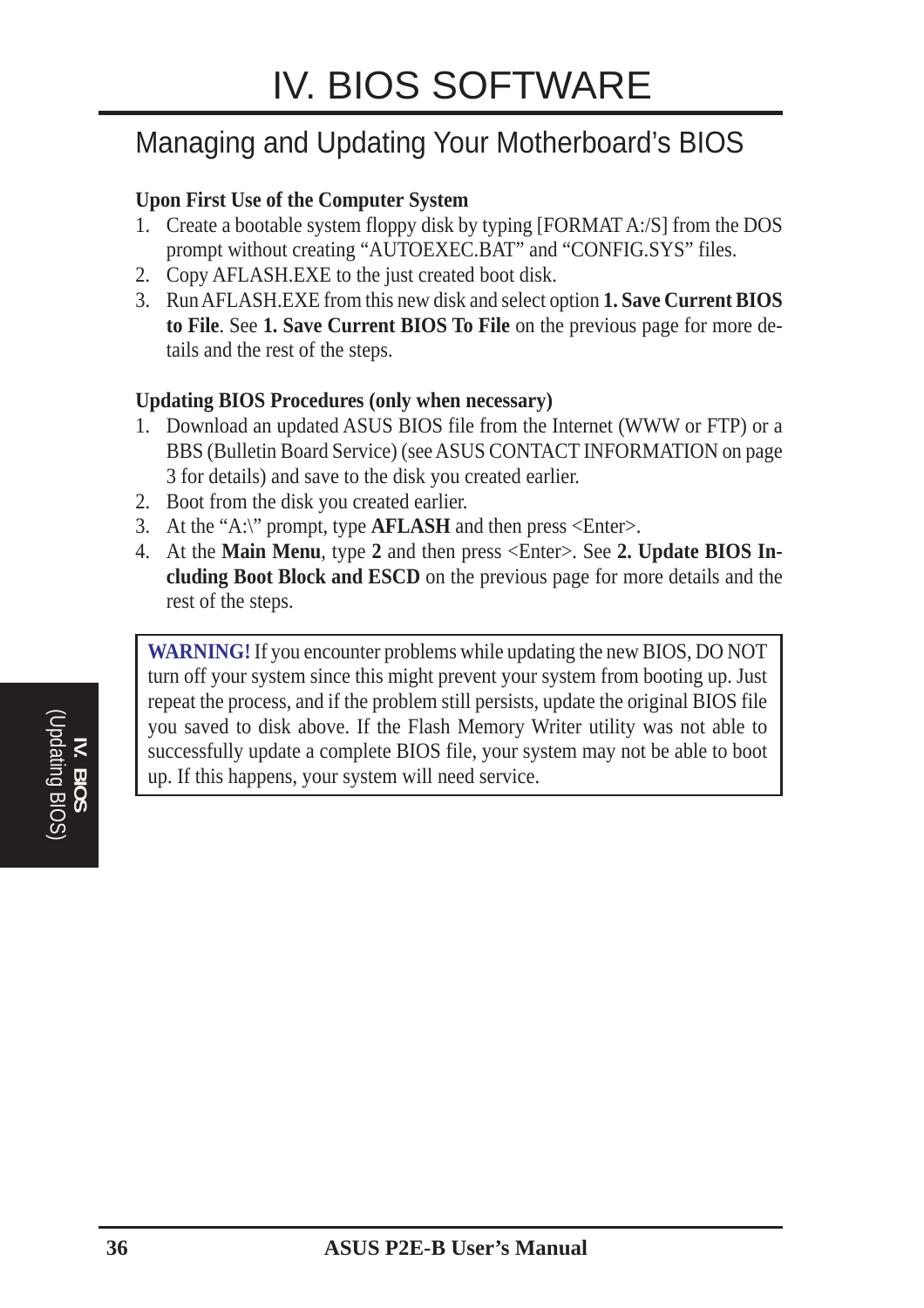# IV. BIOS SOFTWARE

## Managing and Updating Your Motherboard's BIOS

**Upon First Use of the Computer System**

1. Create a bootable system floppy disk by typing [FORMAT A:/S] from the DOS prompt without creating "AUTOEXEC.BAT" and "CONFIG.SYS" files.
2. Copy AFLASH.EXE to the just created boot disk.
3. Run AFLASH.EXE from this new disk and select option **1. Save Current BIOS to File**. See **1. Save Current BIOS To File** on the previous page for more details and the rest of the steps.

**Updating BIOS Procedures (only when necessary)**

1. Download an updated ASUS BIOS file from the Internet (WWW or FTP) or a BBS (Bulletin Board Service) (see ASUS CONTACT INFORMATION on page 3 for details) and save to the disk you created earlier.
2. Boot from the disk you created earlier.
3. At the "A:\" prompt, type **AFLASH** and then press <Enter>.
4. At the **Main Menu**, type **2** and then press <Enter>. See **2. Update BIOS Including Boot Block and ESCD** on the previous page for more details and the rest of the steps.

> **WARNING!** If you encounter problems while updating the new BIOS, DO NOT turn off your system since this might prevent your system from booting up. Just repeat the process, and if the problem still persists, update the original BIOS file you saved to disk above. If the Flash Memory Writer utility was not able to successfully update a complete BIOS file, your system may not be able to boot up. If this happens, your system will need service.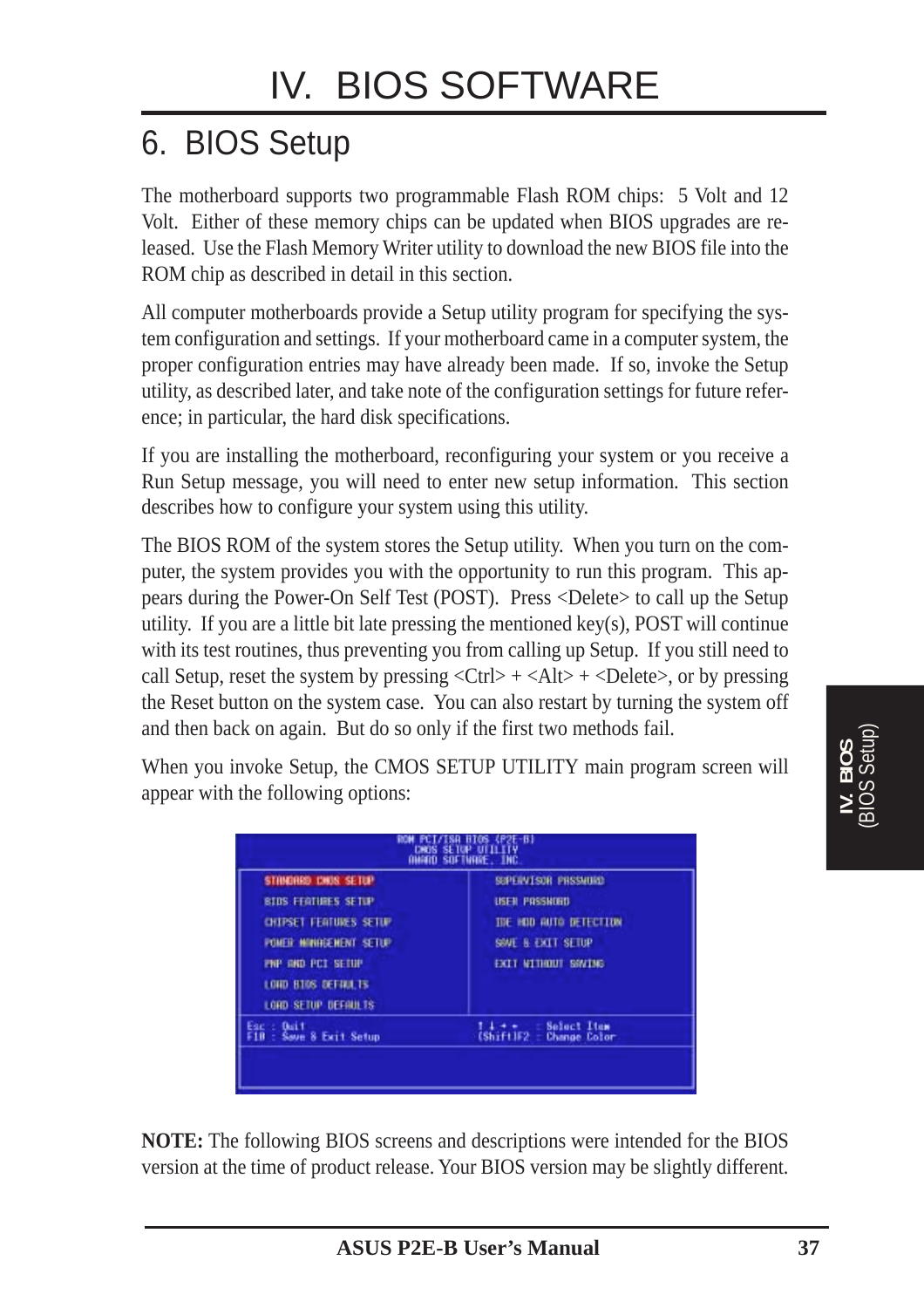# IV. BIOS SOFTWARE

## 6. BIOS Setup

The motherboard supports two programmable Flash ROM chips: 5 Volt and 12 Volt. Either of these memory chips can be updated when BIOS upgrades are released. Use the Flash Memory Writer utility to download the new BIOS file into the ROM chip as described in detail in this section.

All computer motherboards provide a Setup utility program for specifying the system configuration and settings. If your motherboard came in a computer system, the proper configuration entries may have already been made. If so, invoke the Setup utility, as described later, and take note of the configuration settings for future reference; in particular, the hard disk specifications.

If you are installing the motherboard, reconfiguring your system or you receive a Run Setup message, you will need to enter new setup information. This section describes how to configure your system using this utility.

The BIOS ROM of the system stores the Setup utility. When you turn on the computer, the system provides you with the opportunity to run this program. This appears during the Power-On Self Test (POST). Press <Delete> to call up the Setup utility. If you are a little bit late pressing the mentioned key(s), POST will continue with its test routines, thus preventing you from calling up Setup. If you still need to call Setup, reset the system by pressing <Ctrl> + <Alt> + <Delete>, or by pressing the Reset button on the system case. You can also restart by turning the system off and then back on again. But do so only if the first two methods fail.

When you invoke Setup, the CMOS SETUP UTILITY main program screen will appear with the following options:

```
                 ROM PCI/ISA BIOS (P2E-B)
                   CMOS SETUP UTILITY
                   AWARD SOFTWARE, INC.

  STANDARD CMOS SETUP          SUPERVISOR PASSWORD
  BIOS FEATURES SETUP          USER PASSWORD
  CHIPSET FEATURES SETUP       IDE HDD AUTO DETECTION
  POWER MANAGEMENT SETUP       SAVE & EXIT SETUP
  PNP AND PCI SETUP            EXIT WITHOUT SAVING
  LOAD BIOS DEFAULTS
  LOAD SETUP DEFAULTS

  Esc : Quit                   ↑ ↓ → ←   : Select Item
  F10 : Save & Exit Setup      (Shift)F2 : Change Color
```

**NOTE:** The following BIOS screens and descriptions were intended for the BIOS version at the time of product release. Your BIOS version may be slightly different.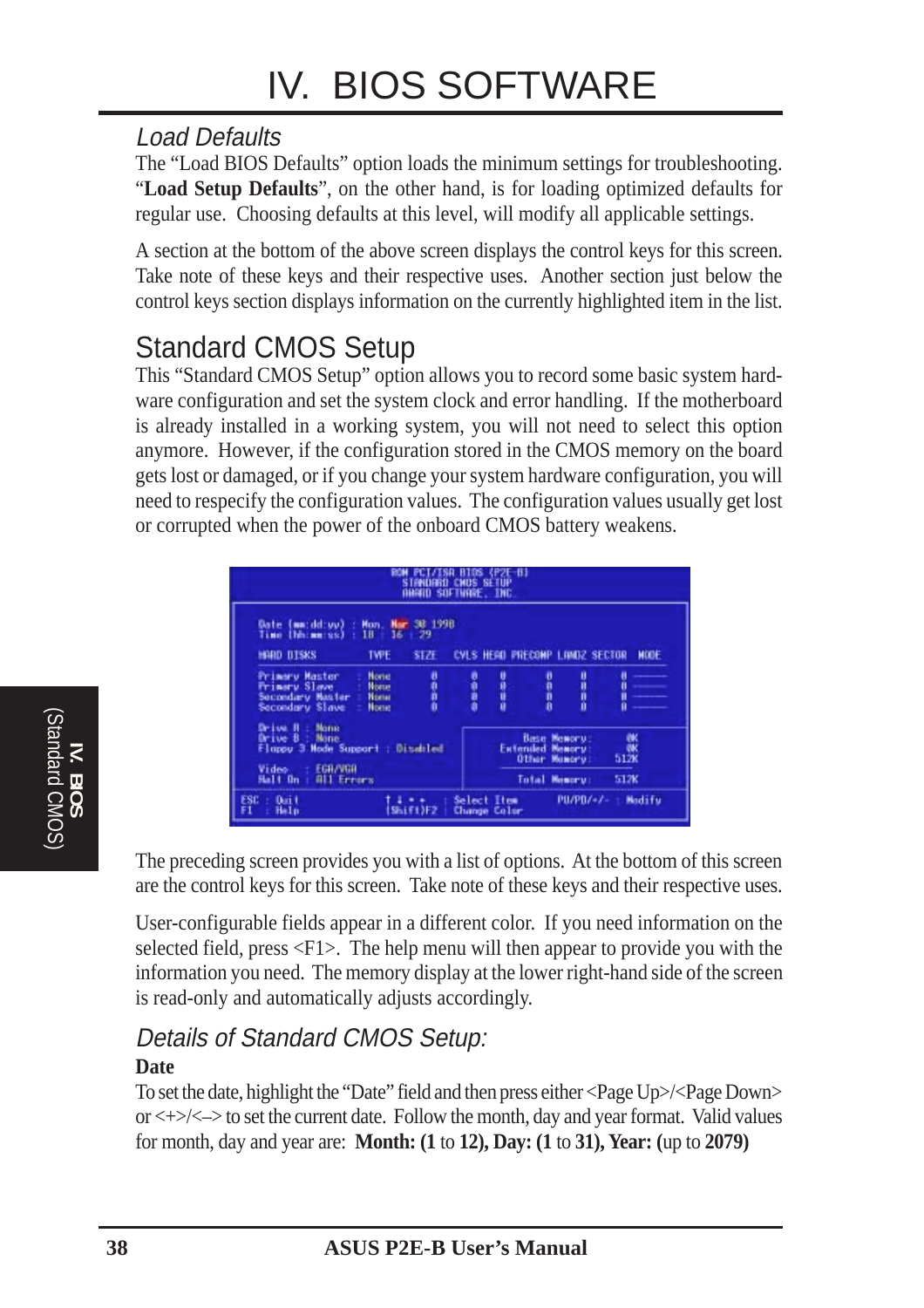# IV. BIOS SOFTWARE

### *Load Defaults*

The "Load BIOS Defaults" option loads the minimum settings for troubleshooting. "**Load Setup Defaults**", on the other hand, is for loading optimized defaults for regular use. Choosing defaults at this level, will modify all applicable settings.

A section at the bottom of the above screen displays the control keys for this screen. Take note of these keys and their respective uses. Another section just below the control keys section displays information on the currently highlighted item in the list.

## Standard CMOS Setup

This "Standard CMOS Setup" option allows you to record some basic system hardware configuration and set the system clock and error handling. If the motherboard is already installed in a working system, you will not need to select this option anymore. However, if the configuration stored in the CMOS memory on the board gets lost or damaged, or if you change your system hardware configuration, you will need to respecify the configuration values. The configuration values usually get lost or corrupted when the power of the onboard CMOS battery weakens.

The preceding screen provides you with a list of options. At the bottom of this screen are the control keys for this screen. Take note of these keys and their respective uses.

User-configurable fields appear in a different color. If you need information on the selected field, press <F1>. The help menu will then appear to provide you with the information you need. The memory display at the lower right-hand side of the screen is read-only and automatically adjusts accordingly.

### *Details of Standard CMOS Setup:*

**Date**

To set the date, highlight the "Date" field and then press either <Page Up>/<Page Down> or <+>/<–> to set the current date. Follow the month, day and year format. Valid values for month, day and year are: **Month: (1** to **12), Day: (1** to **31), Year: (**up to **2079)**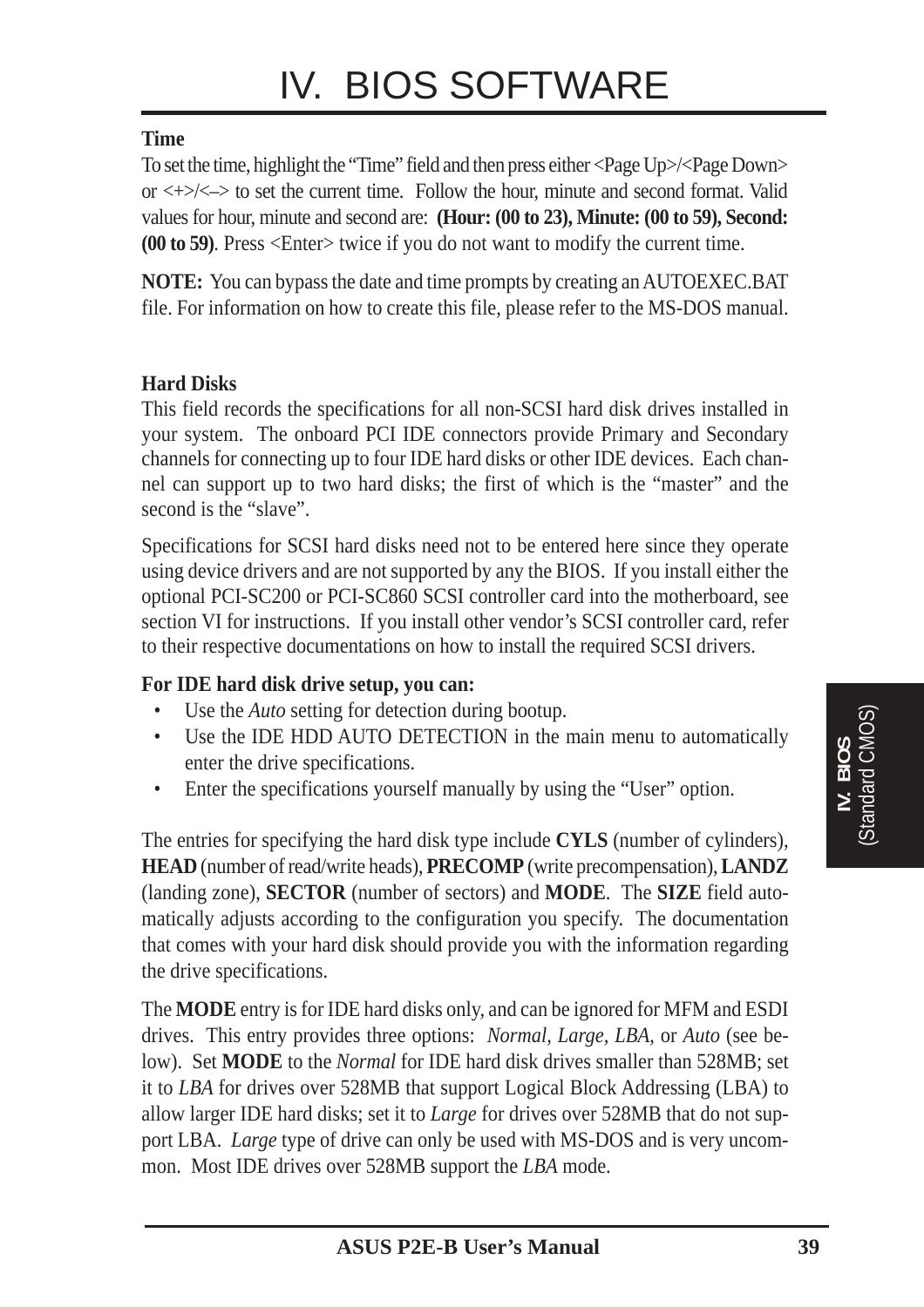# IV. BIOS SOFTWARE

**Time**

To set the time, highlight the "Time" field and then press either <Page Up>/<Page Down> or <+>/<–> to set the current time. Follow the hour, minute and second format. Valid values for hour, minute and second are: **(Hour: (00 to 23), Minute: (00 to 59), Second: (00 to 59)**. Press <Enter> twice if you do not want to modify the current time.

**NOTE:** You can bypass the date and time prompts by creating an AUTOEXEC.BAT file. For information on how to create this file, please refer to the MS-DOS manual.

**Hard Disks**

This field records the specifications for all non-SCSI hard disk drives installed in your system. The onboard PCI IDE connectors provide Primary and Secondary channels for connecting up to four IDE hard disks or other IDE devices. Each channel can support up to two hard disks; the first of which is the "master" and the second is the "slave".

Specifications for SCSI hard disks need not to be entered here since they operate using device drivers and are not supported by any the BIOS. If you install either the optional PCI-SC200 or PCI-SC860 SCSI controller card into the motherboard, see section VI for instructions. If you install other vendor's SCSI controller card, refer to their respective documentations on how to install the required SCSI drivers.

**For IDE hard disk drive setup, you can:**

- Use the *Auto* setting for detection during bootup.
- Use the IDE HDD AUTO DETECTION in the main menu to automatically enter the drive specifications.
- Enter the specifications yourself manually by using the "User" option.

The entries for specifying the hard disk type include **CYLS** (number of cylinders), **HEAD** (number of read/write heads), **PRECOMP** (write precompensation), **LANDZ** (landing zone), **SECTOR** (number of sectors) and **MODE**. The **SIZE** field automatically adjusts according to the configuration you specify. The documentation that comes with your hard disk should provide you with the information regarding the drive specifications.

The **MODE** entry is for IDE hard disks only, and can be ignored for MFM and ESDI drives. This entry provides three options: *Normal, Large, LBA*, or *Auto* (see below). Set **MODE** to the *Normal* for IDE hard disk drives smaller than 528MB; set it to *LBA* for drives over 528MB that support Logical Block Addressing (LBA) to allow larger IDE hard disks; set it to *Large* for drives over 528MB that do not support LBA. *Large* type of drive can only be used with MS-DOS and is very uncommon. Most IDE drives over 528MB support the *LBA* mode.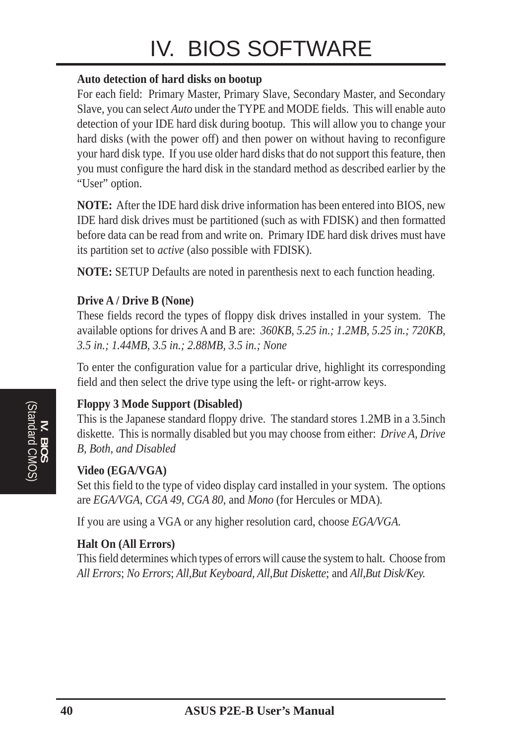**Auto detection of hard disks on bootup**

For each field: Primary Master, Primary Slave, Secondary Master, and Secondary Slave, you can select *Auto* under the TYPE and MODE fields. This will enable auto detection of your IDE hard disk during bootup. This will allow you to change your hard disks (with the power off) and then power on without having to reconfigure your hard disk type. If you use older hard disks that do not support this feature, then you must configure the hard disk in the standard method as described earlier by the "User" option.

**NOTE:** After the IDE hard disk drive information has been entered into BIOS, new IDE hard disk drives must be partitioned (such as with FDISK) and then formatted before data can be read from and write on. Primary IDE hard disk drives must have its partition set to *active* (also possible with FDISK).

**NOTE:** SETUP Defaults are noted in parenthesis next to each function heading.

**Drive A / Drive B (None)**

These fields record the types of floppy disk drives installed in your system. The available options for drives A and B are: *360KB, 5.25 in.; 1.2MB, 5.25 in.; 720KB, 3.5 in.; 1.44MB, 3.5 in.; 2.88MB, 3.5 in.; None*

To enter the configuration value for a particular drive, highlight its corresponding field and then select the drive type using the left- or right-arrow keys.

**Floppy 3 Mode Support (Disabled)**

This is the Japanese standard floppy drive. The standard stores 1.2MB in a 3.5inch diskette. This is normally disabled but you may choose from either: *Drive A, Drive B, Both, and Disabled*

**Video (EGA/VGA)**

Set this field to the type of video display card installed in your system. The options are *EGA/VGA*, *CGA 49*, *CGA 80*, and *Mono* (for Hercules or MDA).

If you are using a VGA or any higher resolution card, choose *EGA/VGA.*

**Halt On (All Errors)**

This field determines which types of errors will cause the system to halt. Choose from *All Errors*; *No Errors*; *All,But Keyboard, All,But Diskette*; and *All,But Disk/Key.*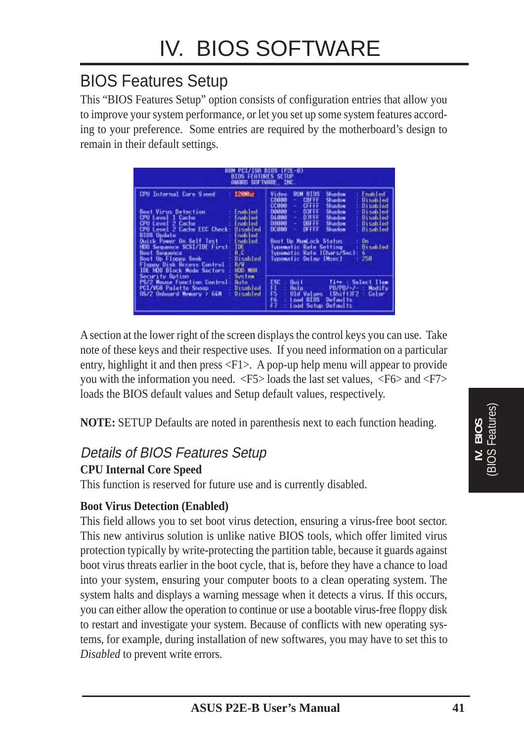# IV. BIOS SOFTWARE

## BIOS Features Setup

This "BIOS Features Setup" option consists of configuration entries that allow you to improve your system performance, or let you set up some system features according to your preference. Some entries are required by the motherboard's design to remain in their default settings.

```
                    ROM PCI/ISA BIOS (P2E-B)
                      BIOS FEATURES SETUP
                      AWARD SOFTWARE, INC.

CPU Internal Core Speed        : 120Mhz    | Video   ROM BIOS Shadow : Enabled
                                           | C8000 - CBFFF  Shadow   : Disabled
Boot Virus Detection           : Enabled   | CC000 - CFFFF  Shadow   : Disabled
CPU Level 1 Cache              : Enabled   | D0000 - D3FFF  Shadow   : Disabled
CPU Level 2 Cache              : Enabled   | D4000 - D7FFF  Shadow   : Disabled
CPU Level 2 Cache ECC Check    : Disabled  | D8000 - DBFFF  Shadow   : Disabled
BIOS Update                    : Enabled   | DC000 - DFFFF  Shadow   : Disabled
Quick Power On Self Test       : Enabled   |
HDD Sequence SCSI/IDE First    : IDE       | Boot Up NumLock Status      : On
Boot Sequence                  : A,C       | Typematic Rate Setting      : Disabled
Boot Up Floppy Seek            : Disabled  | Typematic Rate (Chars/Sec)  : 6
Floppy Disk Access Control     : R/W       | Typematic Delay (Msec)      : 250
IDE HDD Block Mode Sectors     : HDD MAX   |
Security Option                : System    |
PS/2 Mouse Function Control    : Auto      | ESC : Quit       ↑↓→← : Select Item
PCI/VGA Palette Snoop          : Disabled  | F1  : Help       PU/PD/+/- : Modify
OS/2 Onboard Memory > 64M      : Disabled  | F5  : Old Values (Shift)F2 : Color
                                           | F6  : Load BIOS Defaults
                                           | F7  : Load Setup Defaults
```

A section at the lower right of the screen displays the control keys you can use. Take note of these keys and their respective uses. If you need information on a particular entry, highlight it and then press <F1>. A pop-up help menu will appear to provide you with the information you need. <F5> loads the last set values, <F6> and <F7> loads the BIOS default values and Setup default values, respectively.

**NOTE:** SETUP Defaults are noted in parenthesis next to each function heading.

### *Details of BIOS Features Setup*

**CPU Internal Core Speed**

This function is reserved for future use and is currently disabled.

**Boot Virus Detection (Enabled)**

This field allows you to set boot virus detection, ensuring a virus-free boot sector. This new antivirus solution is unlike native BIOS tools, which offer limited virus protection typically by write-protecting the partition table, because it guards against boot virus threats earlier in the boot cycle, that is, before they have a chance to load into your system, ensuring your computer boots to a clean operating system. The system halts and displays a warning message when it detects a virus. If this occurs, you can either allow the operation to continue or use a bootable virus-free floppy disk to restart and investigate your system. Because of conflicts with new operating systems, for example, during installation of new softwares, you may have to set this to *Disabled* to prevent write errors.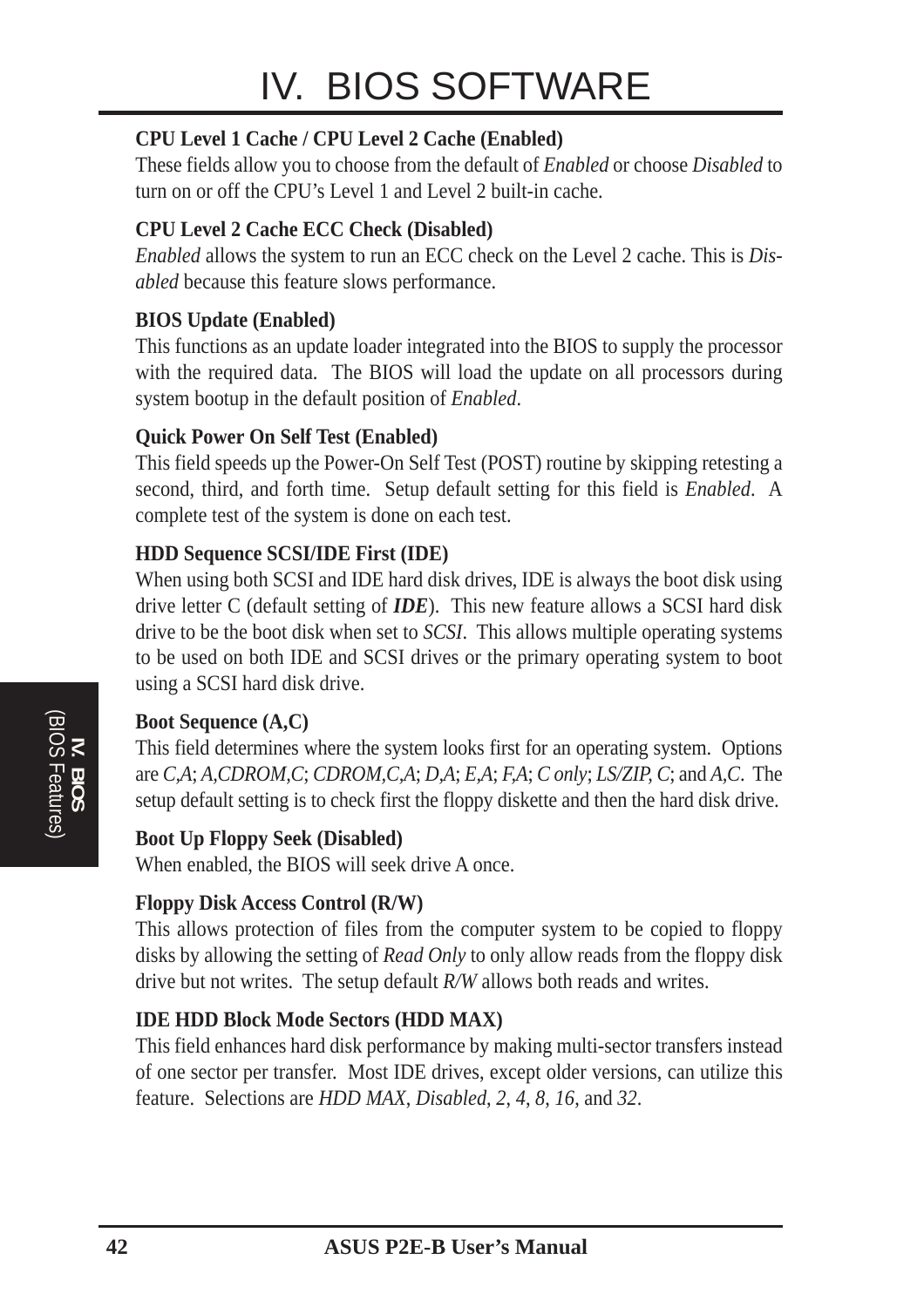**CPU Level 1 Cache / CPU Level 2 Cache (Enabled)**

These fields allow you to choose from the default of *Enabled* or choose *Disabled* to turn on or off the CPU's Level 1 and Level 2 built-in cache.

**CPU Level 2 Cache ECC Check (Disabled)**

*Enabled* allows the system to run an ECC check on the Level 2 cache. This is *Disabled* because this feature slows performance.

**BIOS Update (Enabled)**

This functions as an update loader integrated into the BIOS to supply the processor with the required data. The BIOS will load the update on all processors during system bootup in the default position of *Enabled*.

**Quick Power On Self Test (Enabled)**

This field speeds up the Power-On Self Test (POST) routine by skipping retesting a second, third, and forth time. Setup default setting for this field is *Enabled*. A complete test of the system is done on each test.

**HDD Sequence SCSI/IDE First (IDE)**

When using both SCSI and IDE hard disk drives, IDE is always the boot disk using drive letter C (default setting of ***IDE***). This new feature allows a SCSI hard disk drive to be the boot disk when set to *SCSI*. This allows multiple operating systems to be used on both IDE and SCSI drives or the primary operating system to boot using a SCSI hard disk drive.

**Boot Sequence (A,C)**

This field determines where the system looks first for an operating system. Options are *C,A*; *A,CDROM,C*; *CDROM,C,A*; *D,A*; *E,A*; *F,A*; *C only*; *LS/ZIP, C*; and *A,C*. The setup default setting is to check first the floppy diskette and then the hard disk drive.

**Boot Up Floppy Seek (Disabled)**

When enabled, the BIOS will seek drive A once.

**Floppy Disk Access Control (R/W)**

This allows protection of files from the computer system to be copied to floppy disks by allowing the setting of *Read Only* to only allow reads from the floppy disk drive but not writes. The setup default *R/W* allows both reads and writes.

**IDE HDD Block Mode Sectors (HDD MAX)**

This field enhances hard disk performance by making multi-sector transfers instead of one sector per transfer. Most IDE drives, except older versions, can utilize this feature. Selections are *HDD MAX*, *Disabled*, *2*, *4*, *8*, *16*, and *32*.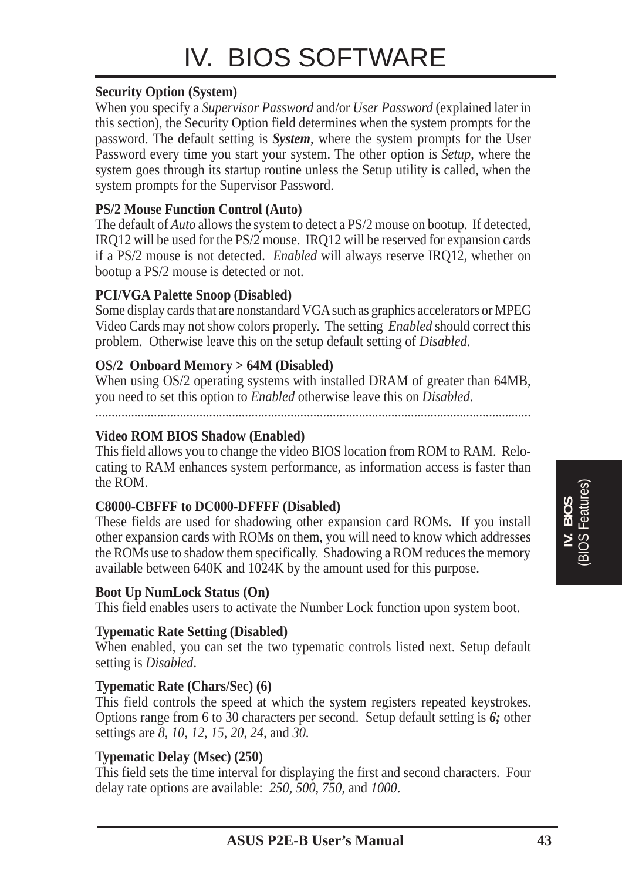# IV. BIOS SOFTWARE

**Security Option (System)**

When you specify a *Supervisor Password* and/or *User Password* (explained later in this section), the Security Option field determines when the system prompts for the password. The default setting is ***System***, where the system prompts for the User Password every time you start your system. The other option is *Setup*, where the system goes through its startup routine unless the Setup utility is called, when the system prompts for the Supervisor Password.

**PS/2 Mouse Function Control (Auto)**

The default of *Auto* allows the system to detect a PS/2 mouse on bootup. If detected, IRQ12 will be used for the PS/2 mouse. IRQ12 will be reserved for expansion cards if a PS/2 mouse is not detected. *Enabled* will always reserve IRQ12, whether on bootup a PS/2 mouse is detected or not.

**PCI/VGA Palette Snoop (Disabled)**

Some display cards that are nonstandard VGA such as graphics accelerators or MPEG Video Cards may not show colors properly. The setting *Enabled* should correct this problem. Otherwise leave this on the setup default setting of *Disabled*.

**OS/2 Onboard Memory > 64M (Disabled)**

When using OS/2 operating systems with installed DRAM of greater than 64MB, you need to set this option to *Enabled* otherwise leave this on *Disabled*.

.............................................................................................................................

**Video ROM BIOS Shadow (Enabled)**

This field allows you to change the video BIOS location from ROM to RAM. Relocating to RAM enhances system performance, as information access is faster than the ROM.

**C8000-CBFFF to DC000-DFFFF (Disabled)**

These fields are used for shadowing other expansion card ROMs. If you install other expansion cards with ROMs on them, you will need to know which addresses the ROMs use to shadow them specifically. Shadowing a ROM reduces the memory available between 640K and 1024K by the amount used for this purpose.

**Boot Up NumLock Status (On)**

This field enables users to activate the Number Lock function upon system boot.

**Typematic Rate Setting (Disabled)**

When enabled, you can set the two typematic controls listed next. Setup default setting is *Disabled*.

**Typematic Rate (Chars/Sec) (6)**

This field controls the speed at which the system registers repeated keystrokes. Options range from 6 to 30 characters per second. Setup default setting is ***6;*** other settings are *8*, *10*, *12*, *15*, *20*, *24*, and *30*.

**Typematic Delay (Msec) (250)**

This field sets the time interval for displaying the first and second characters. Four delay rate options are available: *250*, *500*, *750*, and *1000*.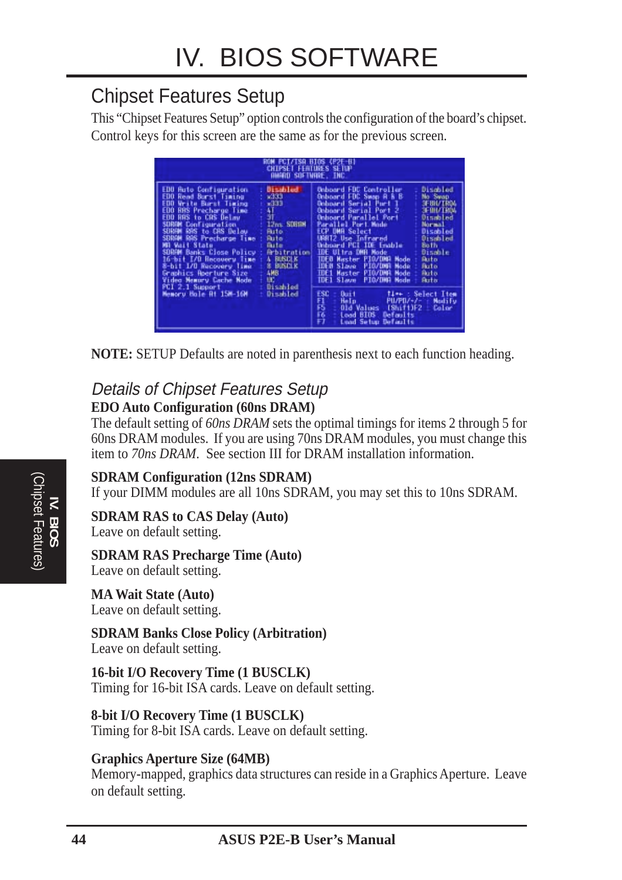# IV. BIOS SOFTWARE

## Chipset Features Setup

This "Chipset Features Setup" option controls the configuration of the board's chipset. Control keys for this screen are the same as for the previous screen.

```
ROM PCI/ISA BIOS (P2E-B)
CHIPSET FEATURES SETUP
AWARD SOFTWARE, INC.

EDO Auto Configuration      : Disabled      Onboard FDC Controller       : Disabled
EDO Read Burst Timing       : x333          Onboard FDC Swap A & B       : No Swap
EDO Write Burst Timing      : x333          Onboard Serial Port 1        : 3F8H/IRQ4
EDO RAS Precharge Time      : 4T            Onboard Serial Port 2        : 2F8H/IRQ3
EDO RAS to CAS Delay        : 3T            Onboard Parallel Port        : Disabled
SDRAM Configuration         : 12ns SDRAM    Parallel Port Mode           : Normal
SDRAM RAS to CAS Delay      : Auto          ECP DMA Select               : Disabled
SDRAM RAS Precharge Time    : Auto          UART2 Use Infrared           : Disabled
MA Wait State               : Auto          Onboard PCI IDE Enable       : Both
SDRAM Banks Close Policy    : Arbitration   IDE Ultra DMA Mode           : Disable
16-bit I/O Recovery Time    : 4 BUSCLK      IDE0 Master PIO/DMA Mode     : Auto
8-bit I/O Recovery Time     : 8 BUSCLK      IDE0 Slave  PIO/DMA Mode     : Auto
Graphics Aperture Size      : 4MB           IDE1 Master PIO/DMA Mode     : Auto
Video Memory Cache Mode     : UC            IDE1 Slave  PIO/DMA Mode     : Auto
PCI 2.1 Support             : Disabled
Memory Hole At 15M-16M      : Disabled      ESC : Quit        ↑↓→← : Select Item
                                            F1  : Help        PU/PD/+/- : Modify
                                            F5  : Old Values  (Shift)F2 : Color
                                            F6  : Load BIOS  Defaults
                                            F7  : Load Setup Defaults
```

**NOTE:** SETUP Defaults are noted in parenthesis next to each function heading.

### *Details of Chipset Features Setup*

**EDO Auto Configuration (60ns DRAM)**
The default setting of *60ns DRAM* sets the optimal timings for items 2 through 5 for 60ns DRAM modules. If you are using 70ns DRAM modules, you must change this item to *70ns DRAM*. See section III for DRAM installation information.

**SDRAM Configuration (12ns SDRAM)**
If your DIMM modules are all 10ns SDRAM, you may set this to 10ns SDRAM.

**SDRAM RAS to CAS Delay (Auto)**
Leave on default setting.

**SDRAM RAS Precharge Time (Auto)**
Leave on default setting.

**MA Wait State (Auto)**
Leave on default setting.

**SDRAM Banks Close Policy (Arbitration)**
Leave on default setting.

**16-bit I/O Recovery Time (1 BUSCLK)**
Timing for 16-bit ISA cards. Leave on default setting.

**8-bit I/O Recovery Time (1 BUSCLK)**
Timing for 8-bit ISA cards. Leave on default setting.

**Graphics Aperture Size (64MB)**
Memory-mapped, graphics data structures can reside in a Graphics Aperture. Leave on default setting.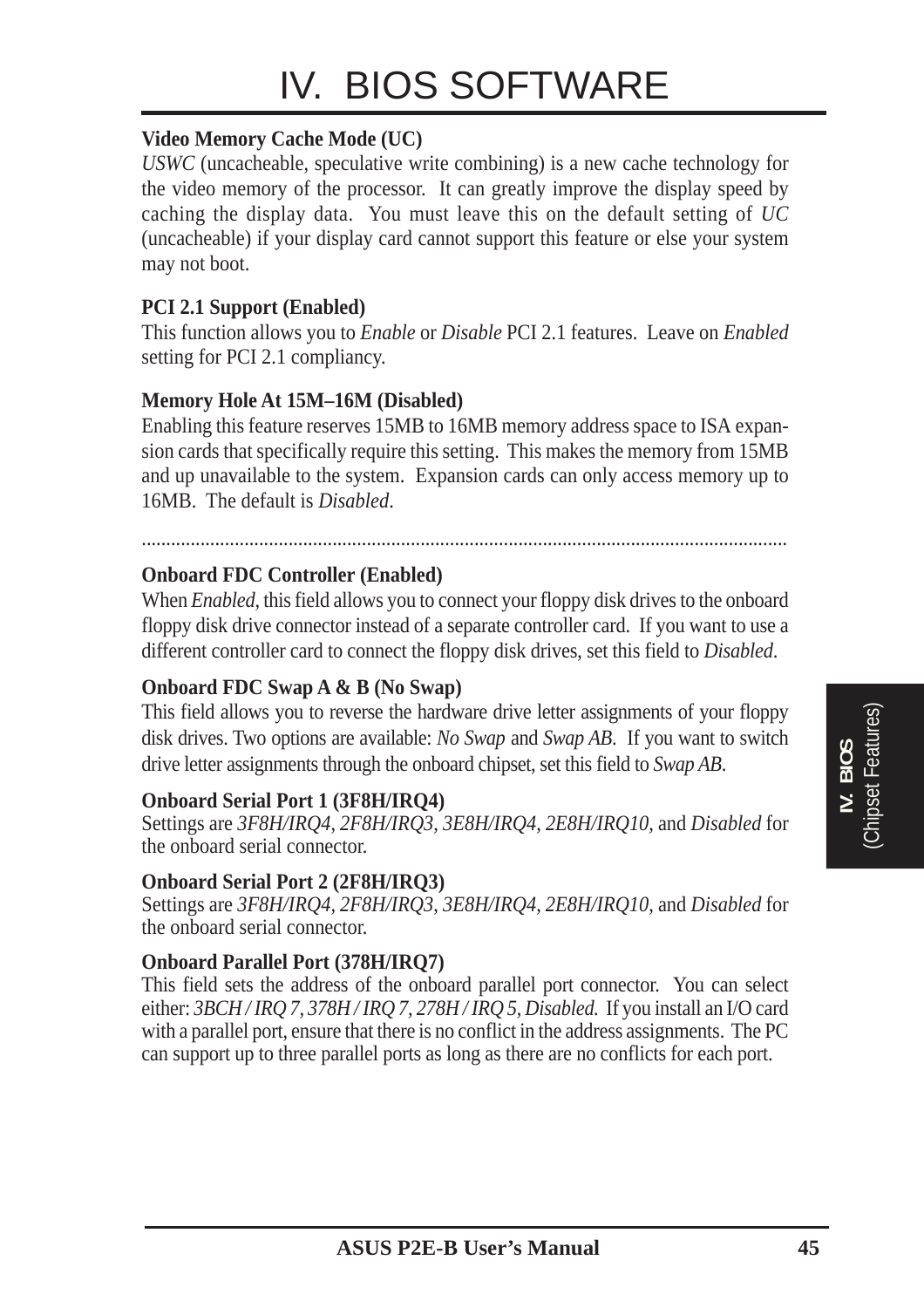**Video Memory Cache Mode (UC)**

*USWC* (uncacheable, speculative write combining) is a new cache technology for the video memory of the processor. It can greatly improve the display speed by caching the display data. You must leave this on the default setting of *UC* (uncacheable) if your display card cannot support this feature or else your system may not boot.

**PCI 2.1 Support (Enabled)**

This function allows you to *Enable* or *Disable* PCI 2.1 features. Leave on *Enabled* setting for PCI 2.1 compliancy.

**Memory Hole At 15M–16M (Disabled)**

Enabling this feature reserves 15MB to 16MB memory address space to ISA expansion cards that specifically require this setting. This makes the memory from 15MB and up unavailable to the system. Expansion cards can only access memory up to 16MB. The default is *Disabled*.

..........................................................................................................................

**Onboard FDC Controller (Enabled)**

When *Enabled*, this field allows you to connect your floppy disk drives to the onboard floppy disk drive connector instead of a separate controller card. If you want to use a different controller card to connect the floppy disk drives, set this field to *Disabled*.

**Onboard FDC Swap A & B (No Swap)**

This field allows you to reverse the hardware drive letter assignments of your floppy disk drives. Two options are available: *No Swap* and *Swap AB*. If you want to switch drive letter assignments through the onboard chipset, set this field to *Swap AB*.

**Onboard Serial Port 1 (3F8H/IRQ4)**

Settings are *3F8H/IRQ4, 2F8H/IRQ3, 3E8H/IRQ4, 2E8H/IRQ10,* and *Disabled* for the onboard serial connector.

**Onboard Serial Port 2 (2F8H/IRQ3)**

Settings are *3F8H/IRQ4, 2F8H/IRQ3, 3E8H/IRQ4, 2E8H/IRQ10,* and *Disabled* for the onboard serial connector.

**Onboard Parallel Port (378H/IRQ7)**

This field sets the address of the onboard parallel port connector. You can select either: *3BCH / IRQ 7, 378H / IRQ 7, 278H / IRQ 5, Disabled.* If you install an I/O card with a parallel port, ensure that there is no conflict in the address assignments. The PC can support up to three parallel ports as long as there are no conflicts for each port.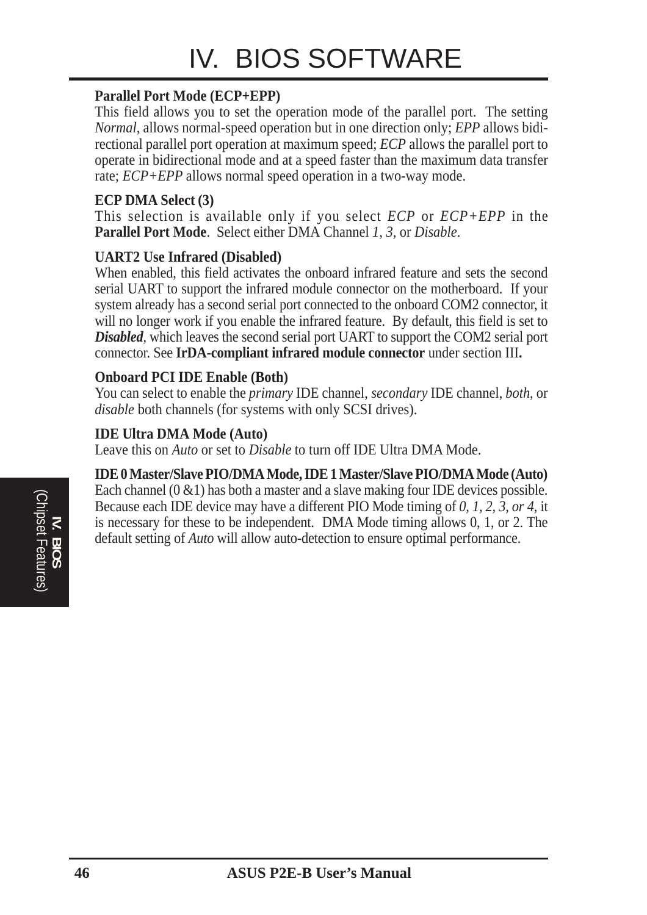**Parallel Port Mode (ECP+EPP)**
This field allows you to set the operation mode of the parallel port. The setting *Normal*, allows normal-speed operation but in one direction only; *EPP* allows bidirectional parallel port operation at maximum speed; *ECP* allows the parallel port to operate in bidirectional mode and at a speed faster than the maximum data transfer rate; *ECP+EPP* allows normal speed operation in a two-way mode.

**ECP DMA Select (3)**
This selection is available only if you select *ECP* or *ECP+EPP* in the **Parallel Port Mode**. Select either DMA Channel *1, 3*, or *Disable*.

**UART2 Use Infrared (Disabled)**
When enabled, this field activates the onboard infrared feature and sets the second serial UART to support the infrared module connector on the motherboard. If your system already has a second serial port connected to the onboard COM2 connector, it will no longer work if you enable the infrared feature. By default, this field is set to ***Disabled***, which leaves the second serial port UART to support the COM2 serial port connector. See **IrDA-compliant infrared module connector** under section III**.**

**Onboard PCI IDE Enable (Both)**
You can select to enable the *primary* IDE channel, *secondary* IDE channel, *both*, or *disable* both channels (for systems with only SCSI drives).

**IDE Ultra DMA Mode (Auto)**
Leave this on *Auto* or set to *Disable* to turn off IDE Ultra DMA Mode.

**IDE 0 Master/Slave PIO/DMA Mode, IDE 1 Master/Slave PIO/DMA Mode (Auto)**
Each channel (0 &1) has both a master and a slave making four IDE devices possible. Because each IDE device may have a different PIO Mode timing of *0, 1, 2, 3, or 4*, it is necessary for these to be independent. DMA Mode timing allows 0, 1, or 2. The default setting of *Auto* will allow auto-detection to ensure optimal performance.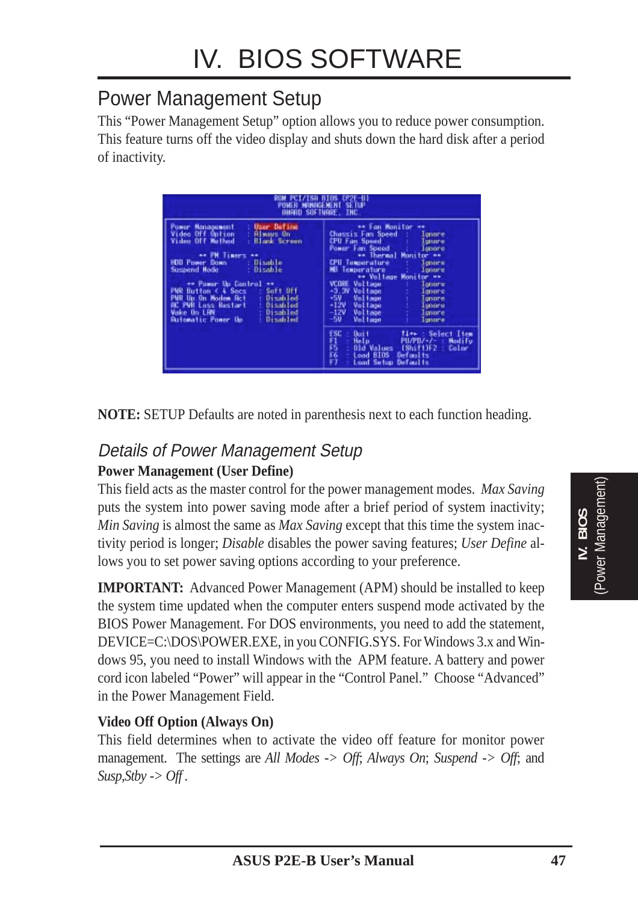# IV. BIOS SOFTWARE

## Power Management Setup

This "Power Management Setup" option allows you to reduce power consumption. This feature turns off the video display and shuts down the hard disk after a period of inactivity.

**NOTE:** SETUP Defaults are noted in parenthesis next to each function heading.

### *Details of Power Management Setup*

**Power Management (User Define)**

This field acts as the master control for the power management modes. *Max Saving* puts the system into power saving mode after a brief period of system inactivity; *Min Saving* is almost the same as *Max Saving* except that this time the system inactivity period is longer; *Disable* disables the power saving features; *User Define* allows you to set power saving options according to your preference.

**IMPORTANT:** Advanced Power Management (APM) should be installed to keep the system time updated when the computer enters suspend mode activated by the BIOS Power Management. For DOS environments, you need to add the statement, DEVICE=C:\DOS\POWER.EXE, in you CONFIG.SYS. For Windows 3.x and Windows 95, you need to install Windows with the APM feature. A battery and power cord icon labeled "Power" will appear in the "Control Panel." Choose "Advanced" in the Power Management Field.

**Video Off Option (Always On)**

This field determines when to activate the video off feature for monitor power management. The settings are *All Modes -> Off*; *Always On*; *Suspend -> Off*; and *Susp,Stby -> Off*.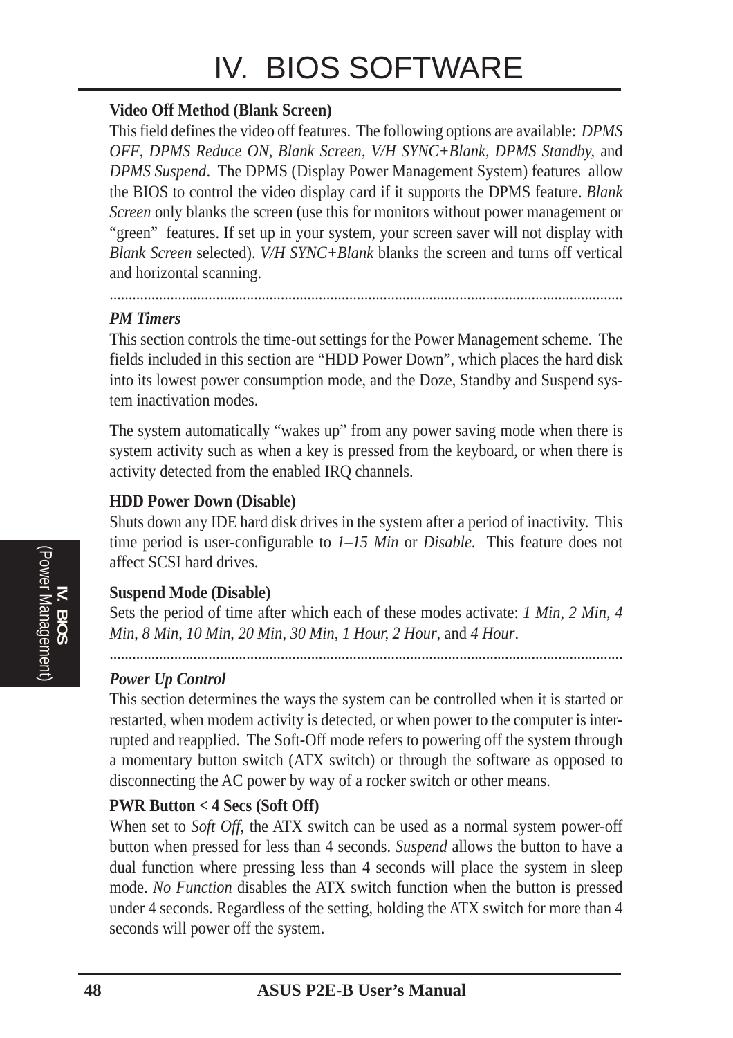**Video Off Method (Blank Screen)**

This field defines the video off features. The following options are available: *DPMS OFF*, *DPMS Reduce ON*, *Blank Screen*, *V/H SYNC+Blank*, *DPMS Standby,* and *DPMS Suspend*. The DPMS (Display Power Management System) features allow the BIOS to control the video display card if it supports the DPMS feature. *Blank Screen* only blanks the screen (use this for monitors without power management or "green" features. If set up in your system, your screen saver will not display with *Blank Screen* selected). *V/H SYNC+Blank* blanks the screen and turns off vertical and horizontal scanning.

---

***PM Timers***

This section controls the time-out settings for the Power Management scheme. The fields included in this section are "HDD Power Down", which places the hard disk into its lowest power consumption mode, and the Doze, Standby and Suspend system inactivation modes.

The system automatically "wakes up" from any power saving mode when there is system activity such as when a key is pressed from the keyboard, or when there is activity detected from the enabled IRQ channels.

**HDD Power Down (Disable)**

Shuts down any IDE hard disk drives in the system after a period of inactivity. This time period is user-configurable to *1–15 Min* or *Disable*. This feature does not affect SCSI hard drives.

**Suspend Mode (Disable)**

Sets the period of time after which each of these modes activate: *1 Min*, *2 Min*, *4 Min*, *8 Min*, *10 Min*, *20 Min*, *30 Min*, *1 Hour*, *2 Hour*, and *4 Hour*.

---

***Power Up Control***

This section determines the ways the system can be controlled when it is started or restarted, when modem activity is detected, or when power to the computer is interrupted and reapplied. The Soft-Off mode refers to powering off the system through a momentary button switch (ATX switch) or through the software as opposed to disconnecting the AC power by way of a rocker switch or other means.

**PWR Button < 4 Secs (Soft Off)**

When set to *Soft Off*, the ATX switch can be used as a normal system power-off button when pressed for less than 4 seconds. *Suspend* allows the button to have a dual function where pressing less than 4 seconds will place the system in sleep mode. *No Function* disables the ATX switch function when the button is pressed under 4 seconds. Regardless of the setting, holding the ATX switch for more than 4 seconds will power off the system.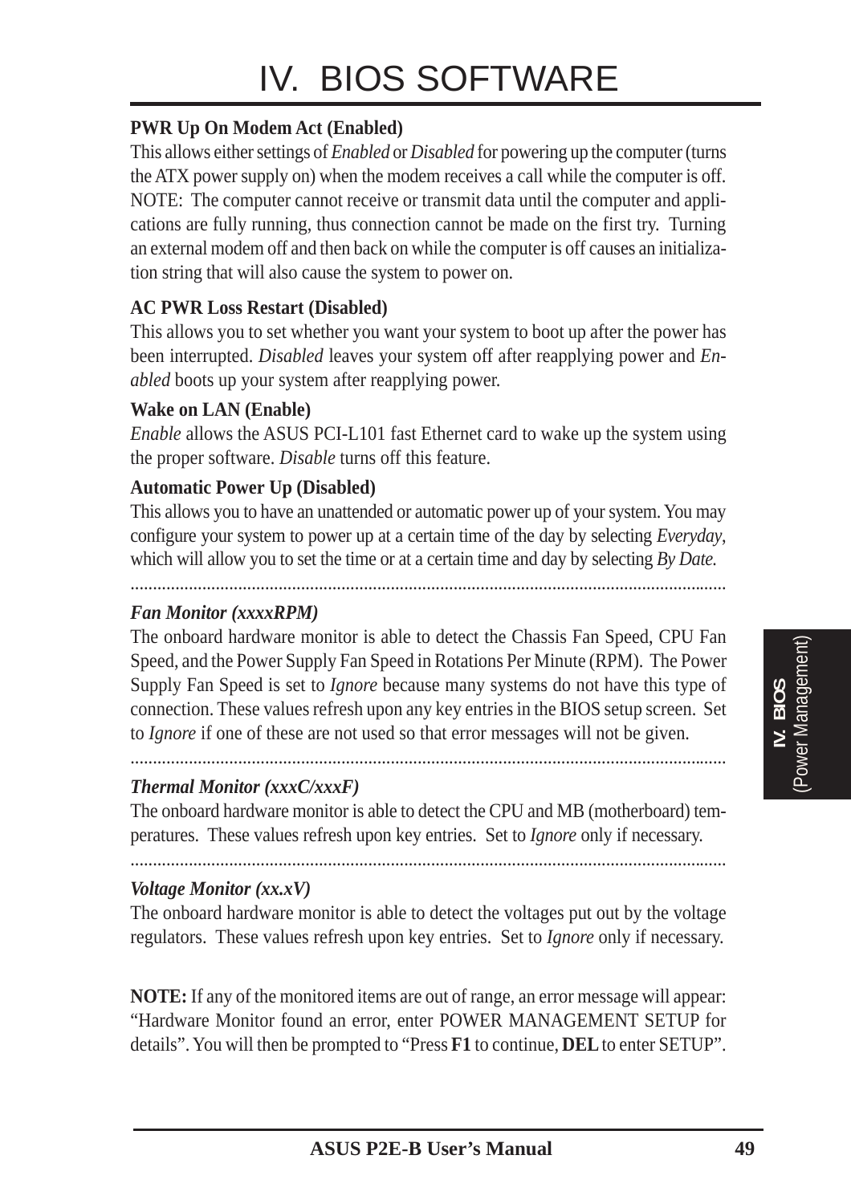# IV. BIOS SOFTWARE

**PWR Up On Modem Act (Enabled)**

This allows either settings of *Enabled* or *Disabled* for powering up the computer (turns the ATX power supply on) when the modem receives a call while the computer is off. NOTE: The computer cannot receive or transmit data until the computer and applications are fully running, thus connection cannot be made on the first try. Turning an external modem off and then back on while the computer is off causes an initialization string that will also cause the system to power on.

**AC PWR Loss Restart (Disabled)**

This allows you to set whether you want your system to boot up after the power has been interrupted. *Disabled* leaves your system off after reapplying power and *Enabled* boots up your system after reapplying power.

**Wake on LAN (Enable)**

*Enable* allows the ASUS PCI-L101 fast Ethernet card to wake up the system using the proper software. *Disable* turns off this feature.

**Automatic Power Up (Disabled)**

This allows you to have an unattended or automatic power up of your system. You may configure your system to power up at a certain time of the day by selecting *Everyday*, which will allow you to set the time or at a certain time and day by selecting *By Date.*

---

***Fan Monitor (xxxxRPM)***

The onboard hardware monitor is able to detect the Chassis Fan Speed, CPU Fan Speed, and the Power Supply Fan Speed in Rotations Per Minute (RPM). The Power Supply Fan Speed is set to *Ignore* because many systems do not have this type of connection. These values refresh upon any key entries in the BIOS setup screen. Set to *Ignore* if one of these are not used so that error messages will not be given.

---

***Thermal Monitor (xxxC/xxxF)***

The onboard hardware monitor is able to detect the CPU and MB (motherboard) temperatures. These values refresh upon key entries. Set to *Ignore* only if necessary.

---

***Voltage Monitor (xx.xV)***

The onboard hardware monitor is able to detect the voltages put out by the voltage regulators. These values refresh upon key entries. Set to *Ignore* only if necessary.

**NOTE:** If any of the monitored items are out of range, an error message will appear: "Hardware Monitor found an error, enter POWER MANAGEMENT SETUP for details". You will then be prompted to "Press **F1** to continue, **DEL** to enter SETUP".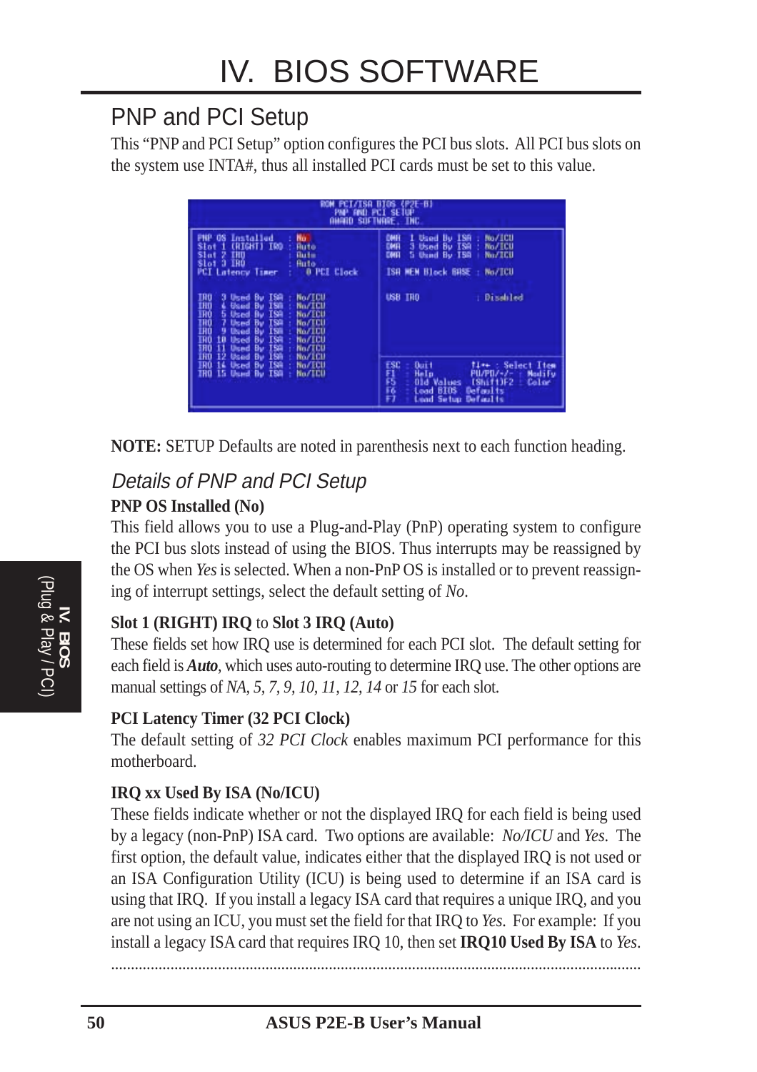# IV. BIOS SOFTWARE

## PNP and PCI Setup

This "PNP and PCI Setup" option configures the PCI bus slots. All PCI bus slots on the system use INTA#, thus all installed PCI cards must be set to this value.

```
ROM PCI/ISA BIOS (P2E-B)
PNP AND PCI SETUP
AWARD SOFTWARE, INC.

PNP OS Installed     : No          DMA  1 Used By ISA : No/ICU
Slot 1 (RIGHT) IRQ   : Auto        DMA  3 Used By ISA : No/ICU
Slot 2 IRQ           : Auto        DMA  5 Used By ISA : No/ICU
Slot 3 IRQ           : Auto
PCI Latency Timer    : 0 PCI Clock ISA MEM Block BASE : No/ICU

IRQ  3 Used By ISA : No/ICU        USB IRQ            : Disabled
IRQ  4 Used By ISA : No/ICU
IRQ  5 Used By ISA : No/ICU
IRQ  7 Used By ISA : No/ICU
IRQ  9 Used By ISA : No/ICU
IRQ 10 Used By ISA : No/ICU
IRQ 11 Used By ISA : No/ICU
IRQ 12 Used By ISA : No/ICU
IRQ 14 Used By ISA : No/ICU        ESC : Quit      ↑↓→← : Select Item
IRQ 15 Used By ISA : No/ICU        F1  : Help      PU/PD/+/- : Modify
                                   F5  : Old Values  (Shift)F2 : Color
                                   F6  : Load BIOS Defaults
                                   F7  : Load Setup Defaults
```

**NOTE:** SETUP Defaults are noted in parenthesis next to each function heading.

### *Details of PNP and PCI Setup*

**PNP OS Installed (No)**

This field allows you to use a Plug-and-Play (PnP) operating system to configure the PCI bus slots instead of using the BIOS. Thus interrupts may be reassigned by the OS when *Yes* is selected. When a non-PnP OS is installed or to prevent reassigning of interrupt settings, select the default setting of *No*.

**Slot 1 (RIGHT) IRQ** to **Slot 3 IRQ (Auto)**

These fields set how IRQ use is determined for each PCI slot. The default setting for each field is ***Auto***, which uses auto-routing to determine IRQ use. The other options are manual settings of *NA, 5, 7, 9, 10, 11, 12, 14* or *15* for each slot.

**PCI Latency Timer (32 PCI Clock)**

The default setting of *32 PCI Clock* enables maximum PCI performance for this motherboard.

**IRQ xx Used By ISA (No/ICU)**

These fields indicate whether or not the displayed IRQ for each field is being used by a legacy (non-PnP) ISA card. Two options are available: *No/ICU* and *Yes*. The first option, the default value, indicates either that the displayed IRQ is not used or an ISA Configuration Utility (ICU) is being used to determine if an ISA card is using that IRQ. If you install a legacy ISA card that requires a unique IRQ, and you are not using an ICU, you must set the field for that IRQ to *Yes*. For example: If you install a legacy ISA card that requires IRQ 10, then set **IRQ10 Used By ISA** to *Yes*.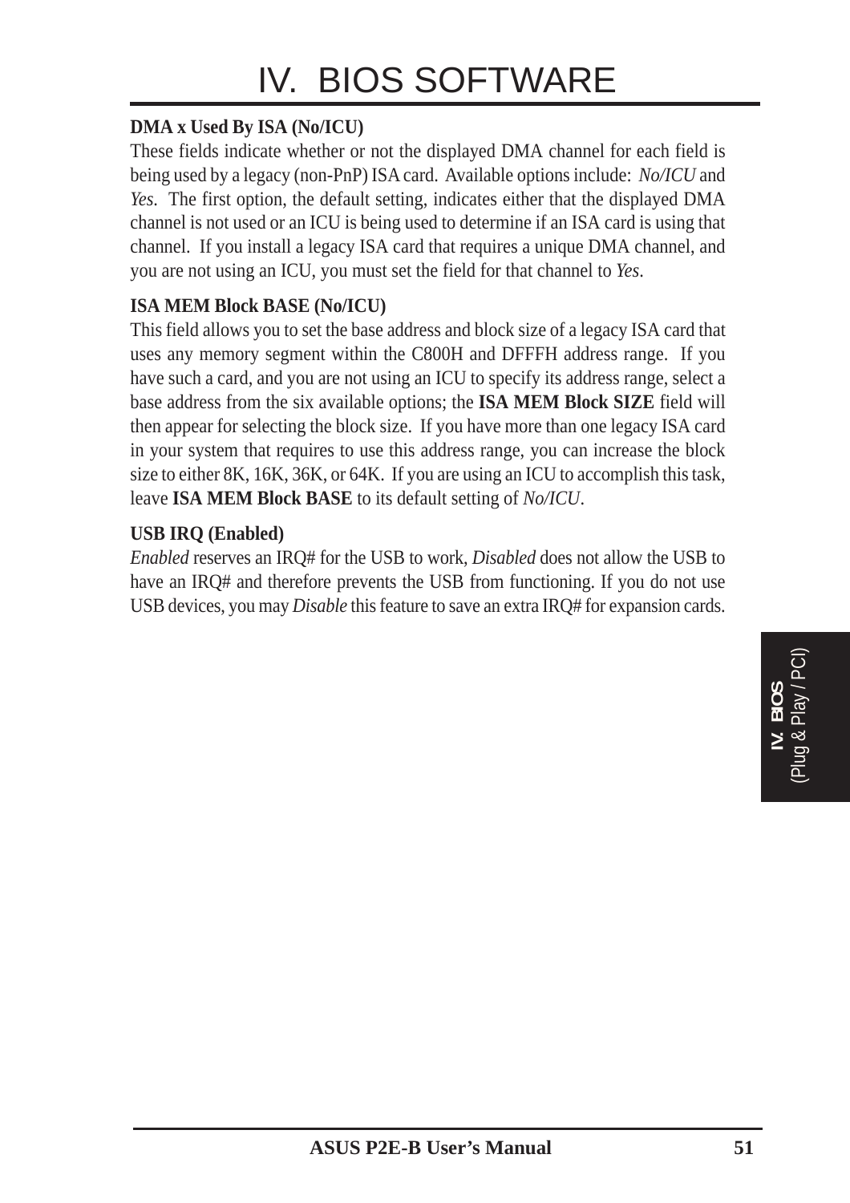# IV. BIOS SOFTWARE

**DMA x Used By ISA (No/ICU)**

These fields indicate whether or not the displayed DMA channel for each field is being used by a legacy (non-PnP) ISA card. Available options include: *No/ICU* and *Yes*. The first option, the default setting, indicates either that the displayed DMA channel is not used or an ICU is being used to determine if an ISA card is using that channel. If you install a legacy ISA card that requires a unique DMA channel, and you are not using an ICU, you must set the field for that channel to *Yes*.

**ISA MEM Block BASE (No/ICU)**

This field allows you to set the base address and block size of a legacy ISA card that uses any memory segment within the C800H and DFFFH address range. If you have such a card, and you are not using an ICU to specify its address range, select a base address from the six available options; the **ISA MEM Block SIZE** field will then appear for selecting the block size. If you have more than one legacy ISA card in your system that requires to use this address range, you can increase the block size to either 8K, 16K, 36K, or 64K. If you are using an ICU to accomplish this task, leave **ISA MEM Block BASE** to its default setting of *No/ICU*.

**USB IRQ (Enabled)**

*Enabled* reserves an IRQ# for the USB to work, *Disabled* does not allow the USB to have an IRQ# and therefore prevents the USB from functioning. If you do not use USB devices, you may *Disable* this feature to save an extra IRQ# for expansion cards.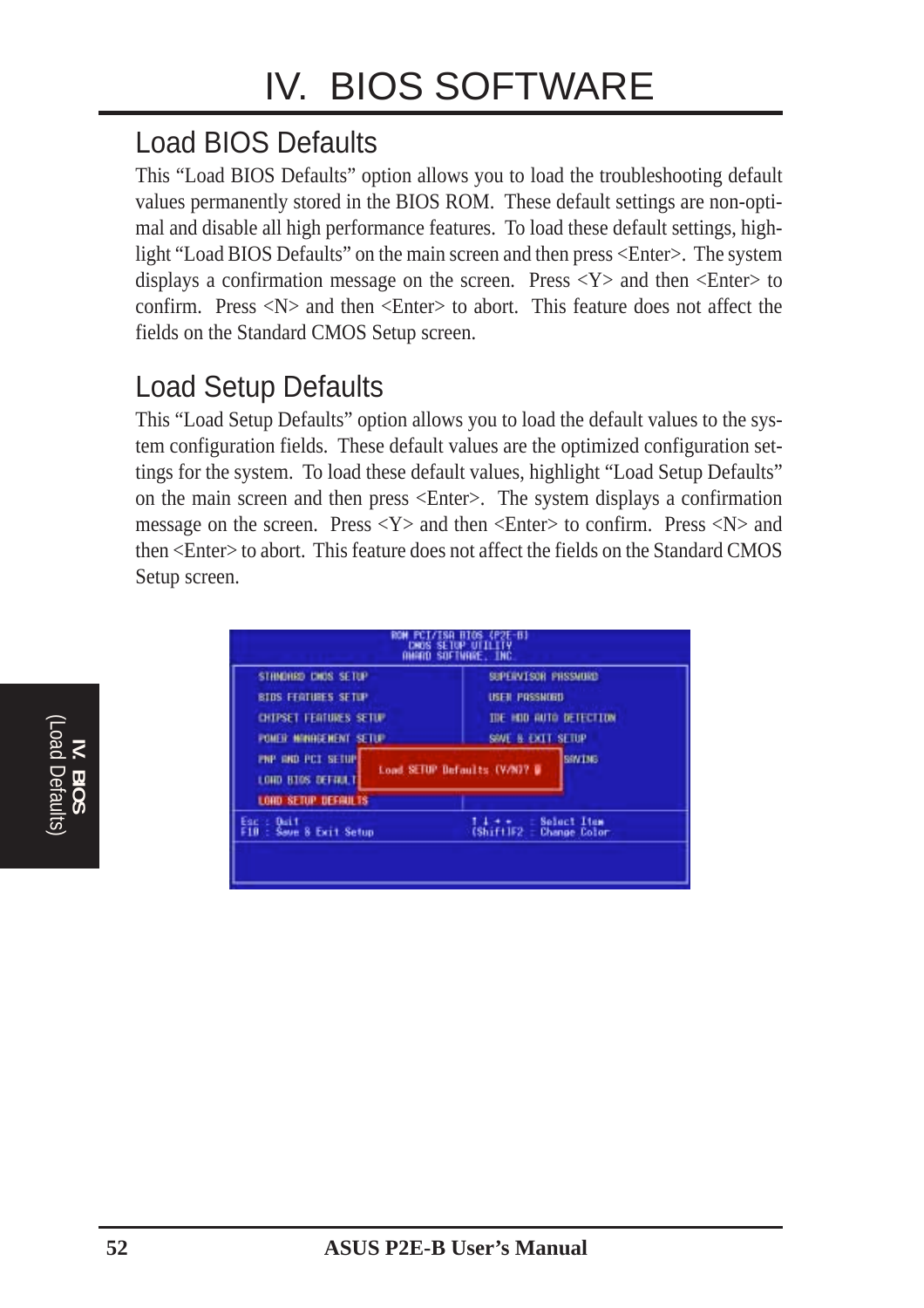# IV. BIOS SOFTWARE

## Load BIOS Defaults

This "Load BIOS Defaults" option allows you to load the troubleshooting default values permanently stored in the BIOS ROM. These default settings are non-optimal and disable all high performance features. To load these default settings, highlight "Load BIOS Defaults" on the main screen and then press <Enter>. The system displays a confirmation message on the screen. Press <Y> and then <Enter> to confirm. Press <N> and then <Enter> to abort. This feature does not affect the fields on the Standard CMOS Setup screen.

## Load Setup Defaults

This "Load Setup Defaults" option allows you to load the default values to the system configuration fields. These default values are the optimized configuration settings for the system. To load these default values, highlight "Load Setup Defaults" on the main screen and then press <Enter>. The system displays a confirmation message on the screen. Press <Y> and then <Enter> to confirm. Press <N> and then <Enter> to abort. This feature does not affect the fields on the Standard CMOS Setup screen.

```
ROM PCI/ISA BIOS (P2E-B)
CMOS SETUP UTILITY
AWARD SOFTWARE, INC.

STANDARD CMOS SETUP          SUPERVISOR PASSWORD
BIOS FEATURES SETUP          USER PASSWORD
CHIPSET FEATURES SETUP       IDE HDD AUTO DETECTION
POWER MANAGEMENT SETUP       SAVE & EXIT SETUP
PNP AND PCI SETUP            SAVING
LOAD BIOS DEFAULT
LOAD SETUP DEFAULTS

        Load SETUP Defaults (Y/N)?

Esc : Quit                   ↑ ↓ → ←   : Select Item
F10 : Save & Exit Setup      (Shift)F2 : Change Color
```

**IV. BIOS** (Load Defaults)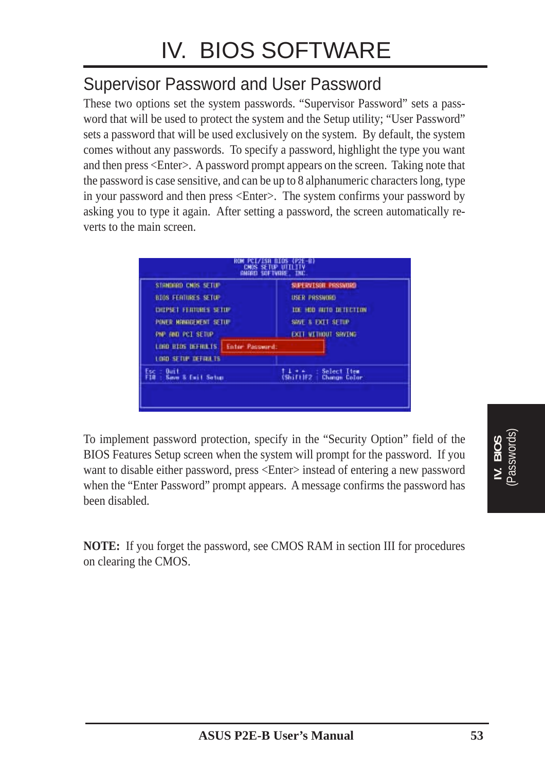# IV. BIOS SOFTWARE

## Supervisor Password and User Password

These two options set the system passwords. "Supervisor Password" sets a password that will be used to protect the system and the Setup utility; "User Password" sets a password that will be used exclusively on the system. By default, the system comes without any passwords. To specify a password, highlight the type you want and then press <Enter>. A password prompt appears on the screen. Taking note that the password is case sensitive, and can be up to 8 alphanumeric characters long, type in your password and then press <Enter>. The system confirms your password by asking you to type it again. After setting a password, the screen automatically reverts to the main screen.

```
ROM PCI/ISA BIOS (P2E-B)
CMOS SETUP UTILITY
AWARD SOFTWARE, INC.

STANDARD CMOS SETUP          SUPERVISOR PASSWORD
BIOS FEATURES SETUP          USER PASSWORD
CHIPSET FEATURES SETUP       IDE HDD AUTO DETECTION
POWER MANAGEMENT SETUP       SAVE & EXIT SETUP
PNP AND PCI SETUP            EXIT WITHOUT SAVING
LOAD BIOS DEFAULTS  Enter Password:
LOAD SETUP DEFAULTS

Esc : Quit                   ↑ ↓ → ←   : Select Item
F10 : Save & Exit Setup      (Shift)F2 : Change Color
```

To implement password protection, specify in the "Security Option" field of the BIOS Features Setup screen when the system will prompt for the password. If you want to disable either password, press <Enter> instead of entering a new password when the "Enter Password" prompt appears. A message confirms the password has been disabled.

**NOTE:** If you forget the password, see CMOS RAM in section III for procedures on clearing the CMOS.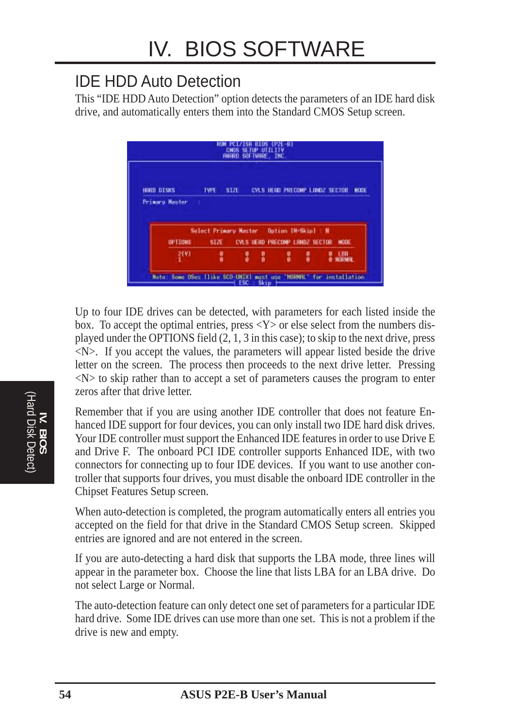# IV. BIOS SOFTWARE

## IDE HDD Auto Detection

This “IDE HDD Auto Detection” option detects the parameters of an IDE hard disk drive, and automatically enters them into the Standard CMOS Setup screen.

Up to four IDE drives can be detected, with parameters for each listed inside the box. To accept the optimal entries, press <Y> or else select from the numbers displayed under the OPTIONS field (2, 1, 3 in this case); to skip to the next drive, press <N>. If you accept the values, the parameters will appear listed beside the drive letter on the screen. The process then proceeds to the next drive letter. Pressing <N> to skip rather than to accept a set of parameters causes the program to enter zeros after that drive letter.

Remember that if you are using another IDE controller that does not feature Enhanced IDE support for four devices, you can only install two IDE hard disk drives. Your IDE controller must support the Enhanced IDE features in order to use Drive E and Drive F. The onboard PCI IDE controller supports Enhanced IDE, with two connectors for connecting up to four IDE devices. If you want to use another controller that supports four drives, you must disable the onboard IDE controller in the Chipset Features Setup screen.

When auto-detection is completed, the program automatically enters all entries you accepted on the field for that drive in the Standard CMOS Setup screen. Skipped entries are ignored and are not entered in the screen.

If you are auto-detecting a hard disk that supports the LBA mode, three lines will appear in the parameter box. Choose the line that lists LBA for an LBA drive. Do not select Large or Normal.

The auto-detection feature can only detect one set of parameters for a particular IDE hard drive. Some IDE drives can use more than one set. This is not a problem if the drive is new and empty.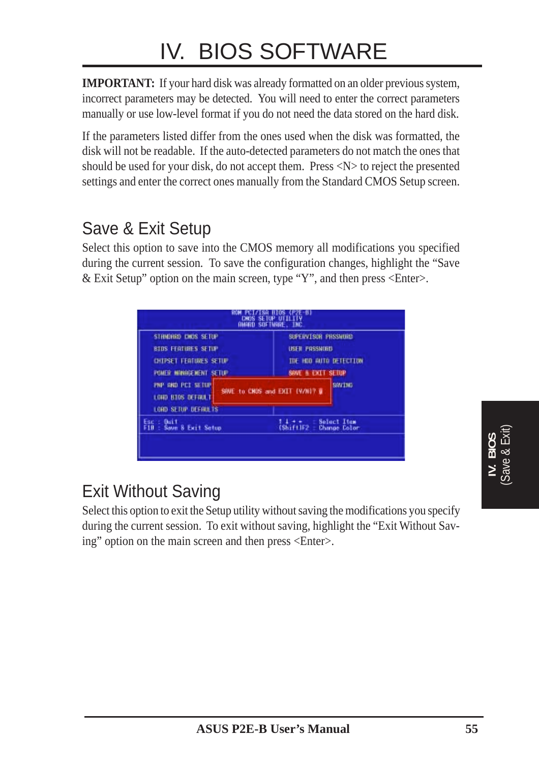# IV. BIOS SOFTWARE

**IMPORTANT:** If your hard disk was already formatted on an older previous system, incorrect parameters may be detected. You will need to enter the correct parameters manually or use low-level format if you do not need the data stored on the hard disk.

If the parameters listed differ from the ones used when the disk was formatted, the disk will not be readable. If the auto-detected parameters do not match the ones that should be used for your disk, do not accept them. Press <N> to reject the presented settings and enter the correct ones manually from the Standard CMOS Setup screen.

## Save & Exit Setup

Select this option to save into the CMOS memory all modifications you specified during the current session. To save the configuration changes, highlight the "Save & Exit Setup" option on the main screen, type "Y", and then press <Enter>.

## Exit Without Saving

Select this option to exit the Setup utility without saving the modifications you specify during the current session. To exit without saving, highlight the "Exit Without Saving" option on the main screen and then press <Enter>.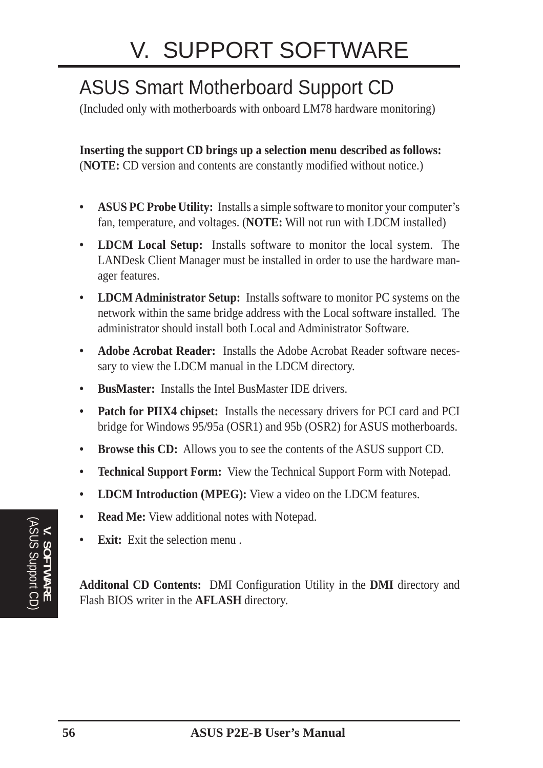# V. SUPPORT SOFTWARE

## ASUS Smart Motherboard Support CD

(Included only with motherboards with onboard LM78 hardware monitoring)

**Inserting the support CD brings up a selection menu described as follows:**
(**NOTE:** CD version and contents are constantly modified without notice.)

- **ASUS PC Probe Utility:** Installs a simple software to monitor your computer's fan, temperature, and voltages. (**NOTE:** Will not run with LDCM installed)
- **LDCM Local Setup:** Installs software to monitor the local system. The LANDesk Client Manager must be installed in order to use the hardware manager features.
- **LDCM Administrator Setup:** Installs software to monitor PC systems on the network within the same bridge address with the Local software installed. The administrator should install both Local and Administrator Software.
- **Adobe Acrobat Reader:** Installs the Adobe Acrobat Reader software necessary to view the LDCM manual in the LDCM directory.
- **BusMaster:** Installs the Intel BusMaster IDE drivers.
- **Patch for PIIX4 chipset:** Installs the necessary drivers for PCI card and PCI bridge for Windows 95/95a (OSR1) and 95b (OSR2) for ASUS motherboards.
- **Browse this CD:** Allows you to see the contents of the ASUS support CD.
- **Technical Support Form:** View the Technical Support Form with Notepad.
- **LDCM Introduction (MPEG):** View a video on the LDCM features.
- **Read Me:** View additional notes with Notepad.
- **Exit:** Exit the selection menu .

**Additonal CD Contents:** DMI Configuration Utility in the **DMI** directory and Flash BIOS writer in the **AFLASH** directory.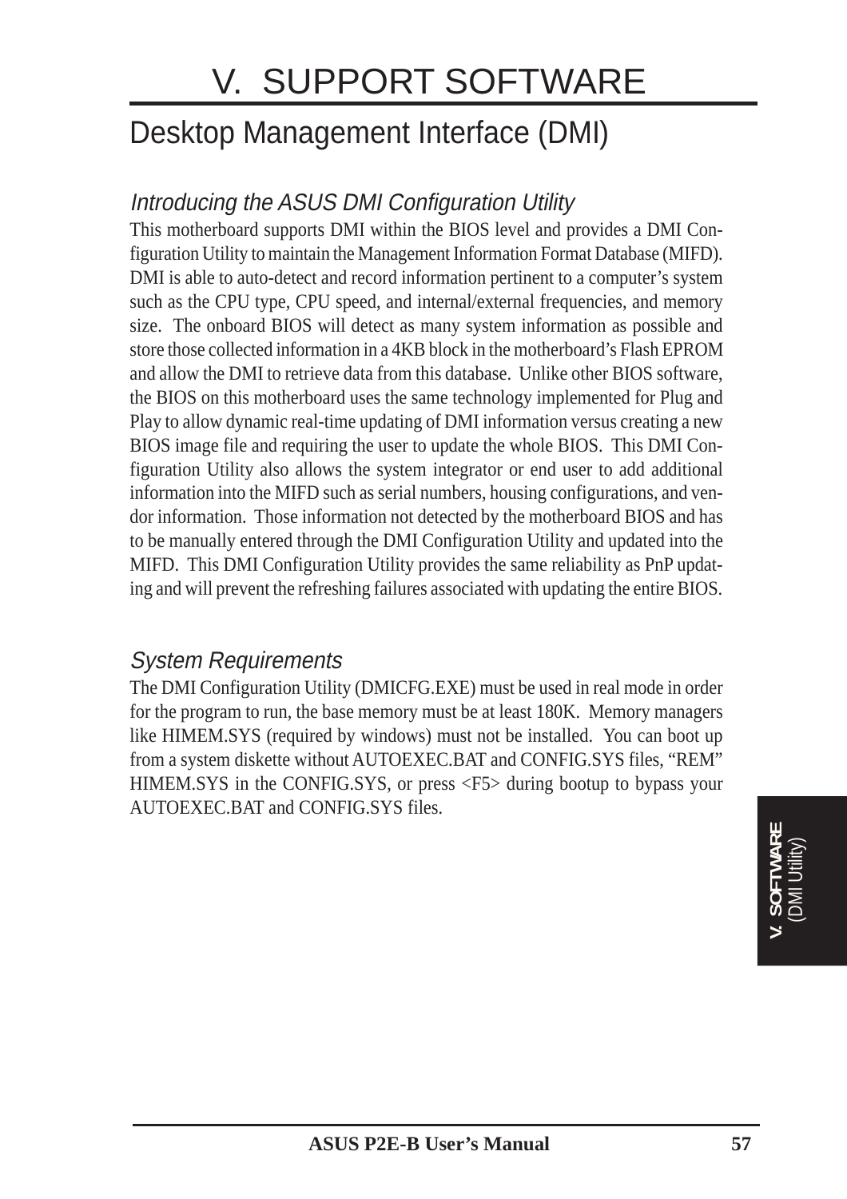# V. SUPPORT SOFTWARE

## Desktop Management Interface (DMI)

### *Introducing the ASUS DMI Configuration Utility*

This motherboard supports DMI within the BIOS level and provides a DMI Configuration Utility to maintain the Management Information Format Database (MIFD). DMI is able to auto-detect and record information pertinent to a computer's system such as the CPU type, CPU speed, and internal/external frequencies, and memory size. The onboard BIOS will detect as many system information as possible and store those collected information in a 4KB block in the motherboard's Flash EPROM and allow the DMI to retrieve data from this database. Unlike other BIOS software, the BIOS on this motherboard uses the same technology implemented for Plug and Play to allow dynamic real-time updating of DMI information versus creating a new BIOS image file and requiring the user to update the whole BIOS. This DMI Configuration Utility also allows the system integrator or end user to add additional information into the MIFD such as serial numbers, housing configurations, and vendor information. Those information not detected by the motherboard BIOS and has to be manually entered through the DMI Configuration Utility and updated into the MIFD. This DMI Configuration Utility provides the same reliability as PnP updating and will prevent the refreshing failures associated with updating the entire BIOS.

### *System Requirements*

The DMI Configuration Utility (DMICFG.EXE) must be used in real mode in order for the program to run, the base memory must be at least 180K. Memory managers like HIMEM.SYS (required by windows) must not be installed. You can boot up from a system diskette without AUTOEXEC.BAT and CONFIG.SYS files, "REM" HIMEM.SYS in the CONFIG.SYS, or press <F5> during bootup to bypass your AUTOEXEC.BAT and CONFIG.SYS files.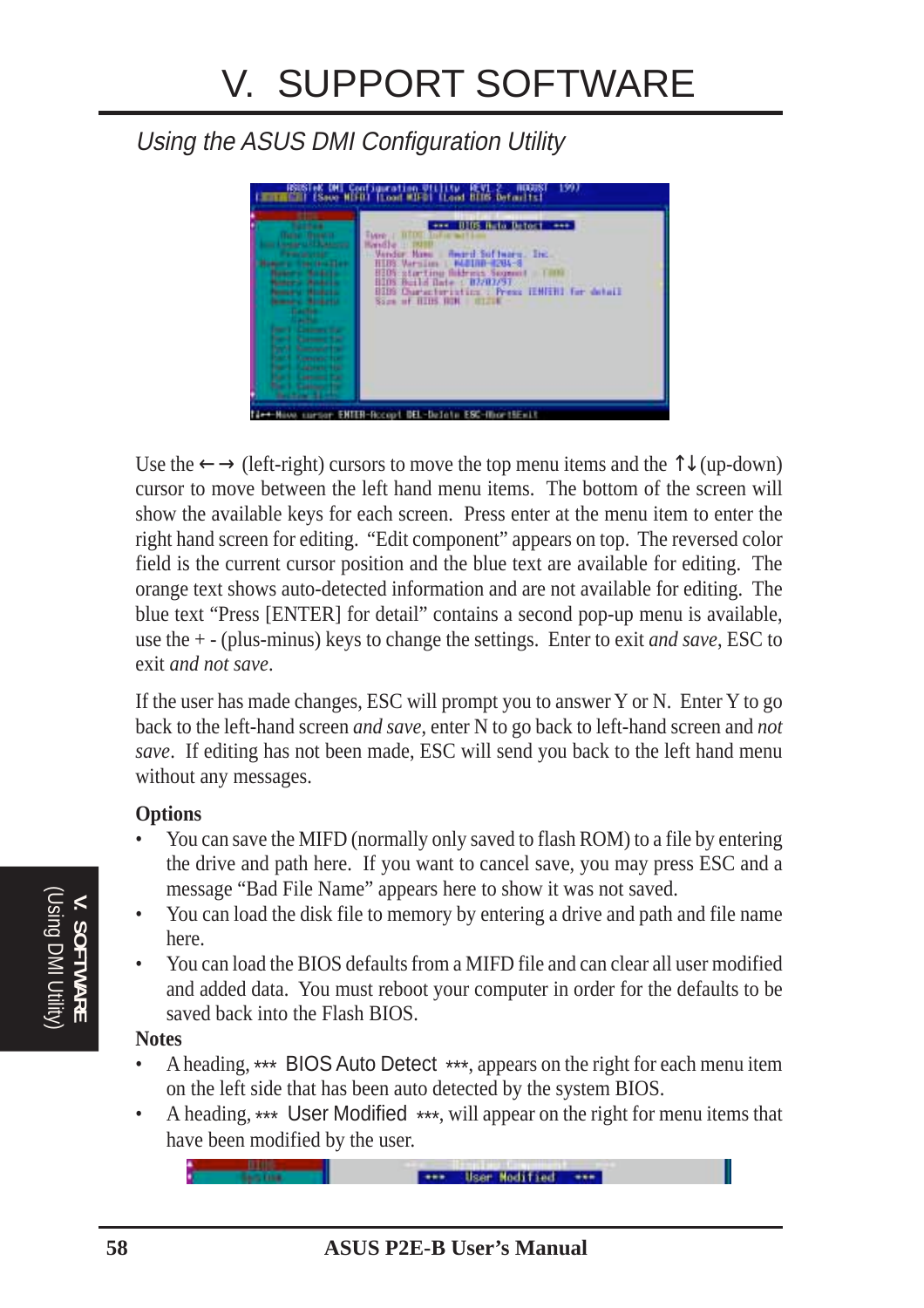# V. SUPPORT SOFTWARE

*Using the ASUS DMI Configuration Utility*

Use the ← → (left-right) cursors to move the top menu items and the ↑↓ (up-down) cursor to move between the left hand menu items. The bottom of the screen will show the available keys for each screen. Press enter at the menu item to enter the right hand screen for editing. "Edit component" appears on top. The reversed color field is the current cursor position and the blue text are available for editing. The orange text shows auto-detected information and are not available for editing. The blue text "Press [ENTER] for detail" contains a second pop-up menu is available, use the + - (plus-minus) keys to change the settings. Enter to exit *and save*, ESC to exit *and not save*.

If the user has made changes, ESC will prompt you to answer Y or N. Enter Y to go back to the left-hand screen *and save*, enter N to go back to left-hand screen and *not save*. If editing has not been made, ESC will send you back to the left hand menu without any messages.

**Options**

- You can save the MIFD (normally only saved to flash ROM) to a file by entering the drive and path here. If you want to cancel save, you may press ESC and a message "Bad File Name" appears here to show it was not saved.
- You can load the disk file to memory by entering a drive and path and file name here.
- You can load the BIOS defaults from a MIFD file and can clear all user modified and added data. You must reboot your computer in order for the defaults to be saved back into the Flash BIOS.

**Notes**

- A heading, *** BIOS Auto Detect ***, appears on the right for each menu item on the left side that has been auto detected by the system BIOS.
- A heading, *** User Modified ***, will appear on the right for menu items that have been modified by the user.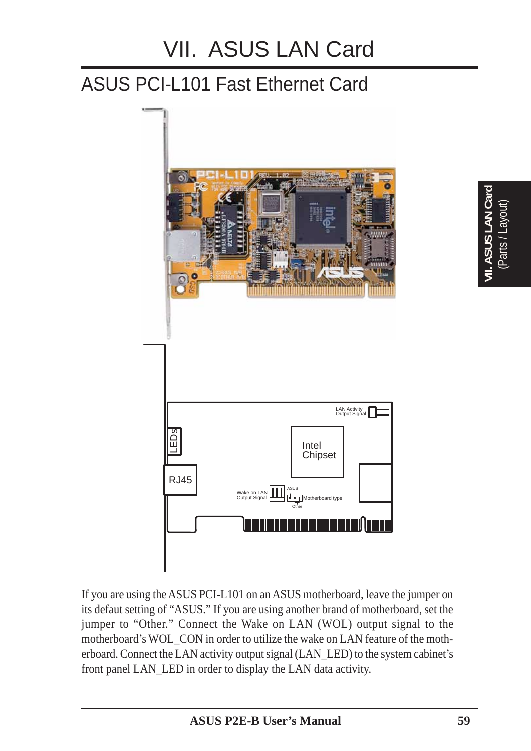# VII. ASUS LAN Card

## ASUS PCI-L101 Fast Ethernet Card

LAN Activity Output Signal

LEDs

Intel Chipset

RJ45

Wake on LAN Output Signal

ASUS

Motherboard type

Other

If you are using the ASUS PCI-L101 on an ASUS motherboard, leave the jumper on its default setting of "ASUS." If you are using another brand of motherboard, set the jumper to "Other." Connect the Wake on LAN (WOL) output signal to the motherboard's WOL_CON in order to utilize the wake on LAN feature of the motherboard. Connect the LAN activity output signal (LAN_LED) to the system cabinet's front panel LAN_LED in order to display the LAN data activity.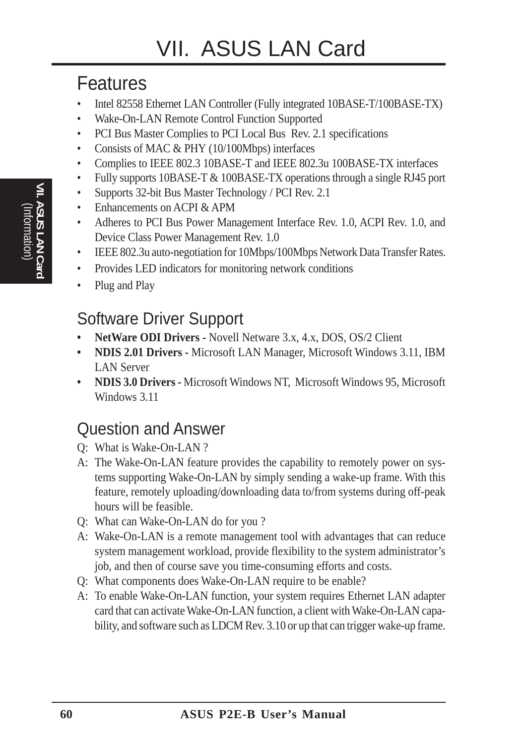# VII. ASUS LAN Card

## Features

- Intel 82558 Ethernet LAN Controller (Fully integrated 10BASE-T/100BASE-TX)
- Wake-On-LAN Remote Control Function Supported
- PCI Bus Master Complies to PCI Local Bus Rev. 2.1 specifications
- Consists of MAC & PHY (10/100Mbps) interfaces
- Complies to IEEE 802.3 10BASE-T and IEEE 802.3u 100BASE-TX interfaces
- Fully supports 10BASE-T & 100BASE-TX operations through a single RJ45 port
- Supports 32-bit Bus Master Technology / PCI Rev. 2.1
- Enhancements on ACPI & APM
- Adheres to PCI Bus Power Management Interface Rev. 1.0, ACPI Rev. 1.0, and Device Class Power Management Rev. 1.0
- IEEE 802.3u auto-negotiation for 10Mbps/100Mbps Network Data Transfer Rates.
- Provides LED indicators for monitoring network conditions
- Plug and Play

## Software Driver Support

- **NetWare ODI Drivers -** Novell Netware 3.x, 4.x, DOS, OS/2 Client
- **NDIS 2.01 Drivers -** Microsoft LAN Manager, Microsoft Windows 3.11, IBM LAN Server
- **NDIS 3.0 Drivers -** Microsoft Windows NT, Microsoft Windows 95, Microsoft Windows 3.11

## Question and Answer

Q: What is Wake-On-LAN ?

A: The Wake-On-LAN feature provides the capability to remotely power on systems supporting Wake-On-LAN by simply sending a wake-up frame. With this feature, remotely uploading/downloading data to/from systems during off-peak hours will be feasible.

Q: What can Wake-On-LAN do for you ?

A: Wake-On-LAN is a remote management tool with advantages that can reduce system management workload, provide flexibility to the system administrator's job, and then of course save you time-consuming efforts and costs.

Q: What components does Wake-On-LAN require to be enable?

A: To enable Wake-On-LAN function, your system requires Ethernet LAN adapter card that can activate Wake-On-LAN function, a client with Wake-On-LAN capability, and software such as LDCM Rev. 3.10 or up that can trigger wake-up frame.